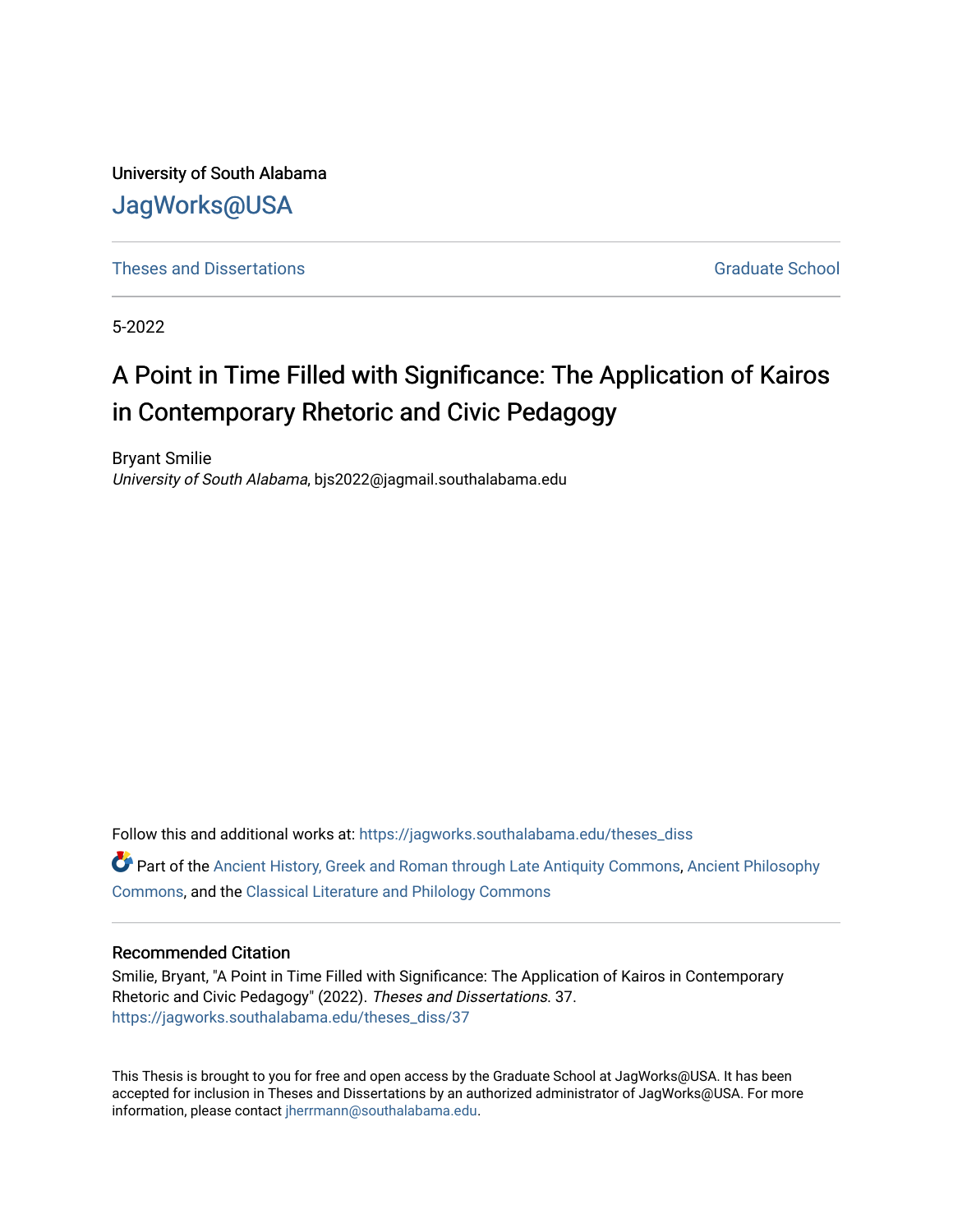University of South Alabama

JagWorks@USA

Theses and Dissertations | Graduate School

5-2022

# A Point in Time Filled with Significance: The Application of Kairos in Contemporary Rhetoric and Civic Pedagogy

Bryant Smilie
*University of South Alabama*, bjs2022@jagmail.southalabama.edu

Follow this and additional works at: https://jagworks.southalabama.edu/theses_diss

Part of the Ancient History, Greek and Roman through Late Antiquity Commons, Ancient Philosophy Commons, and the Classical Literature and Philology Commons

## Recommended Citation

Smilie, Bryant, "A Point in Time Filled with Significance: The Application of Kairos in Contemporary Rhetoric and Civic Pedagogy" (2022). *Theses and Dissertations*. 37.
https://jagworks.southalabama.edu/theses_diss/37

This Thesis is brought to you for free and open access by the Graduate School at JagWorks@USA. It has been accepted for inclusion in Theses and Dissertations by an authorized administrator of JagWorks@USA. For more information, please contact jherrmann@southalabama.edu.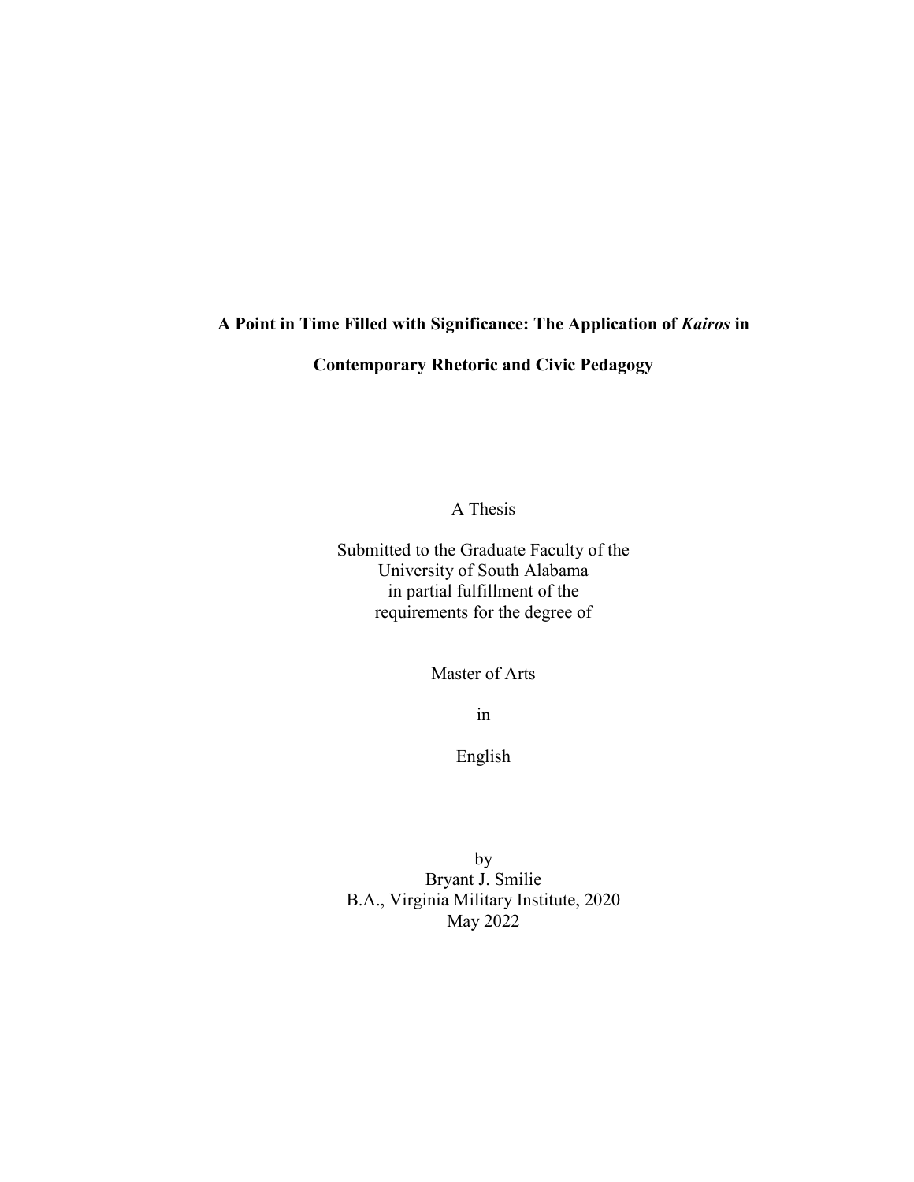**A Point in Time Filled with Significance: The Application of *Kairos* in Contemporary Rhetoric and Civic Pedagogy**

A Thesis

Submitted to the Graduate Faculty of the
University of South Alabama
in partial fulfillment of the
requirements for the degree of

Master of Arts

in

English

by
Bryant J. Smilie
B.A., Virginia Military Institute, 2020
May 2022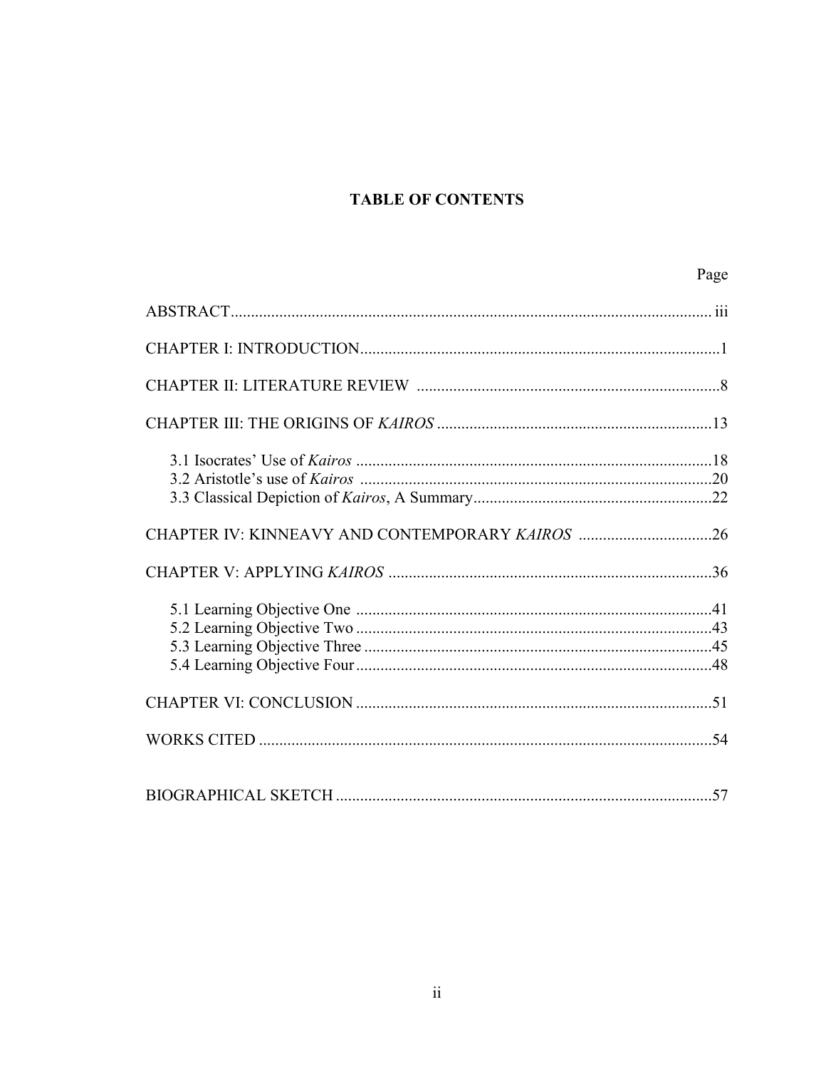# TABLE OF CONTENTS

| | Page |
|---|---|
| ABSTRACT | iii |
| CHAPTER I: INTRODUCTION | 1 |
| CHAPTER II: LITERATURE REVIEW | 8 |
| CHAPTER III: THE ORIGINS OF *KAIROS* | 13 |
| 3.1 Isocrates' Use of *Kairos* | 18 |
| 3.2 Aristotle's use of *Kairos* | 20 |
| 3.3 Classical Depiction of *Kairos*, A Summary | 22 |
| CHAPTER IV: KINNEAVY AND CONTEMPORARY *KAIROS* | 26 |
| CHAPTER V: APPLYING *KAIROS* | 36 |
| 5.1 Learning Objective One | 41 |
| 5.2 Learning Objective Two | 43 |
| 5.3 Learning Objective Three | 45 |
| 5.4 Learning Objective Four | 48 |
| CHAPTER VI: CONCLUSION | 51 |
| WORKS CITED | 54 |
| BIOGRAPHICAL SKETCH | 57 |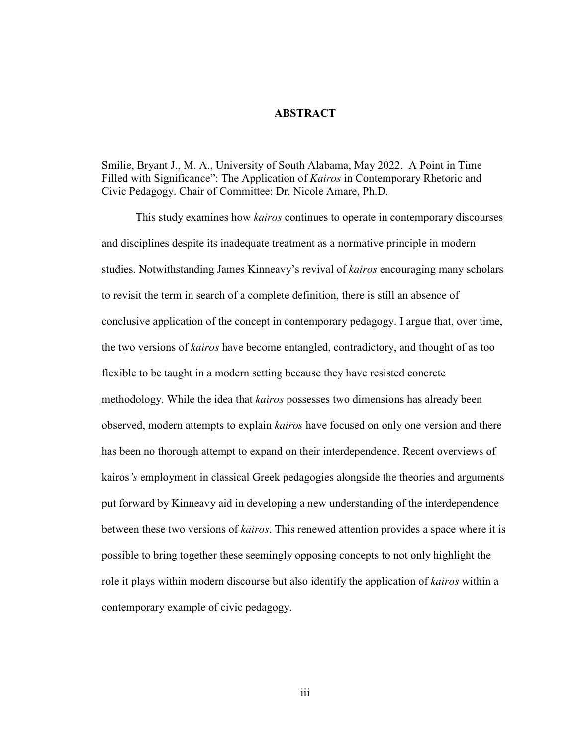# ABSTRACT

Smilie, Bryant J., M. A., University of South Alabama, May 2022. A Point in Time Filled with Significance": The Application of *Kairos* in Contemporary Rhetoric and Civic Pedagogy. Chair of Committee: Dr. Nicole Amare, Ph.D.

This study examines how *kairos* continues to operate in contemporary discourses and disciplines despite its inadequate treatment as a normative principle in modern studies. Notwithstanding James Kinneavy's revival of *kairos* encouraging many scholars to revisit the term in search of a complete definition, there is still an absence of conclusive application of the concept in contemporary pedagogy. I argue that, over time, the two versions of *kairos* have become entangled, contradictory, and thought of as too flexible to be taught in a modern setting because they have resisted concrete methodology. While the idea that *kairos* possesses two dimensions has already been observed, modern attempts to explain *kairos* have focused on only one version and there has been no thorough attempt to expand on their interdependence. Recent overviews of kairos*'s* employment in classical Greek pedagogies alongside the theories and arguments put forward by Kinneavy aid in developing a new understanding of the interdependence between these two versions of *kairos*. This renewed attention provides a space where it is possible to bring together these seemingly opposing concepts to not only highlight the role it plays within modern discourse but also identify the application of *kairos* within a contemporary example of civic pedagogy.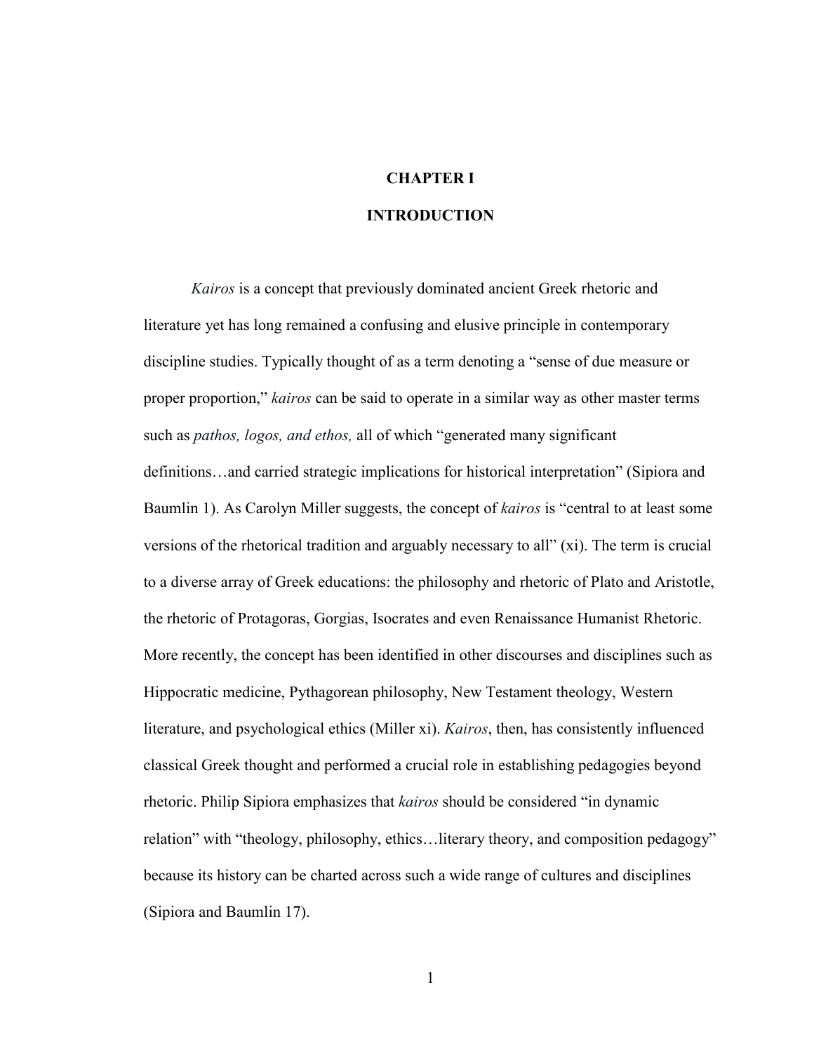# CHAPTER I

# INTRODUCTION

*Kairos* is a concept that previously dominated ancient Greek rhetoric and literature yet has long remained a confusing and elusive principle in contemporary discipline studies. Typically thought of as a term denoting a "sense of due measure or proper proportion," *kairos* can be said to operate in a similar way as other master terms such as *pathos, logos, and ethos,* all of which "generated many significant definitions…and carried strategic implications for historical interpretation" (Sipiora and Baumlin 1). As Carolyn Miller suggests, the concept of *kairos* is "central to at least some versions of the rhetorical tradition and arguably necessary to all" (xi). The term is crucial to a diverse array of Greek educations: the philosophy and rhetoric of Plato and Aristotle, the rhetoric of Protagoras, Gorgias, Isocrates and even Renaissance Humanist Rhetoric. More recently, the concept has been identified in other discourses and disciplines such as Hippocratic medicine, Pythagorean philosophy, New Testament theology, Western literature, and psychological ethics (Miller xi). *Kairos*, then, has consistently influenced classical Greek thought and performed a crucial role in establishing pedagogies beyond rhetoric. Philip Sipiora emphasizes that *kairos* should be considered "in dynamic relation" with "theology, philosophy, ethics…literary theory, and composition pedagogy" because its history can be charted across such a wide range of cultures and disciplines (Sipiora and Baumlin 17).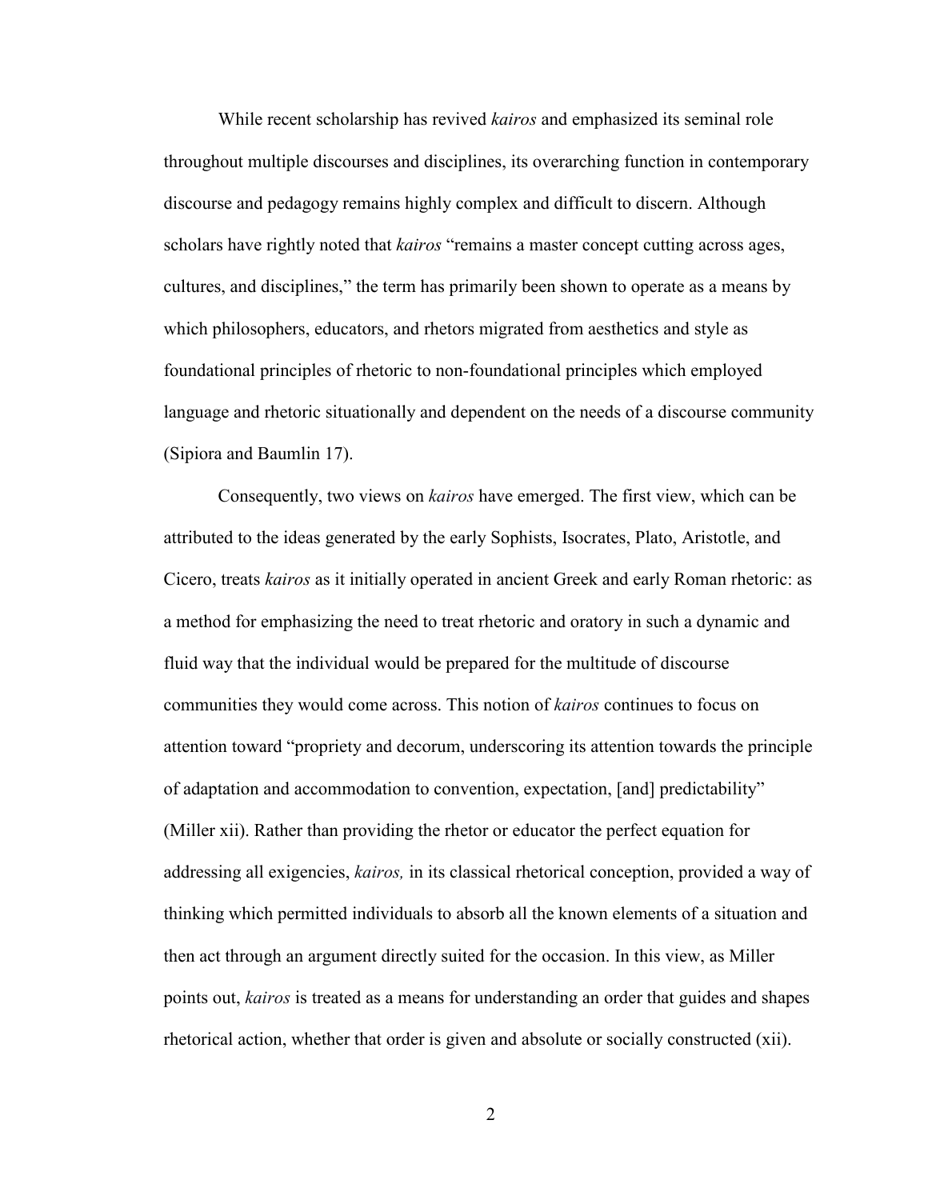While recent scholarship has revived *kairos* and emphasized its seminal role throughout multiple discourses and disciplines, its overarching function in contemporary discourse and pedagogy remains highly complex and difficult to discern. Although scholars have rightly noted that *kairos* "remains a master concept cutting across ages, cultures, and disciplines," the term has primarily been shown to operate as a means by which philosophers, educators, and rhetors migrated from aesthetics and style as foundational principles of rhetoric to non-foundational principles which employed language and rhetoric situationally and dependent on the needs of a discourse community (Sipiora and Baumlin 17).

Consequently, two views on *kairos* have emerged. The first view, which can be attributed to the ideas generated by the early Sophists, Isocrates, Plato, Aristotle, and Cicero, treats *kairos* as it initially operated in ancient Greek and early Roman rhetoric: as a method for emphasizing the need to treat rhetoric and oratory in such a dynamic and fluid way that the individual would be prepared for the multitude of discourse communities they would come across. This notion of *kairos* continues to focus on attention toward "propriety and decorum, underscoring its attention towards the principle of adaptation and accommodation to convention, expectation, [and] predictability" (Miller xii). Rather than providing the rhetor or educator the perfect equation for addressing all exigencies, *kairos,* in its classical rhetorical conception, provided a way of thinking which permitted individuals to absorb all the known elements of a situation and then act through an argument directly suited for the occasion. In this view, as Miller points out, *kairos* is treated as a means for understanding an order that guides and shapes rhetorical action, whether that order is given and absolute or socially constructed (xii).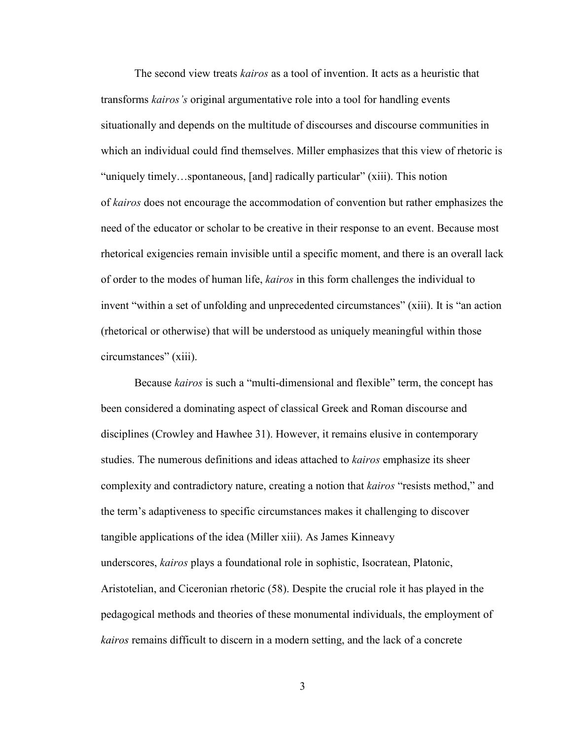The second view treats *kairos* as a tool of invention. It acts as a heuristic that transforms *kairos's* original argumentative role into a tool for handling events situationally and depends on the multitude of discourses and discourse communities in which an individual could find themselves. Miller emphasizes that this view of rhetoric is "uniquely timely…spontaneous, [and] radically particular" (xiii). This notion of *kairos* does not encourage the accommodation of convention but rather emphasizes the need of the educator or scholar to be creative in their response to an event. Because most rhetorical exigencies remain invisible until a specific moment, and there is an overall lack of order to the modes of human life, *kairos* in this form challenges the individual to invent "within a set of unfolding and unprecedented circumstances" (xiii). It is "an action (rhetorical or otherwise) that will be understood as uniquely meaningful within those circumstances" (xiii).

Because *kairos* is such a "multi-dimensional and flexible" term, the concept has been considered a dominating aspect of classical Greek and Roman discourse and disciplines (Crowley and Hawhee 31). However, it remains elusive in contemporary studies. The numerous definitions and ideas attached to *kairos* emphasize its sheer complexity and contradictory nature, creating a notion that *kairos* "resists method," and the term's adaptiveness to specific circumstances makes it challenging to discover tangible applications of the idea (Miller xiii). As James Kinneavy underscores, *kairos* plays a foundational role in sophistic, Isocratean, Platonic, Aristotelian, and Ciceronian rhetoric (58). Despite the crucial role it has played in the pedagogical methods and theories of these monumental individuals, the employment of *kairos* remains difficult to discern in a modern setting, and the lack of a concrete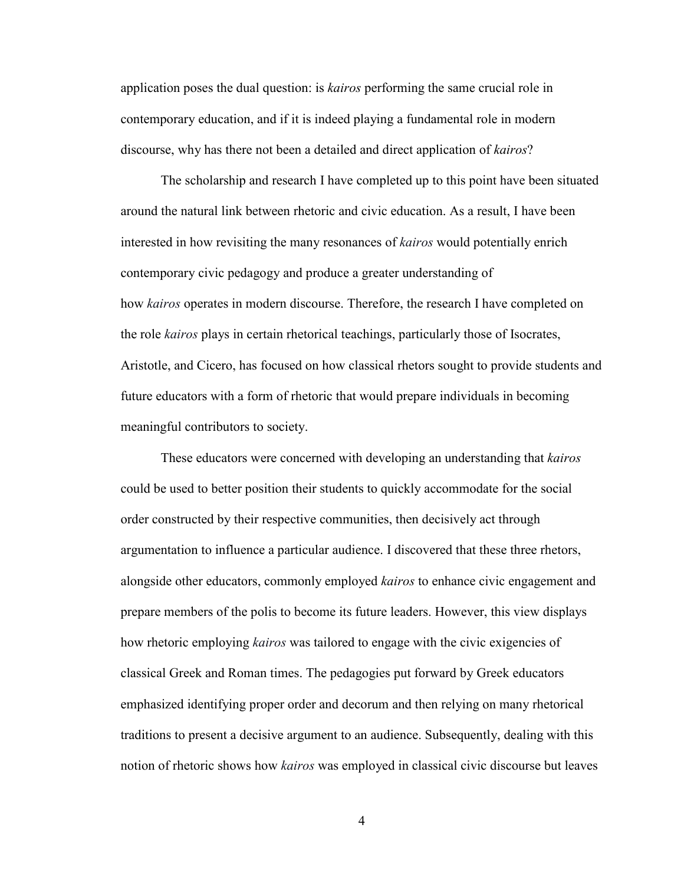application poses the dual question: is *kairos* performing the same crucial role in contemporary education, and if it is indeed playing a fundamental role in modern discourse, why has there not been a detailed and direct application of *kairos*?

The scholarship and research I have completed up to this point have been situated around the natural link between rhetoric and civic education. As a result, I have been interested in how revisiting the many resonances of *kairos* would potentially enrich contemporary civic pedagogy and produce a greater understanding of how *kairos* operates in modern discourse. Therefore, the research I have completed on the role *kairos* plays in certain rhetorical teachings, particularly those of Isocrates, Aristotle, and Cicero, has focused on how classical rhetors sought to provide students and future educators with a form of rhetoric that would prepare individuals in becoming meaningful contributors to society.

These educators were concerned with developing an understanding that *kairos* could be used to better position their students to quickly accommodate for the social order constructed by their respective communities, then decisively act through argumentation to influence a particular audience. I discovered that these three rhetors, alongside other educators, commonly employed *kairos* to enhance civic engagement and prepare members of the polis to become its future leaders. However, this view displays how rhetoric employing *kairos* was tailored to engage with the civic exigencies of classical Greek and Roman times. The pedagogies put forward by Greek educators emphasized identifying proper order and decorum and then relying on many rhetorical traditions to present a decisive argument to an audience. Subsequently, dealing with this notion of rhetoric shows how *kairos* was employed in classical civic discourse but leaves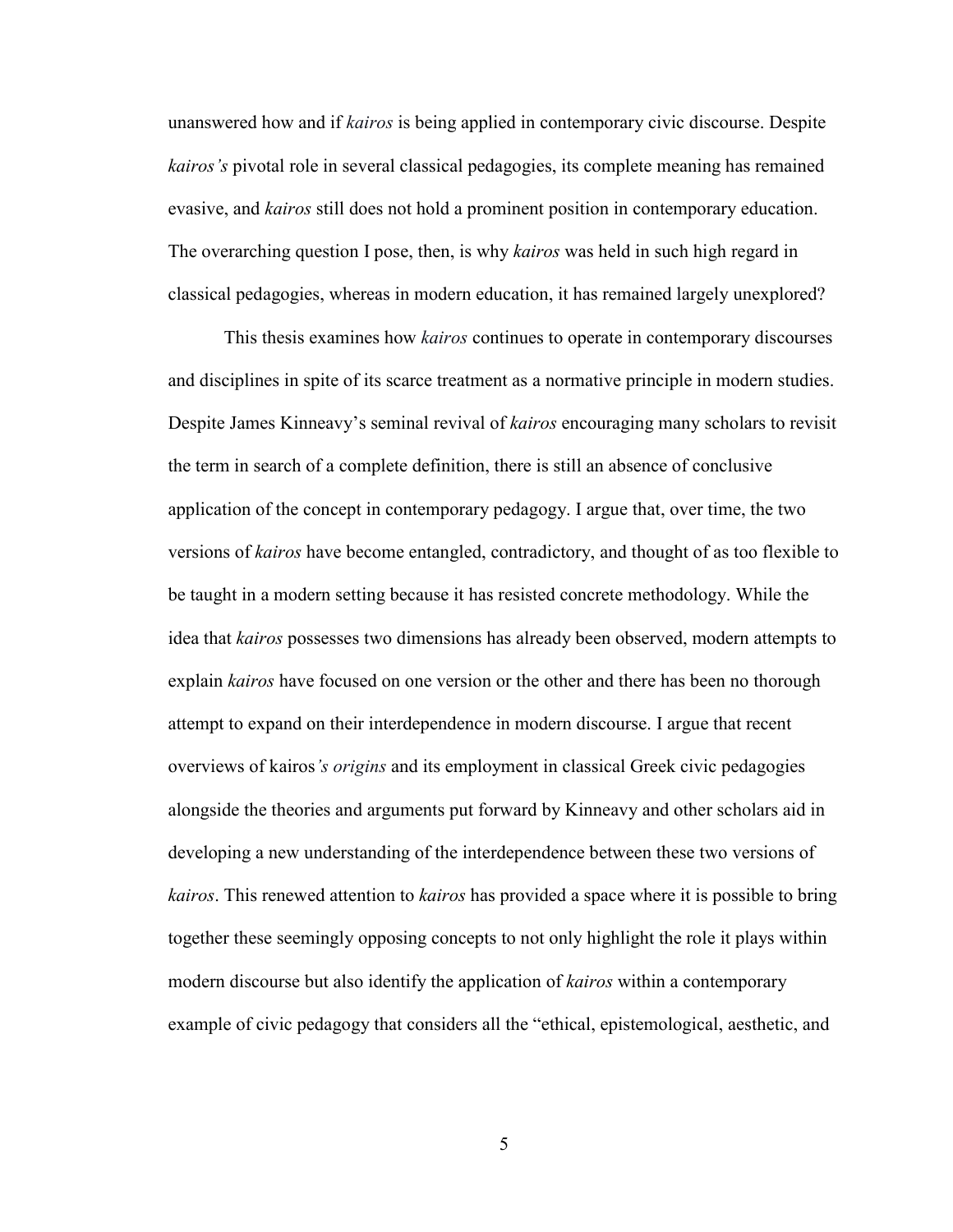unanswered how and if *kairos* is being applied in contemporary civic discourse. Despite *kairos's* pivotal role in several classical pedagogies, its complete meaning has remained evasive, and *kairos* still does not hold a prominent position in contemporary education. The overarching question I pose, then, is why *kairos* was held in such high regard in classical pedagogies, whereas in modern education, it has remained largely unexplored?

This thesis examines how *kairos* continues to operate in contemporary discourses and disciplines in spite of its scarce treatment as a normative principle in modern studies. Despite James Kinneavy's seminal revival of *kairos* encouraging many scholars to revisit the term in search of a complete definition, there is still an absence of conclusive application of the concept in contemporary pedagogy. I argue that, over time, the two versions of *kairos* have become entangled, contradictory, and thought of as too flexible to be taught in a modern setting because it has resisted concrete methodology. While the idea that *kairos* possesses two dimensions has already been observed, modern attempts to explain *kairos* have focused on one version or the other and there has been no thorough attempt to expand on their interdependence in modern discourse. I argue that recent overviews of kairos*'s origins* and its employment in classical Greek civic pedagogies alongside the theories and arguments put forward by Kinneavy and other scholars aid in developing a new understanding of the interdependence between these two versions of *kairos*. This renewed attention to *kairos* has provided a space where it is possible to bring together these seemingly opposing concepts to not only highlight the role it plays within modern discourse but also identify the application of *kairos* within a contemporary example of civic pedagogy that considers all the "ethical, epistemological, aesthetic, and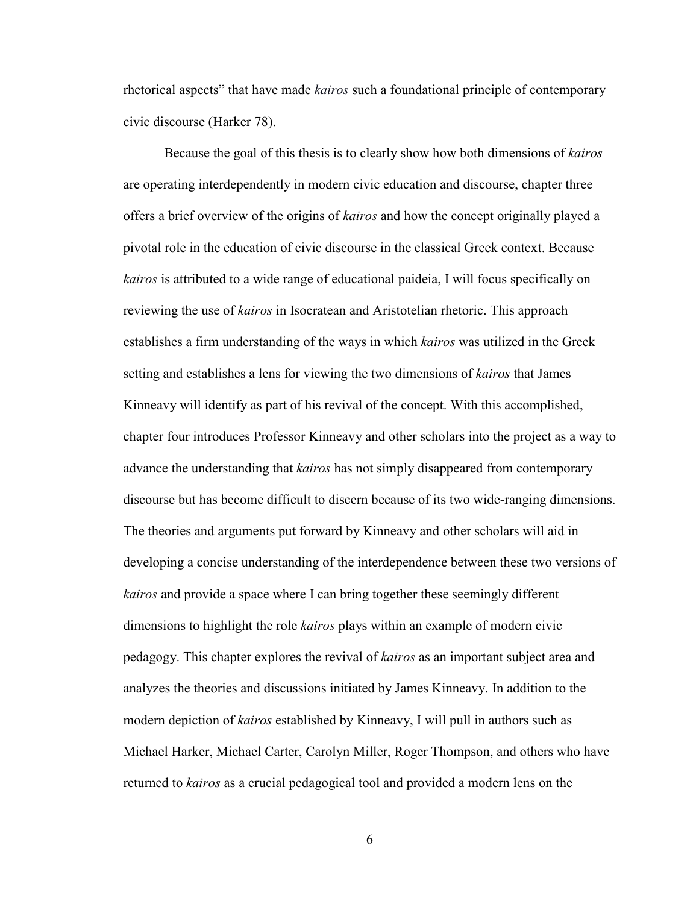rhetorical aspects" that have made *kairos* such a foundational principle of contemporary civic discourse (Harker 78).

Because the goal of this thesis is to clearly show how both dimensions of *kairos* are operating interdependently in modern civic education and discourse, chapter three offers a brief overview of the origins of *kairos* and how the concept originally played a pivotal role in the education of civic discourse in the classical Greek context. Because *kairos* is attributed to a wide range of educational paideia, I will focus specifically on reviewing the use of *kairos* in Isocratean and Aristotelian rhetoric. This approach establishes a firm understanding of the ways in which *kairos* was utilized in the Greek setting and establishes a lens for viewing the two dimensions of *kairos* that James Kinneavy will identify as part of his revival of the concept. With this accomplished, chapter four introduces Professor Kinneavy and other scholars into the project as a way to advance the understanding that *kairos* has not simply disappeared from contemporary discourse but has become difficult to discern because of its two wide-ranging dimensions. The theories and arguments put forward by Kinneavy and other scholars will aid in developing a concise understanding of the interdependence between these two versions of *kairos* and provide a space where I can bring together these seemingly different dimensions to highlight the role *kairos* plays within an example of modern civic pedagogy. This chapter explores the revival of *kairos* as an important subject area and analyzes the theories and discussions initiated by James Kinneavy. In addition to the modern depiction of *kairos* established by Kinneavy, I will pull in authors such as Michael Harker, Michael Carter, Carolyn Miller, Roger Thompson, and others who have returned to *kairos* as a crucial pedagogical tool and provided a modern lens on the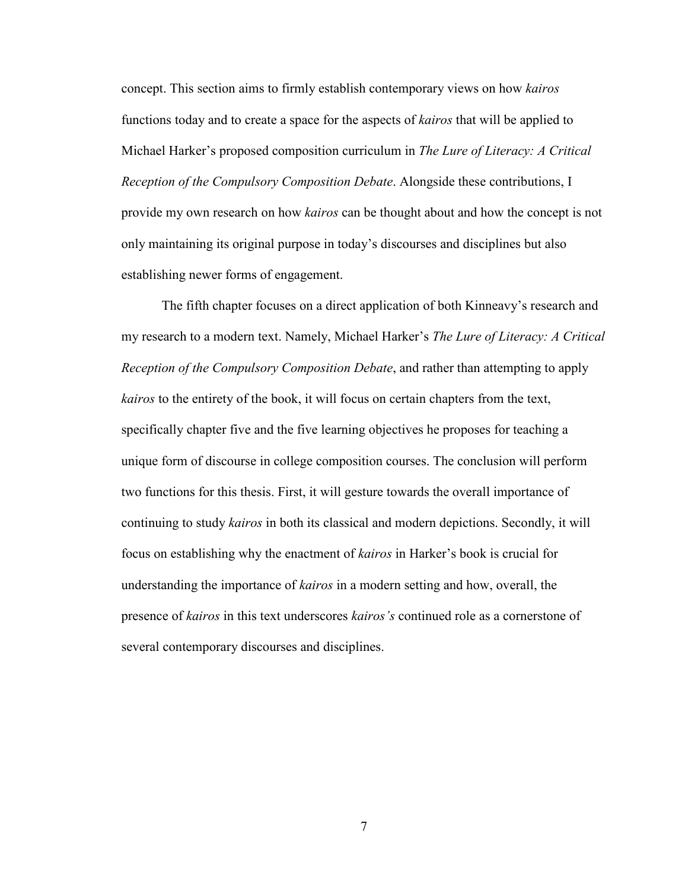concept. This section aims to firmly establish contemporary views on how *kairos* functions today and to create a space for the aspects of *kairos* that will be applied to Michael Harker's proposed composition curriculum in *The Lure of Literacy: A Critical Reception of the Compulsory Composition Debate*. Alongside these contributions, I provide my own research on how *kairos* can be thought about and how the concept is not only maintaining its original purpose in today's discourses and disciplines but also establishing newer forms of engagement.

The fifth chapter focuses on a direct application of both Kinneavy's research and my research to a modern text. Namely, Michael Harker's *The Lure of Literacy: A Critical Reception of the Compulsory Composition Debate*, and rather than attempting to apply *kairos* to the entirety of the book, it will focus on certain chapters from the text, specifically chapter five and the five learning objectives he proposes for teaching a unique form of discourse in college composition courses. The conclusion will perform two functions for this thesis. First, it will gesture towards the overall importance of continuing to study *kairos* in both its classical and modern depictions. Secondly, it will focus on establishing why the enactment of *kairos* in Harker's book is crucial for understanding the importance of *kairos* in a modern setting and how, overall, the presence of *kairos* in this text underscores *kairos's* continued role as a cornerstone of several contemporary discourses and disciplines.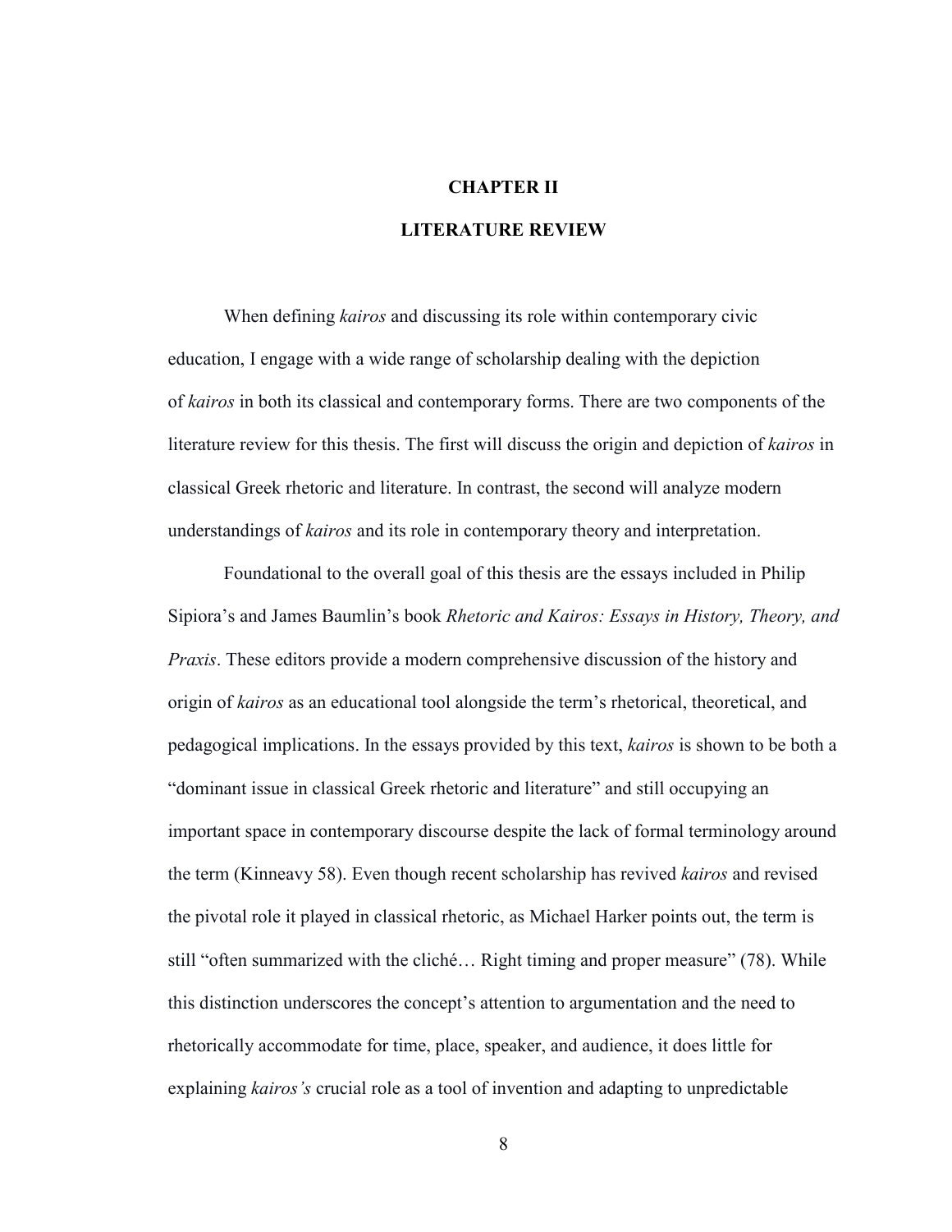# CHAPTER II

## LITERATURE REVIEW

When defining *kairos* and discussing its role within contemporary civic education, I engage with a wide range of scholarship dealing with the depiction of *kairos* in both its classical and contemporary forms. There are two components of the literature review for this thesis. The first will discuss the origin and depiction of *kairos* in classical Greek rhetoric and literature. In contrast, the second will analyze modern understandings of *kairos* and its role in contemporary theory and interpretation.

Foundational to the overall goal of this thesis are the essays included in Philip Sipiora's and James Baumlin's book *Rhetoric and Kairos: Essays in History, Theory, and Praxis*. These editors provide a modern comprehensive discussion of the history and origin of *kairos* as an educational tool alongside the term's rhetorical, theoretical, and pedagogical implications. In the essays provided by this text, *kairos* is shown to be both a "dominant issue in classical Greek rhetoric and literature" and still occupying an important space in contemporary discourse despite the lack of formal terminology around the term (Kinneavy 58). Even though recent scholarship has revived *kairos* and revised the pivotal role it played in classical rhetoric, as Michael Harker points out, the term is still "often summarized with the cliché… Right timing and proper measure" (78). While this distinction underscores the concept's attention to argumentation and the need to rhetorically accommodate for time, place, speaker, and audience, it does little for explaining *kairos's* crucial role as a tool of invention and adapting to unpredictable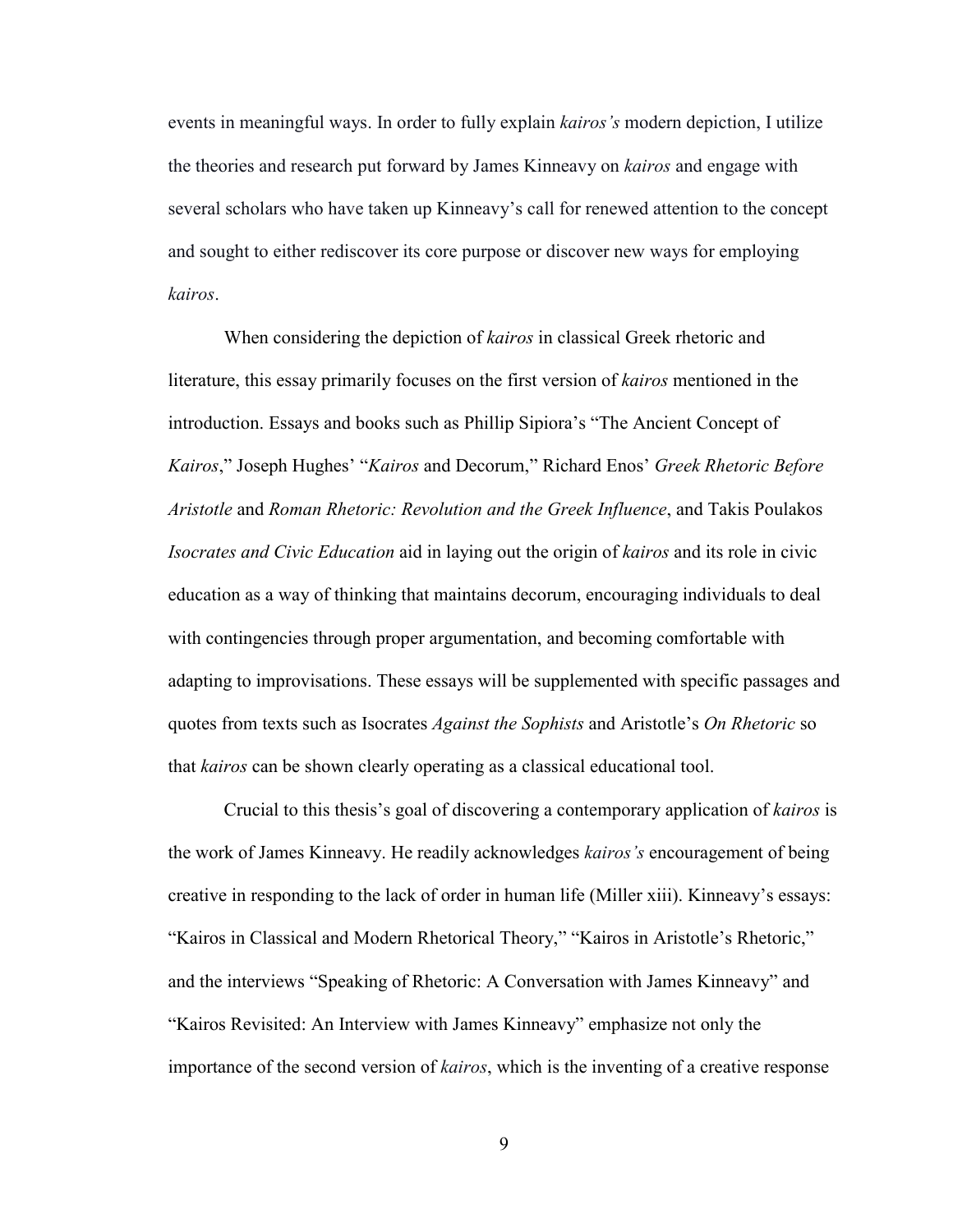events in meaningful ways. In order to fully explain *kairos's* modern depiction, I utilize the theories and research put forward by James Kinneavy on *kairos* and engage with several scholars who have taken up Kinneavy's call for renewed attention to the concept and sought to either rediscover its core purpose or discover new ways for employing *kairos*.

When considering the depiction of *kairos* in classical Greek rhetoric and literature, this essay primarily focuses on the first version of *kairos* mentioned in the introduction. Essays and books such as Phillip Sipiora's "The Ancient Concept of *Kairos*," Joseph Hughes' "*Kairos* and Decorum," Richard Enos' *Greek Rhetoric Before Aristotle* and *Roman Rhetoric: Revolution and the Greek Influence*, and Takis Poulakos *Isocrates and Civic Education* aid in laying out the origin of *kairos* and its role in civic education as a way of thinking that maintains decorum, encouraging individuals to deal with contingencies through proper argumentation, and becoming comfortable with adapting to improvisations. These essays will be supplemented with specific passages and quotes from texts such as Isocrates *Against the Sophists* and Aristotle's *On Rhetoric* so that *kairos* can be shown clearly operating as a classical educational tool.

Crucial to this thesis's goal of discovering a contemporary application of *kairos* is the work of James Kinneavy. He readily acknowledges *kairos's* encouragement of being creative in responding to the lack of order in human life (Miller xiii). Kinneavy's essays: "Kairos in Classical and Modern Rhetorical Theory," "Kairos in Aristotle's Rhetoric," and the interviews "Speaking of Rhetoric: A Conversation with James Kinneavy" and "Kairos Revisited: An Interview with James Kinneavy" emphasize not only the importance of the second version of *kairos*, which is the inventing of a creative response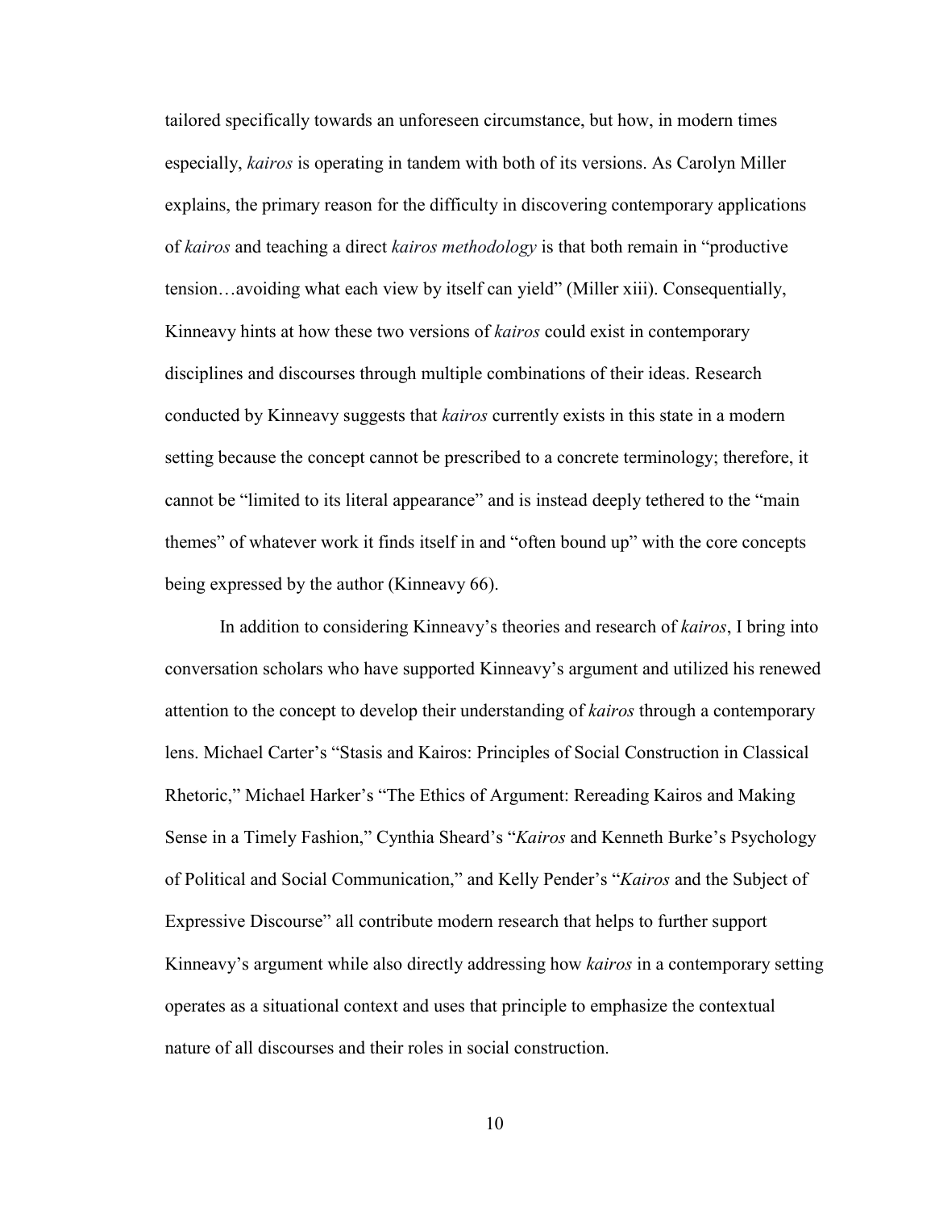tailored specifically towards an unforeseen circumstance, but how, in modern times especially, *kairos* is operating in tandem with both of its versions. As Carolyn Miller explains, the primary reason for the difficulty in discovering contemporary applications of *kairos* and teaching a direct *kairos methodology* is that both remain in "productive tension…avoiding what each view by itself can yield" (Miller xiii). Consequentially, Kinneavy hints at how these two versions of *kairos* could exist in contemporary disciplines and discourses through multiple combinations of their ideas. Research conducted by Kinneavy suggests that *kairos* currently exists in this state in a modern setting because the concept cannot be prescribed to a concrete terminology; therefore, it cannot be "limited to its literal appearance" and is instead deeply tethered to the "main themes" of whatever work it finds itself in and "often bound up" with the core concepts being expressed by the author (Kinneavy 66).

In addition to considering Kinneavy's theories and research of *kairos*, I bring into conversation scholars who have supported Kinneavy's argument and utilized his renewed attention to the concept to develop their understanding of *kairos* through a contemporary lens. Michael Carter's "Stasis and Kairos: Principles of Social Construction in Classical Rhetoric," Michael Harker's "The Ethics of Argument: Rereading Kairos and Making Sense in a Timely Fashion," Cynthia Sheard's "*Kairos* and Kenneth Burke's Psychology of Political and Social Communication," and Kelly Pender's "*Kairos* and the Subject of Expressive Discourse" all contribute modern research that helps to further support Kinneavy's argument while also directly addressing how *kairos* in a contemporary setting operates as a situational context and uses that principle to emphasize the contextual nature of all discourses and their roles in social construction.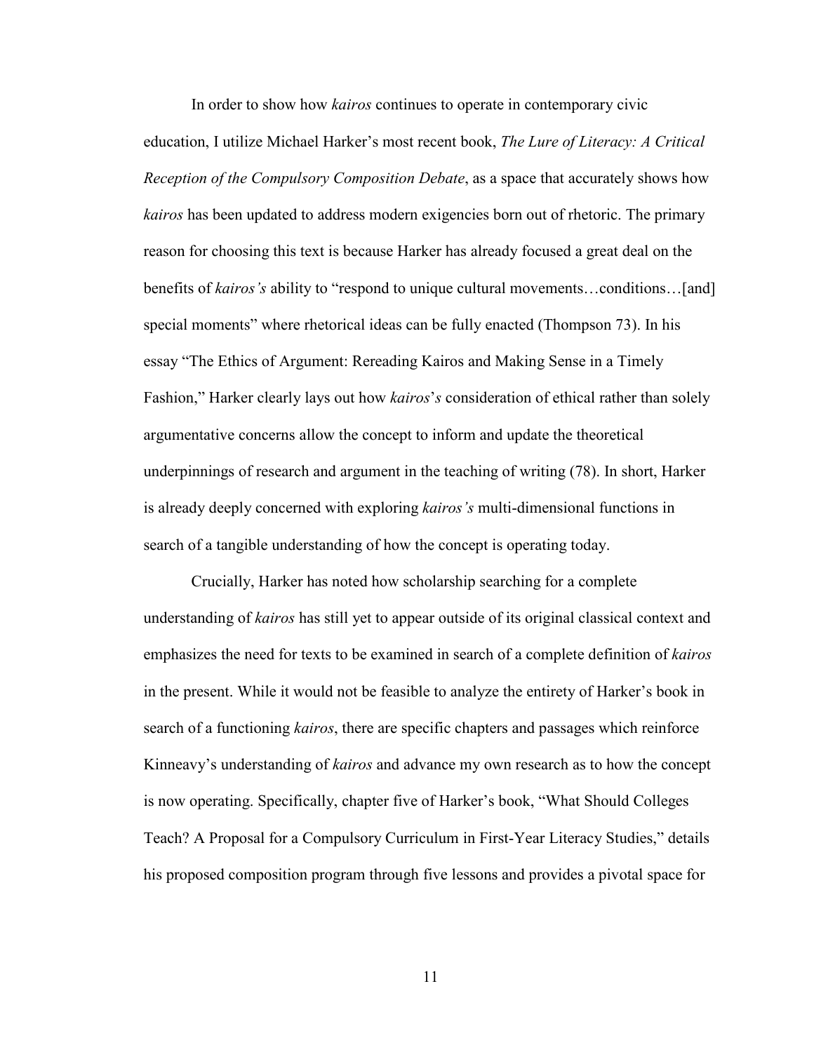In order to show how *kairos* continues to operate in contemporary civic education, I utilize Michael Harker's most recent book, *The Lure of Literacy: A Critical Reception of the Compulsory Composition Debate*, as a space that accurately shows how *kairos* has been updated to address modern exigencies born out of rhetoric. The primary reason for choosing this text is because Harker has already focused a great deal on the benefits of *kairos's* ability to "respond to unique cultural movements…conditions…[and] special moments" where rhetorical ideas can be fully enacted (Thompson 73). In his essay "The Ethics of Argument: Rereading Kairos and Making Sense in a Timely Fashion," Harker clearly lays out how *kairos*'*s* consideration of ethical rather than solely argumentative concerns allow the concept to inform and update the theoretical underpinnings of research and argument in the teaching of writing (78). In short, Harker is already deeply concerned with exploring *kairos's* multi-dimensional functions in search of a tangible understanding of how the concept is operating today.

Crucially, Harker has noted how scholarship searching for a complete understanding of *kairos* has still yet to appear outside of its original classical context and emphasizes the need for texts to be examined in search of a complete definition of *kairos* in the present. While it would not be feasible to analyze the entirety of Harker's book in search of a functioning *kairos*, there are specific chapters and passages which reinforce Kinneavy's understanding of *kairos* and advance my own research as to how the concept is now operating. Specifically, chapter five of Harker's book, "What Should Colleges Teach? A Proposal for a Compulsory Curriculum in First-Year Literacy Studies," details his proposed composition program through five lessons and provides a pivotal space for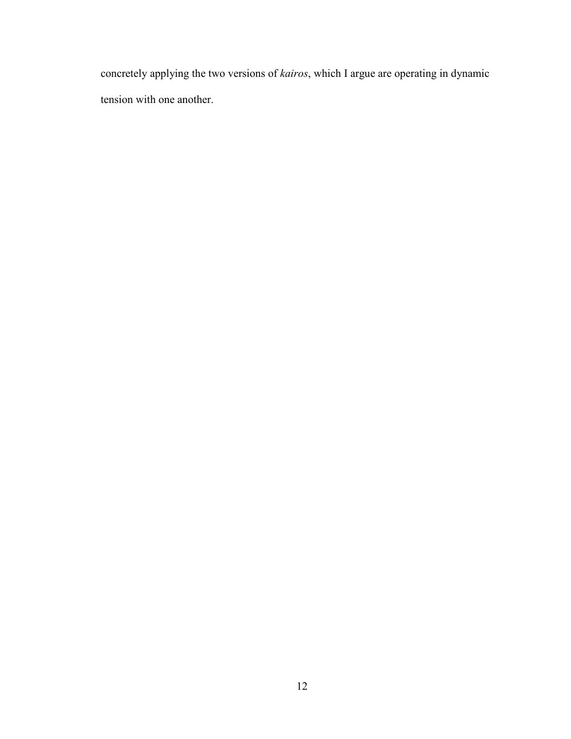concretely applying the two versions of *kairos*, which I argue are operating in dynamic tension with one another.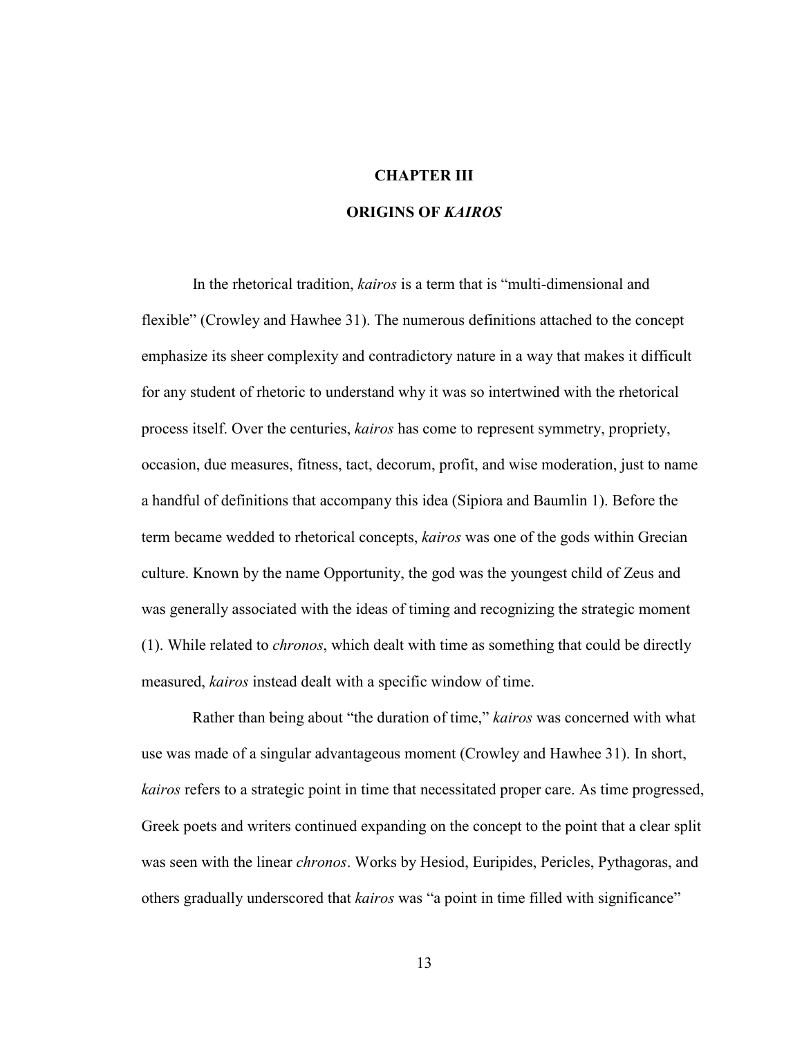# CHAPTER III

# ORIGINS OF *KAIROS*

In the rhetorical tradition, *kairos* is a term that is "multi-dimensional and flexible" (Crowley and Hawhee 31). The numerous definitions attached to the concept emphasize its sheer complexity and contradictory nature in a way that makes it difficult for any student of rhetoric to understand why it was so intertwined with the rhetorical process itself. Over the centuries, *kairos* has come to represent symmetry, propriety, occasion, due measures, fitness, tact, decorum, profit, and wise moderation, just to name a handful of definitions that accompany this idea (Sipiora and Baumlin 1). Before the term became wedded to rhetorical concepts, *kairos* was one of the gods within Grecian culture. Known by the name Opportunity, the god was the youngest child of Zeus and was generally associated with the ideas of timing and recognizing the strategic moment (1). While related to *chronos*, which dealt with time as something that could be directly measured, *kairos* instead dealt with a specific window of time.

Rather than being about "the duration of time," *kairos* was concerned with what use was made of a singular advantageous moment (Crowley and Hawhee 31). In short, *kairos* refers to a strategic point in time that necessitated proper care. As time progressed, Greek poets and writers continued expanding on the concept to the point that a clear split was seen with the linear *chronos*. Works by Hesiod, Euripides, Pericles, Pythagoras, and others gradually underscored that *kairos* was "a point in time filled with significance"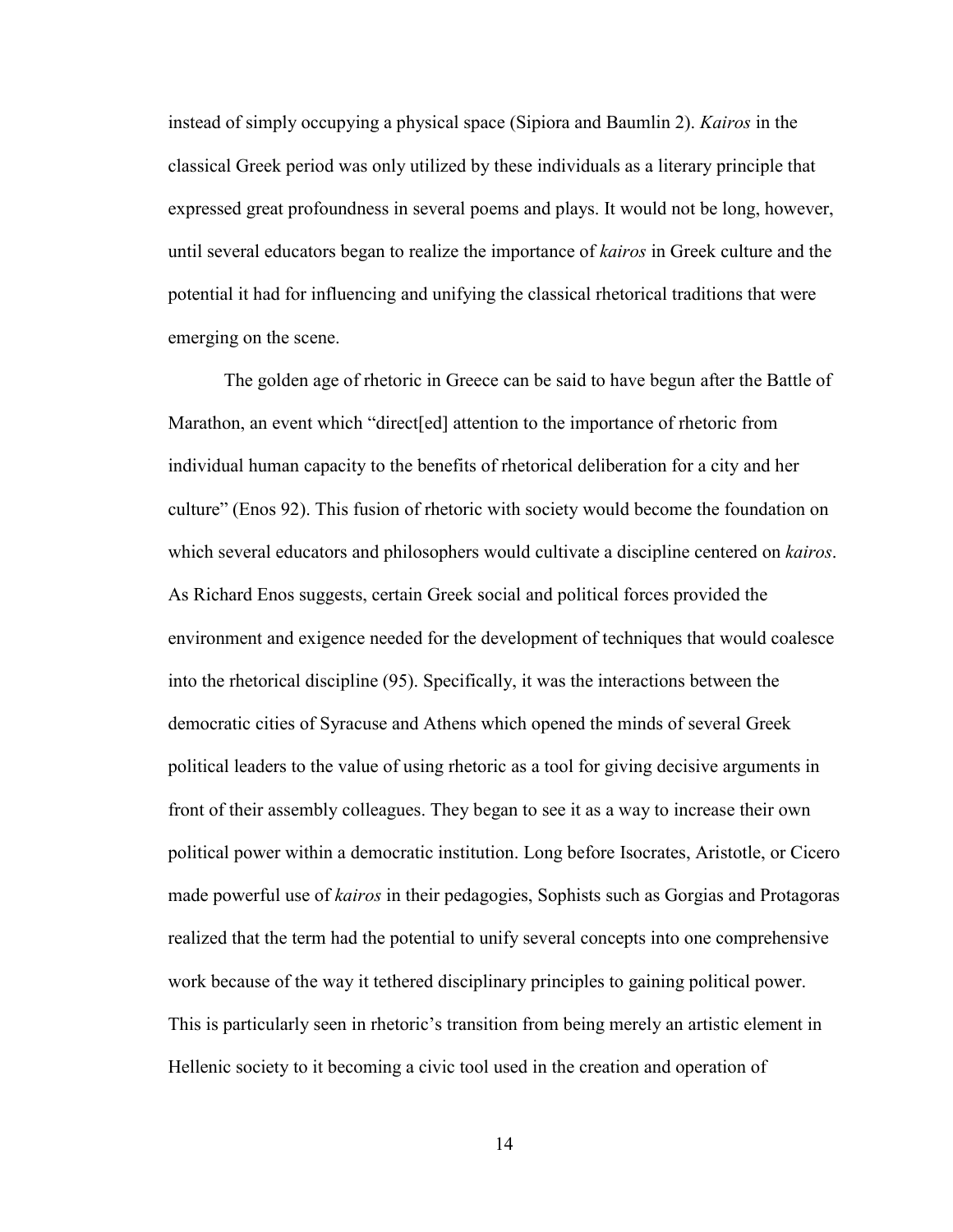instead of simply occupying a physical space (Sipiora and Baumlin 2). *Kairos* in the classical Greek period was only utilized by these individuals as a literary principle that expressed great profoundness in several poems and plays. It would not be long, however, until several educators began to realize the importance of *kairos* in Greek culture and the potential it had for influencing and unifying the classical rhetorical traditions that were emerging on the scene.

The golden age of rhetoric in Greece can be said to have begun after the Battle of Marathon, an event which "direct[ed] attention to the importance of rhetoric from individual human capacity to the benefits of rhetorical deliberation for a city and her culture" (Enos 92). This fusion of rhetoric with society would become the foundation on which several educators and philosophers would cultivate a discipline centered on *kairos*. As Richard Enos suggests, certain Greek social and political forces provided the environment and exigence needed for the development of techniques that would coalesce into the rhetorical discipline (95). Specifically, it was the interactions between the democratic cities of Syracuse and Athens which opened the minds of several Greek political leaders to the value of using rhetoric as a tool for giving decisive arguments in front of their assembly colleagues. They began to see it as a way to increase their own political power within a democratic institution. Long before Isocrates, Aristotle, or Cicero made powerful use of *kairos* in their pedagogies, Sophists such as Gorgias and Protagoras realized that the term had the potential to unify several concepts into one comprehensive work because of the way it tethered disciplinary principles to gaining political power. This is particularly seen in rhetoric's transition from being merely an artistic element in Hellenic society to it becoming a civic tool used in the creation and operation of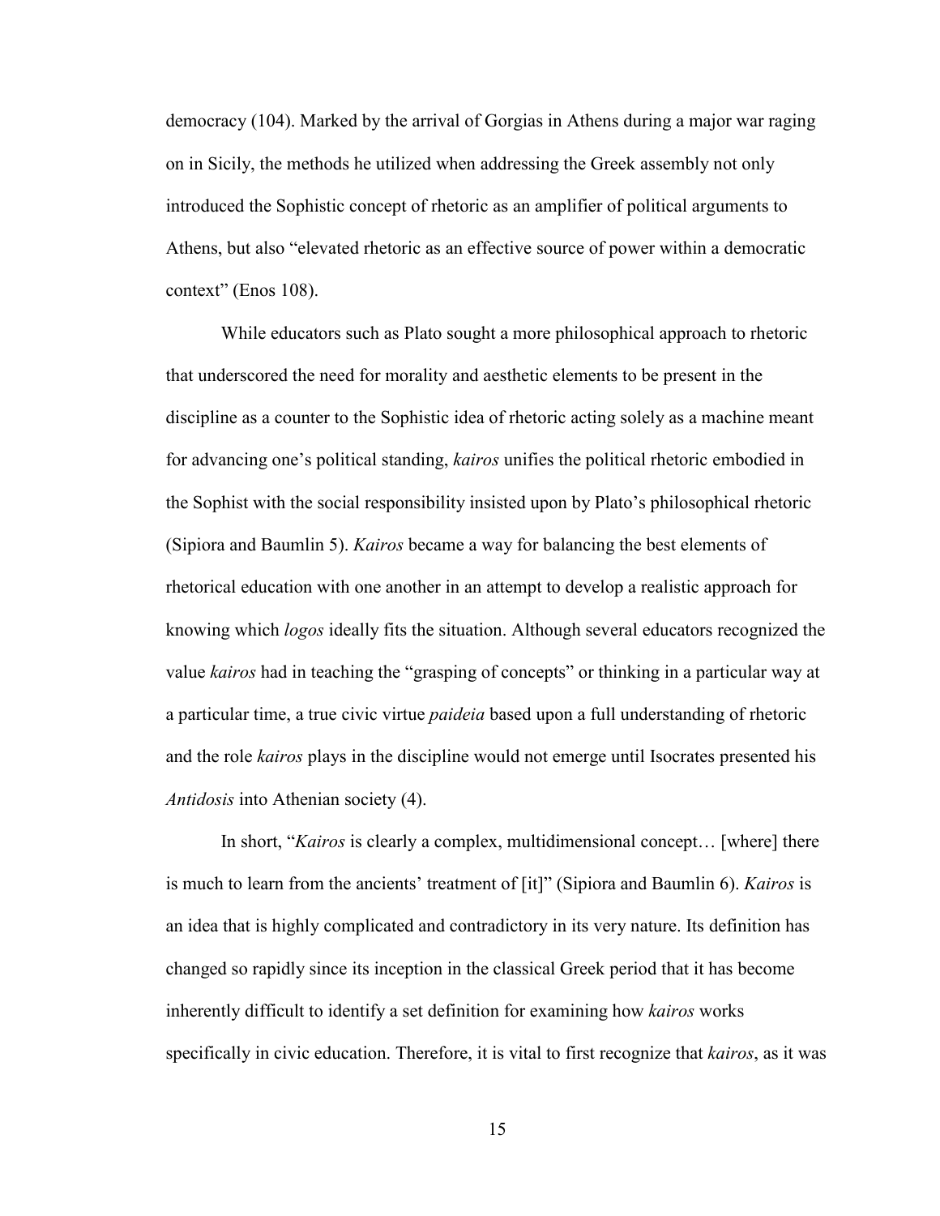democracy (104). Marked by the arrival of Gorgias in Athens during a major war raging on in Sicily, the methods he utilized when addressing the Greek assembly not only introduced the Sophistic concept of rhetoric as an amplifier of political arguments to Athens, but also "elevated rhetoric as an effective source of power within a democratic context" (Enos 108).

While educators such as Plato sought a more philosophical approach to rhetoric that underscored the need for morality and aesthetic elements to be present in the discipline as a counter to the Sophistic idea of rhetoric acting solely as a machine meant for advancing one's political standing, *kairos* unifies the political rhetoric embodied in the Sophist with the social responsibility insisted upon by Plato's philosophical rhetoric (Sipiora and Baumlin 5). *Kairos* became a way for balancing the best elements of rhetorical education with one another in an attempt to develop a realistic approach for knowing which *logos* ideally fits the situation. Although several educators recognized the value *kairos* had in teaching the "grasping of concepts" or thinking in a particular way at a particular time, a true civic virtue *paideia* based upon a full understanding of rhetoric and the role *kairos* plays in the discipline would not emerge until Isocrates presented his *Antidosis* into Athenian society (4).

In short, "*Kairos* is clearly a complex, multidimensional concept… [where] there is much to learn from the ancients' treatment of [it]" (Sipiora and Baumlin 6). *Kairos* is an idea that is highly complicated and contradictory in its very nature. Its definition has changed so rapidly since its inception in the classical Greek period that it has become inherently difficult to identify a set definition for examining how *kairos* works specifically in civic education. Therefore, it is vital to first recognize that *kairos*, as it was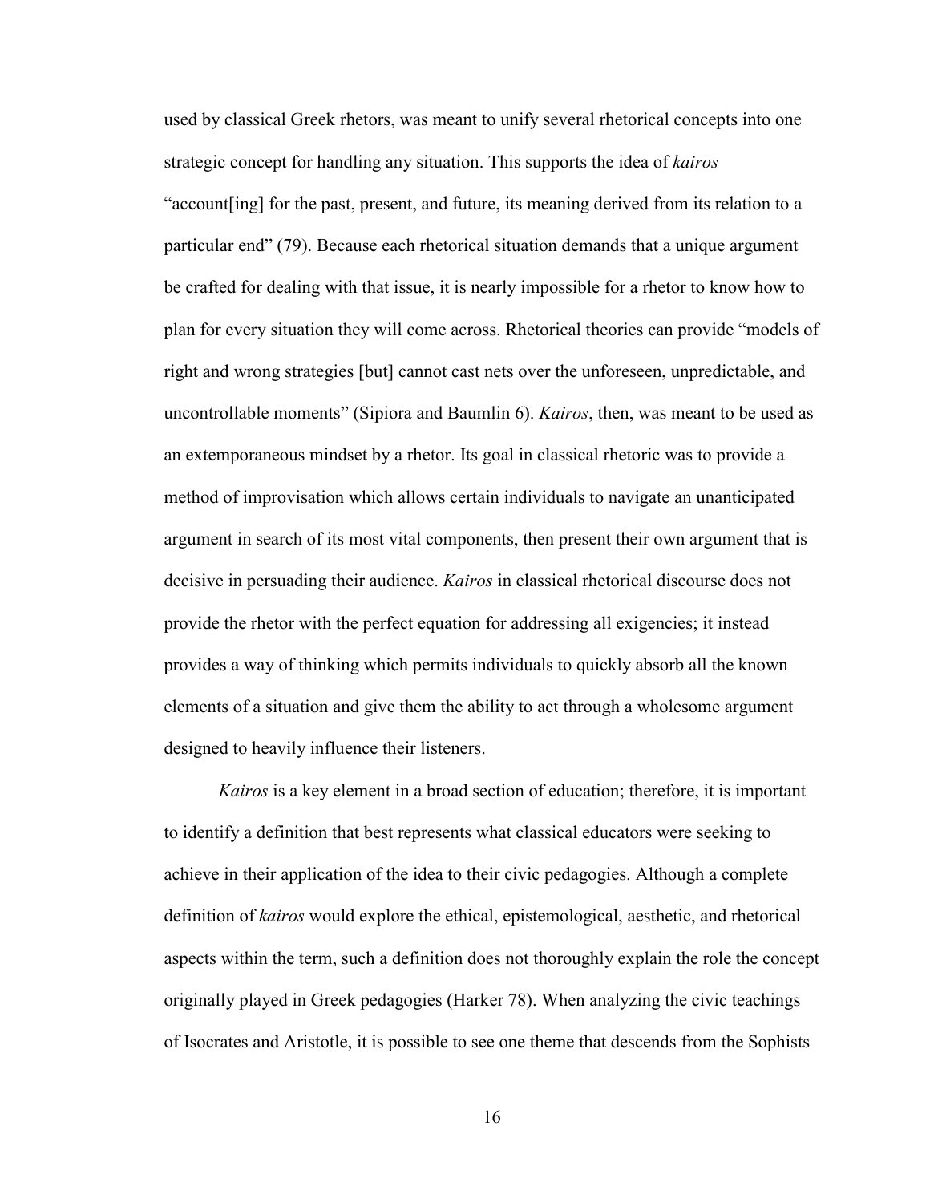used by classical Greek rhetors, was meant to unify several rhetorical concepts into one strategic concept for handling any situation. This supports the idea of *kairos* "account[ing] for the past, present, and future, its meaning derived from its relation to a particular end" (79). Because each rhetorical situation demands that a unique argument be crafted for dealing with that issue, it is nearly impossible for a rhetor to know how to plan for every situation they will come across. Rhetorical theories can provide "models of right and wrong strategies [but] cannot cast nets over the unforeseen, unpredictable, and uncontrollable moments" (Sipiora and Baumlin 6). *Kairos*, then, was meant to be used as an extemporaneous mindset by a rhetor. Its goal in classical rhetoric was to provide a method of improvisation which allows certain individuals to navigate an unanticipated argument in search of its most vital components, then present their own argument that is decisive in persuading their audience. *Kairos* in classical rhetorical discourse does not provide the rhetor with the perfect equation for addressing all exigencies; it instead provides a way of thinking which permits individuals to quickly absorb all the known elements of a situation and give them the ability to act through a wholesome argument designed to heavily influence their listeners.

*Kairos* is a key element in a broad section of education; therefore, it is important to identify a definition that best represents what classical educators were seeking to achieve in their application of the idea to their civic pedagogies. Although a complete definition of *kairos* would explore the ethical, epistemological, aesthetic, and rhetorical aspects within the term, such a definition does not thoroughly explain the role the concept originally played in Greek pedagogies (Harker 78). When analyzing the civic teachings of Isocrates and Aristotle, it is possible to see one theme that descends from the Sophists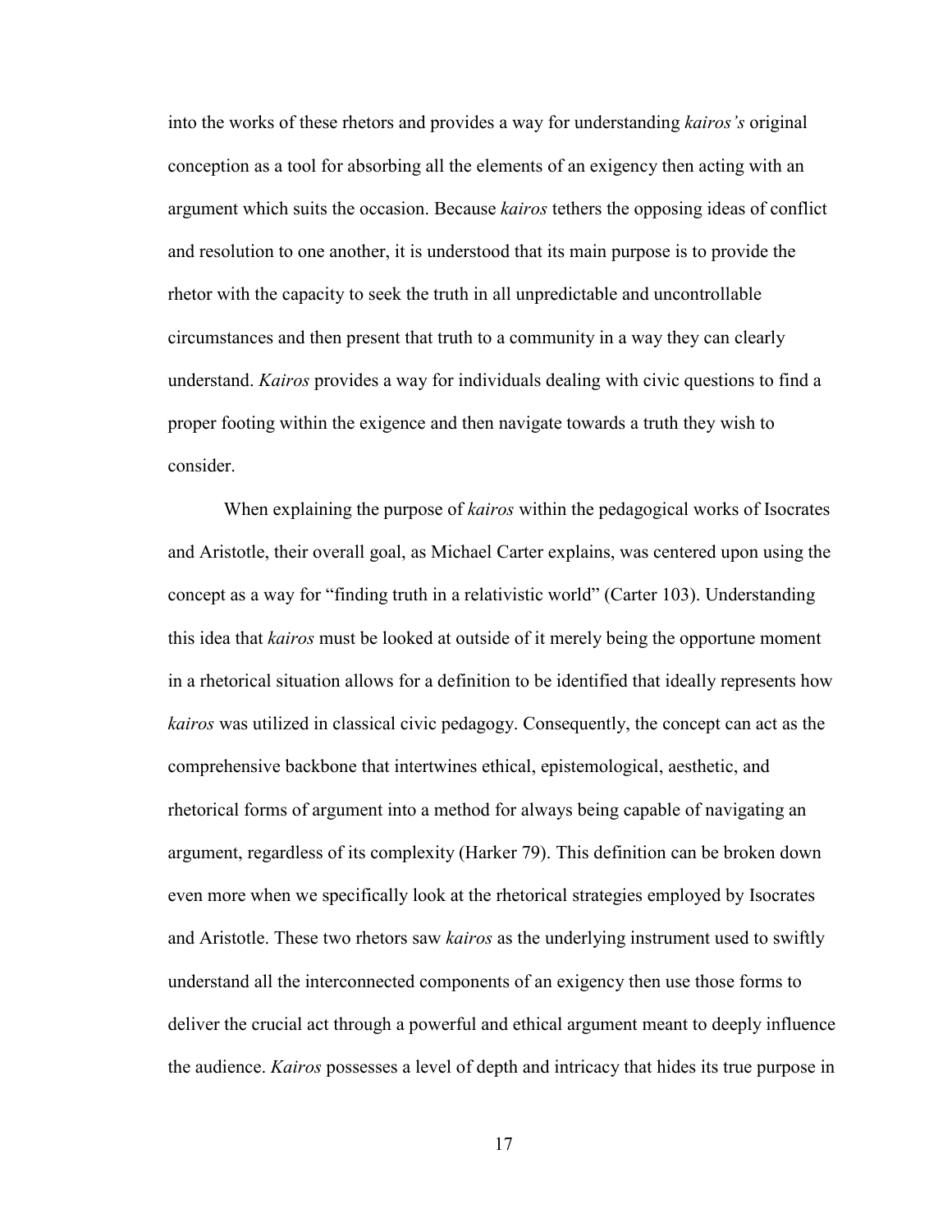into the works of these rhetors and provides a way for understanding *kairos's* original conception as a tool for absorbing all the elements of an exigency then acting with an argument which suits the occasion. Because *kairos* tethers the opposing ideas of conflict and resolution to one another, it is understood that its main purpose is to provide the rhetor with the capacity to seek the truth in all unpredictable and uncontrollable circumstances and then present that truth to a community in a way they can clearly understand. *Kairos* provides a way for individuals dealing with civic questions to find a proper footing within the exigence and then navigate towards a truth they wish to consider.

When explaining the purpose of *kairos* within the pedagogical works of Isocrates and Aristotle, their overall goal, as Michael Carter explains, was centered upon using the concept as a way for "finding truth in a relativistic world" (Carter 103). Understanding this idea that *kairos* must be looked at outside of it merely being the opportune moment in a rhetorical situation allows for a definition to be identified that ideally represents how *kairos* was utilized in classical civic pedagogy. Consequently, the concept can act as the comprehensive backbone that intertwines ethical, epistemological, aesthetic, and rhetorical forms of argument into a method for always being capable of navigating an argument, regardless of its complexity (Harker 79). This definition can be broken down even more when we specifically look at the rhetorical strategies employed by Isocrates and Aristotle. These two rhetors saw *kairos* as the underlying instrument used to swiftly understand all the interconnected components of an exigency then use those forms to deliver the crucial act through a powerful and ethical argument meant to deeply influence the audience. *Kairos* possesses a level of depth and intricacy that hides its true purpose in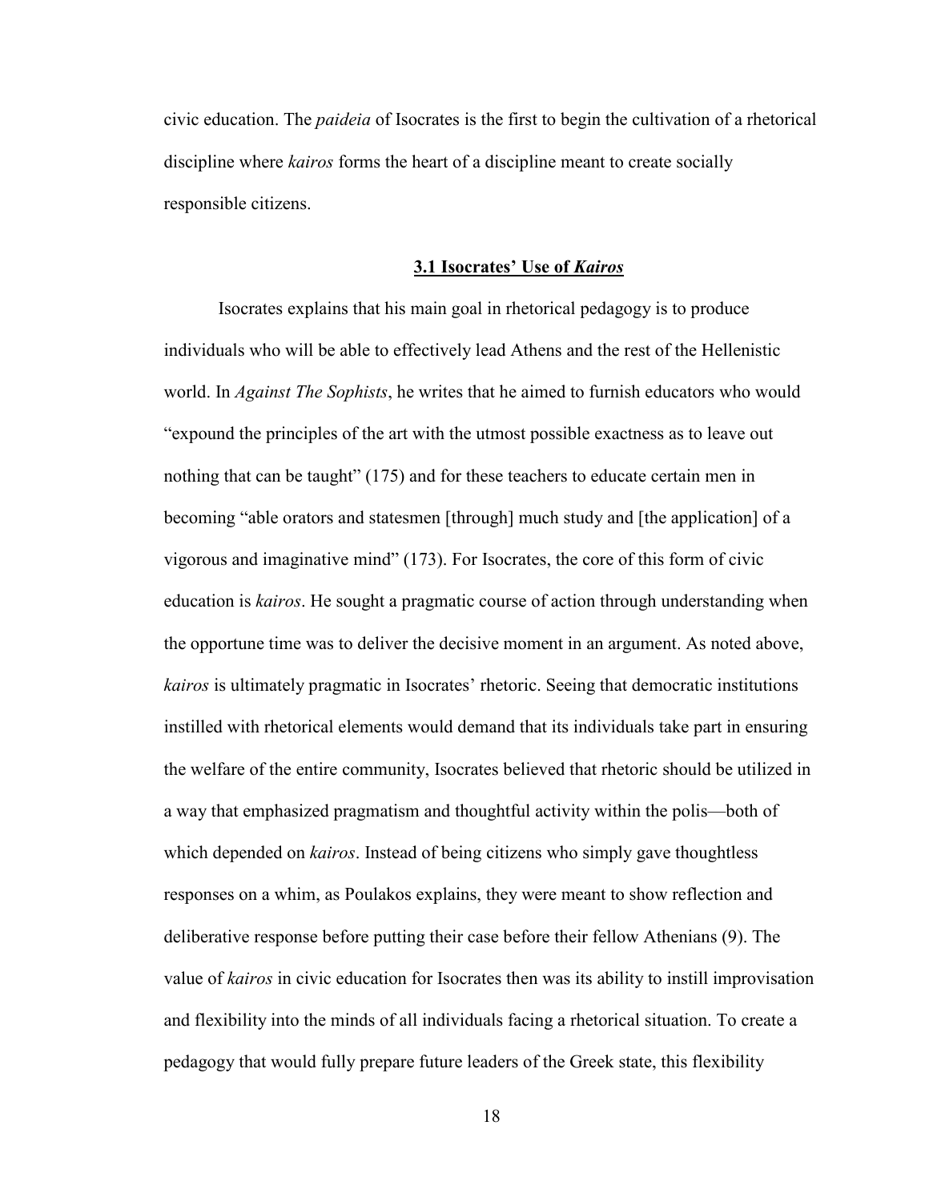civic education. The *paideia* of Isocrates is the first to begin the cultivation of a rhetorical discipline where *kairos* forms the heart of a discipline meant to create socially responsible citizens.

## 3.1 Isocrates' Use of *Kairos*

Isocrates explains that his main goal in rhetorical pedagogy is to produce individuals who will be able to effectively lead Athens and the rest of the Hellenistic world. In *Against The Sophists*, he writes that he aimed to furnish educators who would "expound the principles of the art with the utmost possible exactness as to leave out nothing that can be taught" (175) and for these teachers to educate certain men in becoming "able orators and statesmen [through] much study and [the application] of a vigorous and imaginative mind" (173). For Isocrates, the core of this form of civic education is *kairos*. He sought a pragmatic course of action through understanding when the opportune time was to deliver the decisive moment in an argument. As noted above, *kairos* is ultimately pragmatic in Isocrates' rhetoric. Seeing that democratic institutions instilled with rhetorical elements would demand that its individuals take part in ensuring the welfare of the entire community, Isocrates believed that rhetoric should be utilized in a way that emphasized pragmatism and thoughtful activity within the polis—both of which depended on *kairos*. Instead of being citizens who simply gave thoughtless responses on a whim, as Poulakos explains, they were meant to show reflection and deliberative response before putting their case before their fellow Athenians (9). The value of *kairos* in civic education for Isocrates then was its ability to instill improvisation and flexibility into the minds of all individuals facing a rhetorical situation. To create a pedagogy that would fully prepare future leaders of the Greek state, this flexibility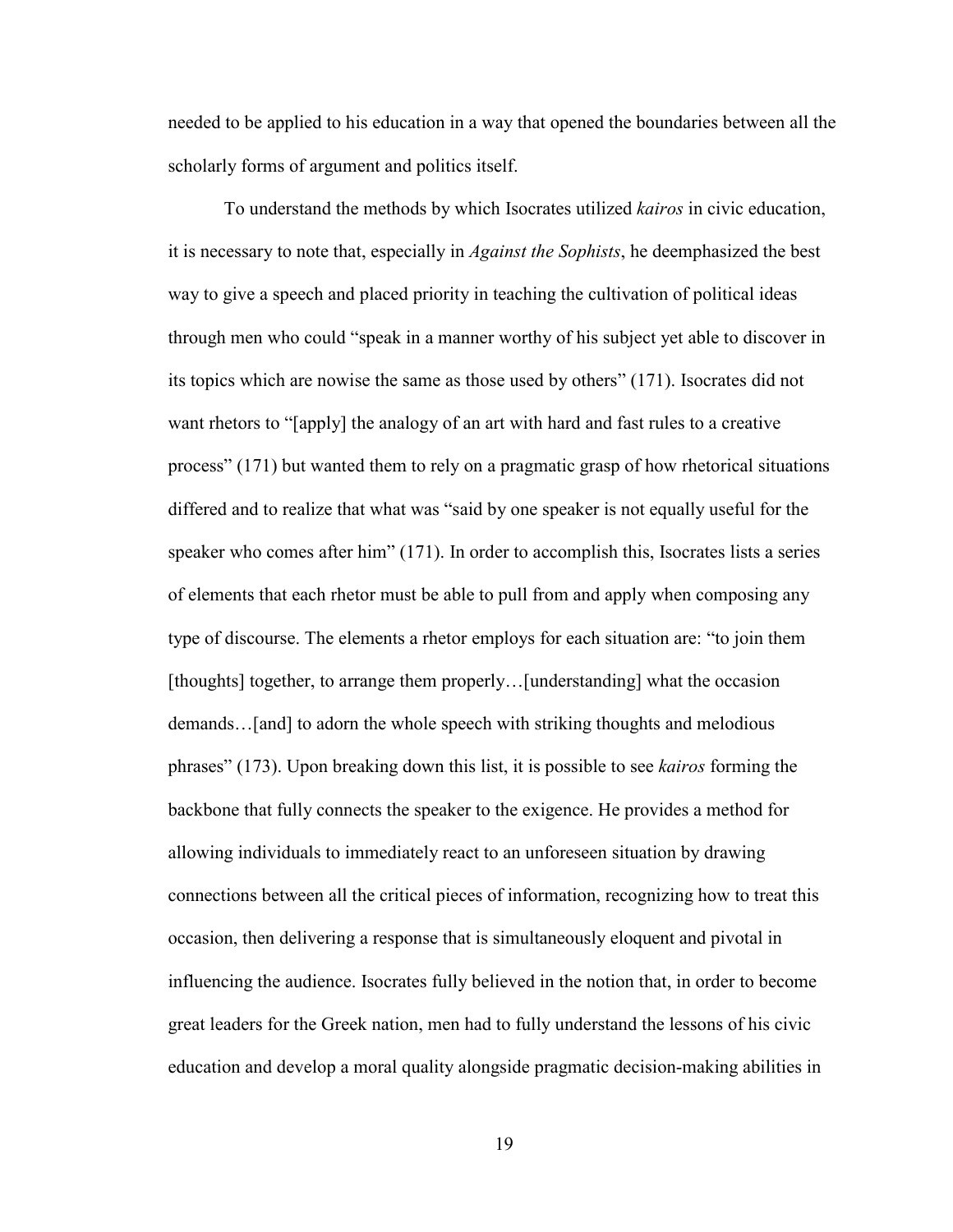needed to be applied to his education in a way that opened the boundaries between all the scholarly forms of argument and politics itself.

To understand the methods by which Isocrates utilized *kairos* in civic education, it is necessary to note that, especially in *Against the Sophists*, he deemphasized the best way to give a speech and placed priority in teaching the cultivation of political ideas through men who could "speak in a manner worthy of his subject yet able to discover in its topics which are nowise the same as those used by others" (171). Isocrates did not want rhetors to "[apply] the analogy of an art with hard and fast rules to a creative process" (171) but wanted them to rely on a pragmatic grasp of how rhetorical situations differed and to realize that what was "said by one speaker is not equally useful for the speaker who comes after him" (171). In order to accomplish this, Isocrates lists a series of elements that each rhetor must be able to pull from and apply when composing any type of discourse. The elements a rhetor employs for each situation are: "to join them [thoughts] together, to arrange them properly…[understanding] what the occasion demands…[and] to adorn the whole speech with striking thoughts and melodious phrases" (173). Upon breaking down this list, it is possible to see *kairos* forming the backbone that fully connects the speaker to the exigence. He provides a method for allowing individuals to immediately react to an unforeseen situation by drawing connections between all the critical pieces of information, recognizing how to treat this occasion, then delivering a response that is simultaneously eloquent and pivotal in influencing the audience. Isocrates fully believed in the notion that, in order to become great leaders for the Greek nation, men had to fully understand the lessons of his civic education and develop a moral quality alongside pragmatic decision-making abilities in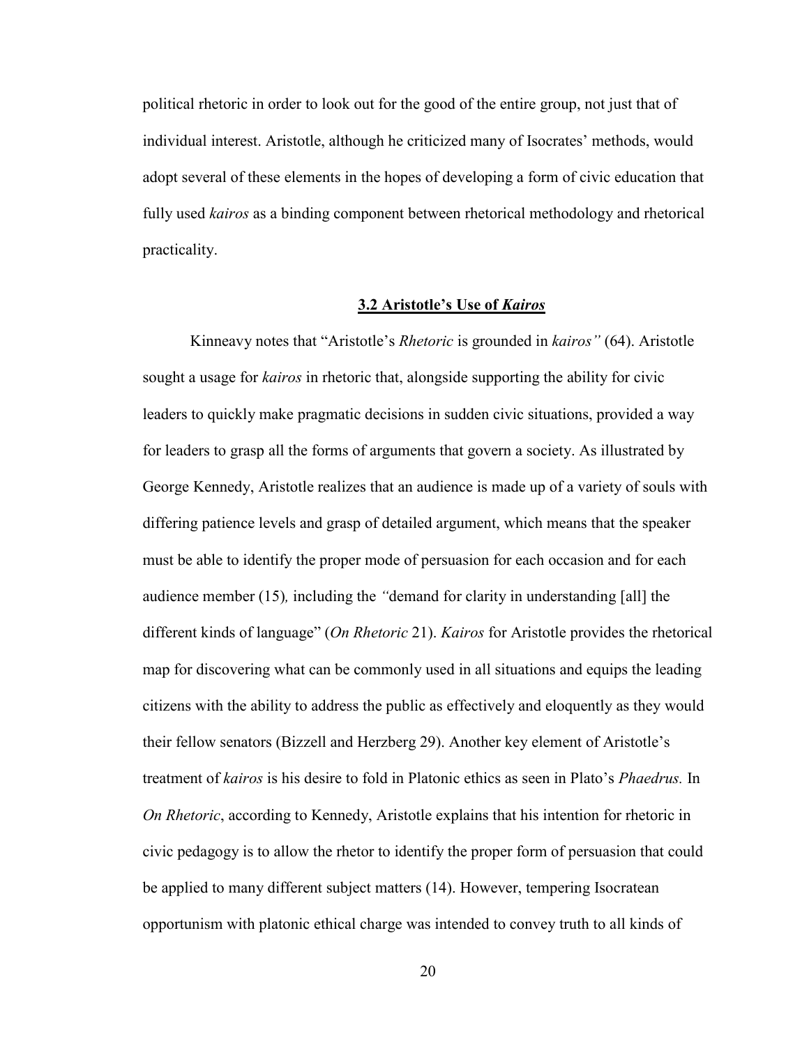political rhetoric in order to look out for the good of the entire group, not just that of individual interest. Aristotle, although he criticized many of Isocrates' methods, would adopt several of these elements in the hopes of developing a form of civic education that fully used *kairos* as a binding component between rhetorical methodology and rhetorical practicality.

### 3.2 Aristotle's Use of *Kairos*

Kinneavy notes that "Aristotle's *Rhetoric* is grounded in *kairos"* (64). Aristotle sought a usage for *kairos* in rhetoric that, alongside supporting the ability for civic leaders to quickly make pragmatic decisions in sudden civic situations, provided a way for leaders to grasp all the forms of arguments that govern a society. As illustrated by George Kennedy, Aristotle realizes that an audience is made up of a variety of souls with differing patience levels and grasp of detailed argument, which means that the speaker must be able to identify the proper mode of persuasion for each occasion and for each audience member (15)*,* including the *"*demand for clarity in understanding [all] the different kinds of language" (*On Rhetoric* 21). *Kairos* for Aristotle provides the rhetorical map for discovering what can be commonly used in all situations and equips the leading citizens with the ability to address the public as effectively and eloquently as they would their fellow senators (Bizzell and Herzberg 29). Another key element of Aristotle's treatment of *kairos* is his desire to fold in Platonic ethics as seen in Plato's *Phaedrus.* In *On Rhetoric*, according to Kennedy, Aristotle explains that his intention for rhetoric in civic pedagogy is to allow the rhetor to identify the proper form of persuasion that could be applied to many different subject matters (14). However, tempering Isocratean opportunism with platonic ethical charge was intended to convey truth to all kinds of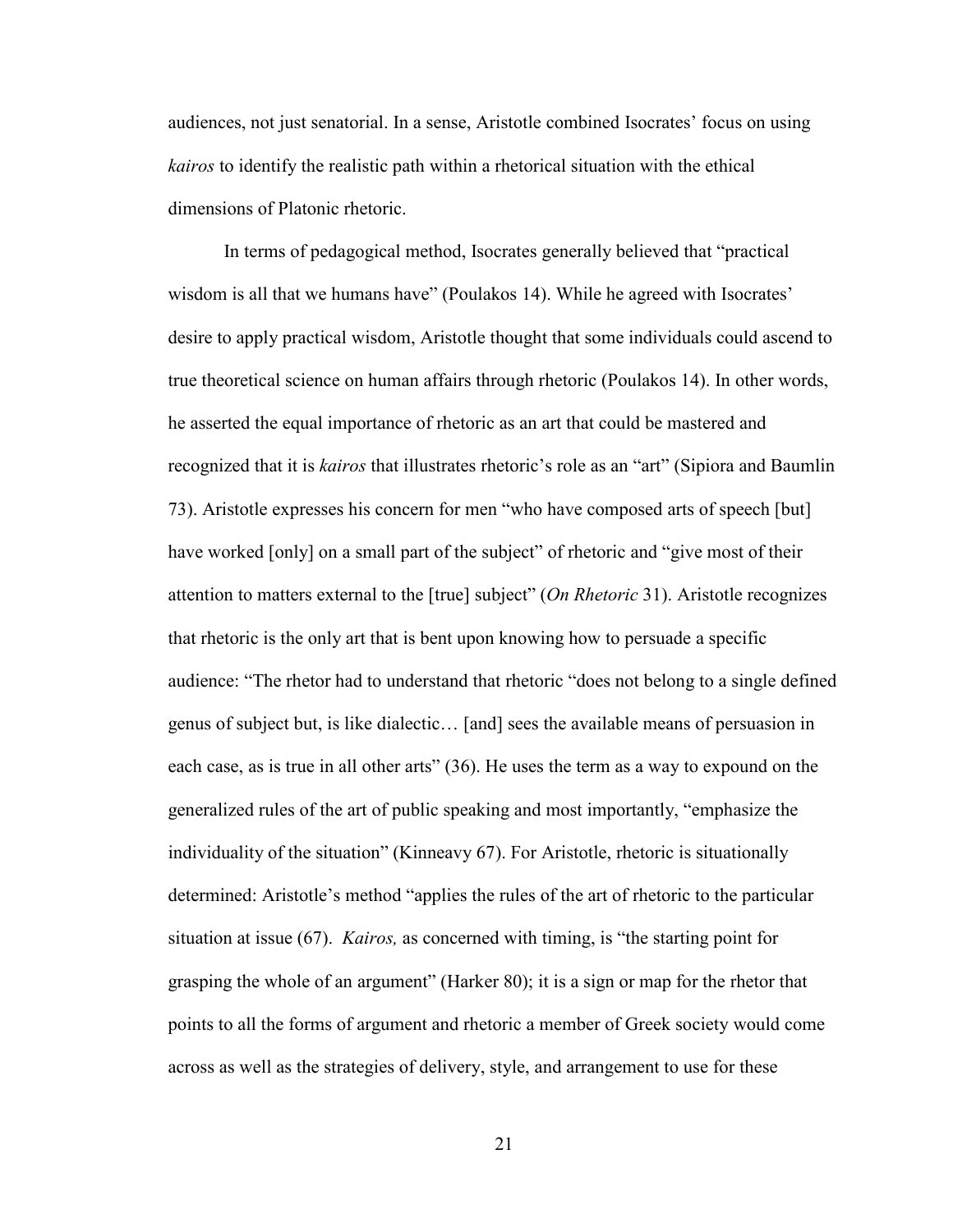audiences, not just senatorial. In a sense, Aristotle combined Isocrates' focus on using *kairos* to identify the realistic path within a rhetorical situation with the ethical dimensions of Platonic rhetoric.

In terms of pedagogical method, Isocrates generally believed that "practical wisdom is all that we humans have" (Poulakos 14). While he agreed with Isocrates' desire to apply practical wisdom, Aristotle thought that some individuals could ascend to true theoretical science on human affairs through rhetoric (Poulakos 14). In other words, he asserted the equal importance of rhetoric as an art that could be mastered and recognized that it is *kairos* that illustrates rhetoric's role as an "art" (Sipiora and Baumlin 73). Aristotle expresses his concern for men "who have composed arts of speech [but] have worked [only] on a small part of the subject" of rhetoric and "give most of their attention to matters external to the [true] subject" (*On Rhetoric* 31). Aristotle recognizes that rhetoric is the only art that is bent upon knowing how to persuade a specific audience: "The rhetor had to understand that rhetoric "does not belong to a single defined genus of subject but, is like dialectic… [and] sees the available means of persuasion in each case, as is true in all other arts" (36). He uses the term as a way to expound on the generalized rules of the art of public speaking and most importantly, "emphasize the individuality of the situation" (Kinneavy 67). For Aristotle, rhetoric is situationally determined: Aristotle's method "applies the rules of the art of rhetoric to the particular situation at issue (67). *Kairos,* as concerned with timing, is "the starting point for grasping the whole of an argument" (Harker 80); it is a sign or map for the rhetor that points to all the forms of argument and rhetoric a member of Greek society would come across as well as the strategies of delivery, style, and arrangement to use for these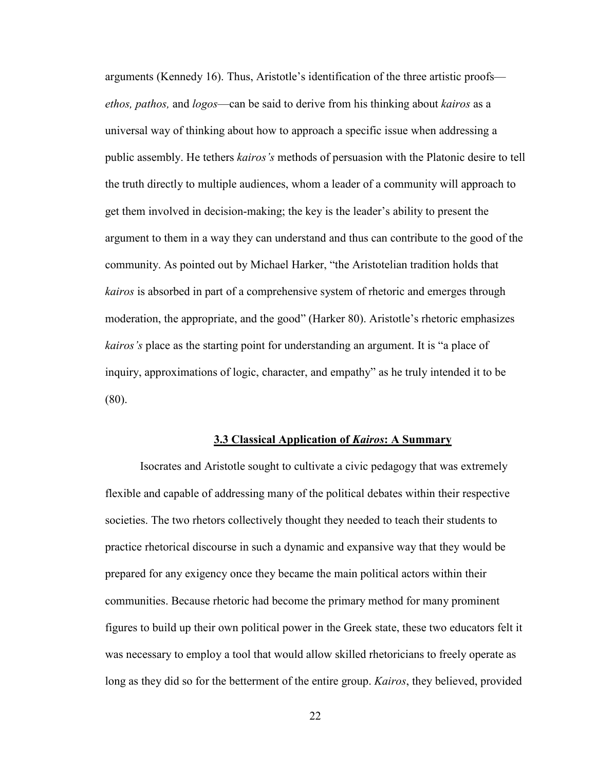arguments (Kennedy 16). Thus, Aristotle's identification of the three artistic proofs—*ethos, pathos,* and *logos*—can be said to derive from his thinking about *kairos* as a universal way of thinking about how to approach a specific issue when addressing a public assembly. He tethers *kairos's* methods of persuasion with the Platonic desire to tell the truth directly to multiple audiences, whom a leader of a community will approach to get them involved in decision-making; the key is the leader's ability to present the argument to them in a way they can understand and thus can contribute to the good of the community. As pointed out by Michael Harker, "the Aristotelian tradition holds that *kairos* is absorbed in part of a comprehensive system of rhetoric and emerges through moderation, the appropriate, and the good" (Harker 80). Aristotle's rhetoric emphasizes *kairos's* place as the starting point for understanding an argument. It is "a place of inquiry, approximations of logic, character, and empathy" as he truly intended it to be (80).

### 3.3 Classical Application of *Kairos*: A Summary

Isocrates and Aristotle sought to cultivate a civic pedagogy that was extremely flexible and capable of addressing many of the political debates within their respective societies. The two rhetors collectively thought they needed to teach their students to practice rhetorical discourse in such a dynamic and expansive way that they would be prepared for any exigency once they became the main political actors within their communities. Because rhetoric had become the primary method for many prominent figures to build up their own political power in the Greek state, these two educators felt it was necessary to employ a tool that would allow skilled rhetoricians to freely operate as long as they did so for the betterment of the entire group. *Kairos*, they believed, provided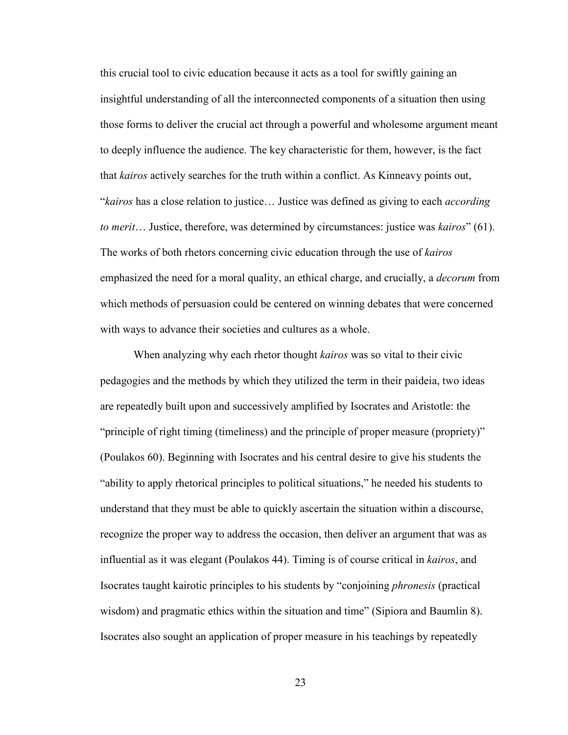this crucial tool to civic education because it acts as a tool for swiftly gaining an insightful understanding of all the interconnected components of a situation then using those forms to deliver the crucial act through a powerful and wholesome argument meant to deeply influence the audience. The key characteristic for them, however, is the fact that *kairos* actively searches for the truth within a conflict. As Kinneavy points out, "*kairos* has a close relation to justice… Justice was defined as giving to each *according to merit*… Justice, therefore, was determined by circumstances: justice was *kairos*" (61). The works of both rhetors concerning civic education through the use of *kairos* emphasized the need for a moral quality, an ethical charge, and crucially, a *decorum* from which methods of persuasion could be centered on winning debates that were concerned with ways to advance their societies and cultures as a whole.

When analyzing why each rhetor thought *kairos* was so vital to their civic pedagogies and the methods by which they utilized the term in their paideia, two ideas are repeatedly built upon and successively amplified by Isocrates and Aristotle: the "principle of right timing (timeliness) and the principle of proper measure (propriety)" (Poulakos 60). Beginning with Isocrates and his central desire to give his students the "ability to apply rhetorical principles to political situations," he needed his students to understand that they must be able to quickly ascertain the situation within a discourse, recognize the proper way to address the occasion, then deliver an argument that was as influential as it was elegant (Poulakos 44). Timing is of course critical in *kairos*, and Isocrates taught kairotic principles to his students by "conjoining *phronesis* (practical wisdom) and pragmatic ethics within the situation and time" (Sipiora and Baumlin 8). Isocrates also sought an application of proper measure in his teachings by repeatedly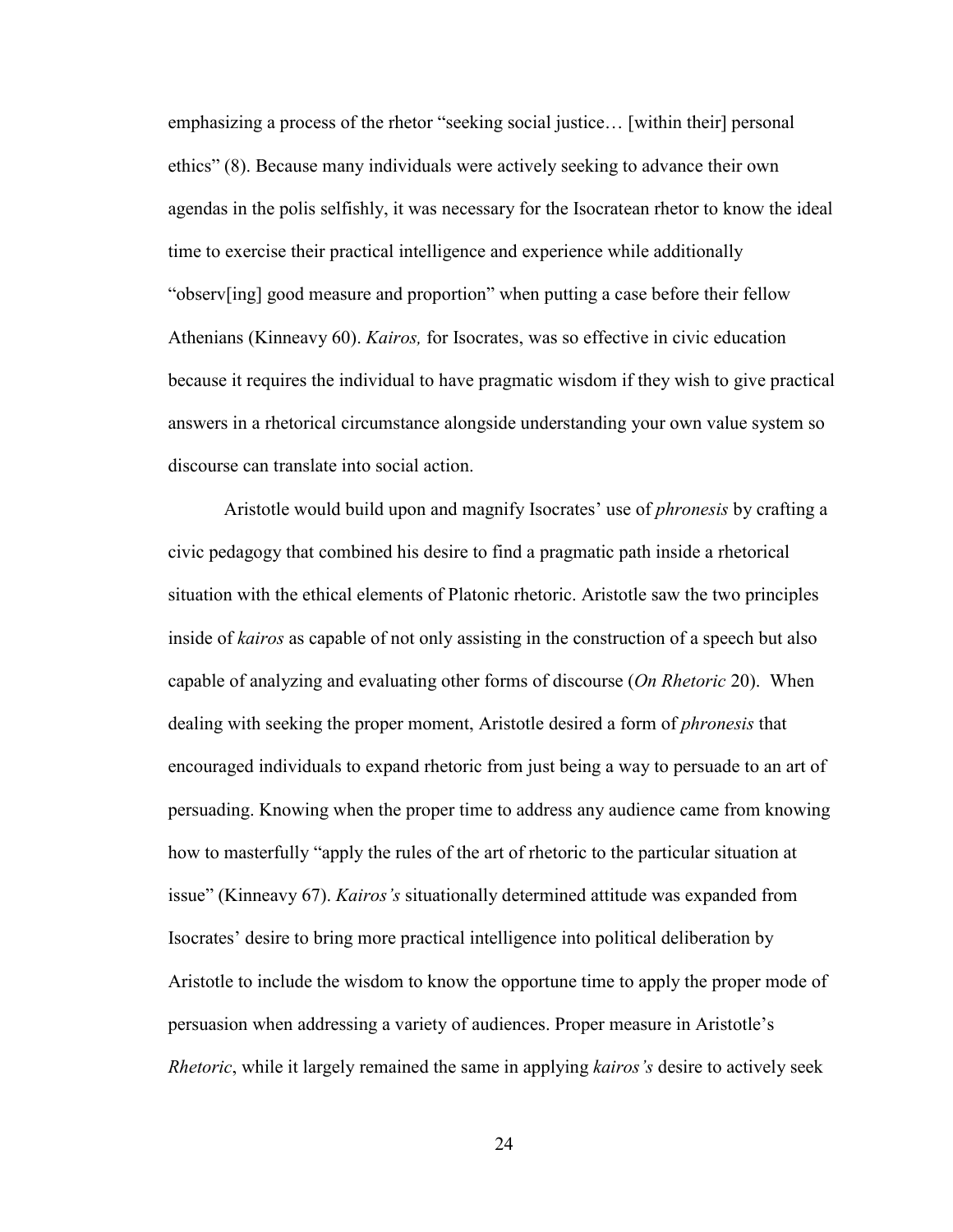emphasizing a process of the rhetor "seeking social justice… [within their] personal ethics" (8). Because many individuals were actively seeking to advance their own agendas in the polis selfishly, it was necessary for the Isocratean rhetor to know the ideal time to exercise their practical intelligence and experience while additionally "observ[ing] good measure and proportion" when putting a case before their fellow Athenians (Kinneavy 60). *Kairos,* for Isocrates, was so effective in civic education because it requires the individual to have pragmatic wisdom if they wish to give practical answers in a rhetorical circumstance alongside understanding your own value system so discourse can translate into social action.

Aristotle would build upon and magnify Isocrates' use of *phronesis* by crafting a civic pedagogy that combined his desire to find a pragmatic path inside a rhetorical situation with the ethical elements of Platonic rhetoric. Aristotle saw the two principles inside of *kairos* as capable of not only assisting in the construction of a speech but also capable of analyzing and evaluating other forms of discourse (*On Rhetoric* 20). When dealing with seeking the proper moment, Aristotle desired a form of *phronesis* that encouraged individuals to expand rhetoric from just being a way to persuade to an art of persuading. Knowing when the proper time to address any audience came from knowing how to masterfully "apply the rules of the art of rhetoric to the particular situation at issue" (Kinneavy 67). *Kairos's* situationally determined attitude was expanded from Isocrates' desire to bring more practical intelligence into political deliberation by Aristotle to include the wisdom to know the opportune time to apply the proper mode of persuasion when addressing a variety of audiences. Proper measure in Aristotle's *Rhetoric*, while it largely remained the same in applying *kairos's* desire to actively seek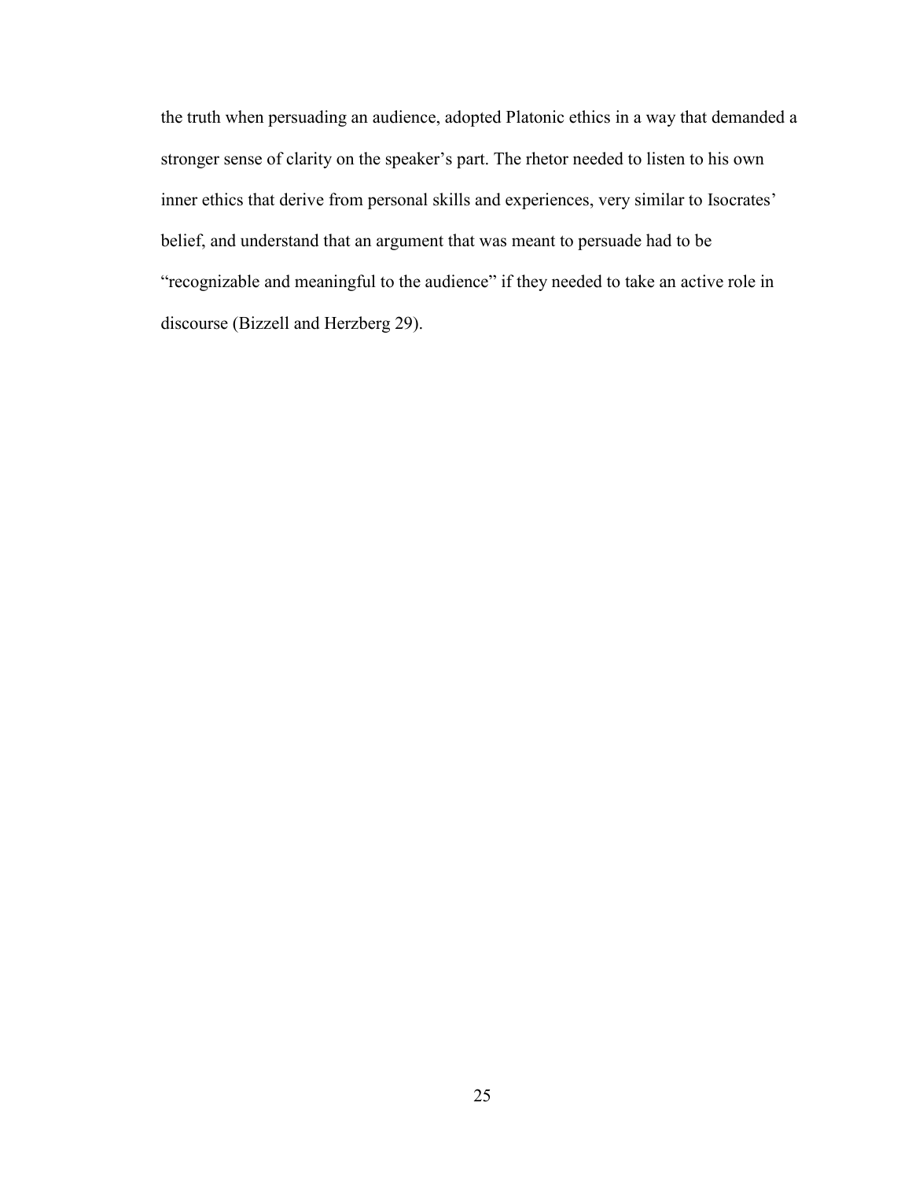the truth when persuading an audience, adopted Platonic ethics in a way that demanded a stronger sense of clarity on the speaker's part. The rhetor needed to listen to his own inner ethics that derive from personal skills and experiences, very similar to Isocrates' belief, and understand that an argument that was meant to persuade had to be "recognizable and meaningful to the audience" if they needed to take an active role in discourse (Bizzell and Herzberg 29).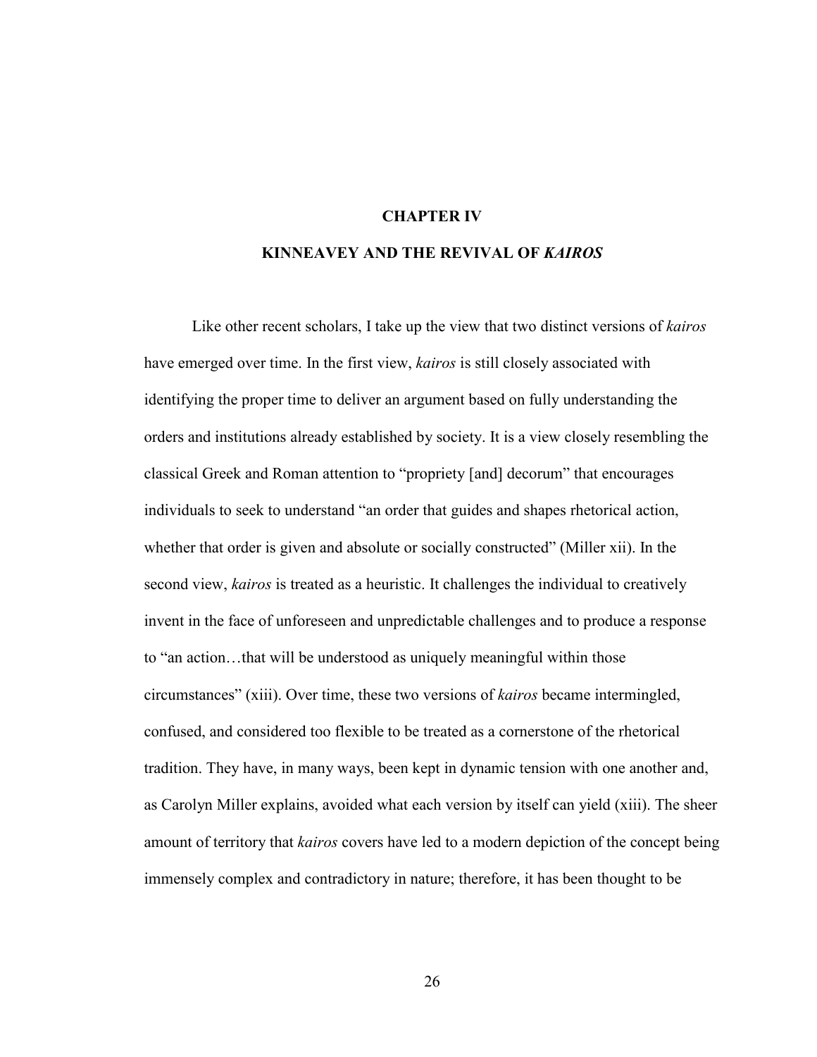# CHAPTER IV

# KINNEAVEY AND THE REVIVAL OF *KAIROS*

Like other recent scholars, I take up the view that two distinct versions of *kairos* have emerged over time. In the first view, *kairos* is still closely associated with identifying the proper time to deliver an argument based on fully understanding the orders and institutions already established by society. It is a view closely resembling the classical Greek and Roman attention to "propriety [and] decorum" that encourages individuals to seek to understand "an order that guides and shapes rhetorical action, whether that order is given and absolute or socially constructed" (Miller xii). In the second view, *kairos* is treated as a heuristic. It challenges the individual to creatively invent in the face of unforeseen and unpredictable challenges and to produce a response to "an action…that will be understood as uniquely meaningful within those circumstances" (xiii). Over time, these two versions of *kairos* became intermingled, confused, and considered too flexible to be treated as a cornerstone of the rhetorical tradition. They have, in many ways, been kept in dynamic tension with one another and, as Carolyn Miller explains, avoided what each version by itself can yield (xiii). The sheer amount of territory that *kairos* covers have led to a modern depiction of the concept being immensely complex and contradictory in nature; therefore, it has been thought to be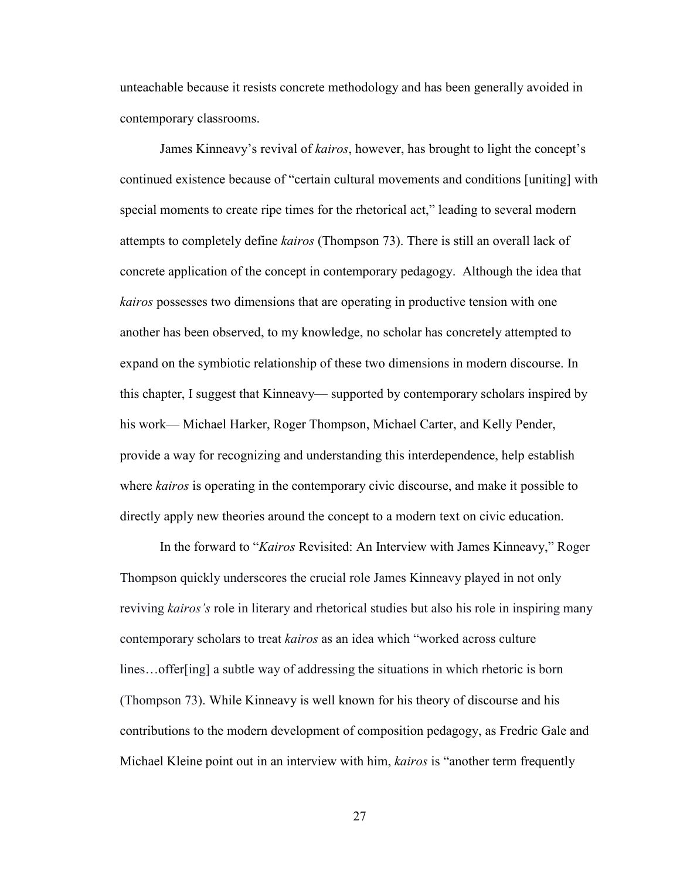unteachable because it resists concrete methodology and has been generally avoided in contemporary classrooms.

James Kinneavy's revival of *kairos*, however, has brought to light the concept's continued existence because of "certain cultural movements and conditions [uniting] with special moments to create ripe times for the rhetorical act," leading to several modern attempts to completely define *kairos* (Thompson 73). There is still an overall lack of concrete application of the concept in contemporary pedagogy. Although the idea that *kairos* possesses two dimensions that are operating in productive tension with one another has been observed, to my knowledge, no scholar has concretely attempted to expand on the symbiotic relationship of these two dimensions in modern discourse. In this chapter, I suggest that Kinneavy— supported by contemporary scholars inspired by his work— Michael Harker, Roger Thompson, Michael Carter, and Kelly Pender, provide a way for recognizing and understanding this interdependence, help establish where *kairos* is operating in the contemporary civic discourse, and make it possible to directly apply new theories around the concept to a modern text on civic education.

In the forward to "*Kairos* Revisited: An Interview with James Kinneavy," Roger Thompson quickly underscores the crucial role James Kinneavy played in not only reviving *kairos's* role in literary and rhetorical studies but also his role in inspiring many contemporary scholars to treat *kairos* as an idea which "worked across culture lines…offer[ing] a subtle way of addressing the situations in which rhetoric is born (Thompson 73). While Kinneavy is well known for his theory of discourse and his contributions to the modern development of composition pedagogy, as Fredric Gale and Michael Kleine point out in an interview with him, *kairos* is "another term frequently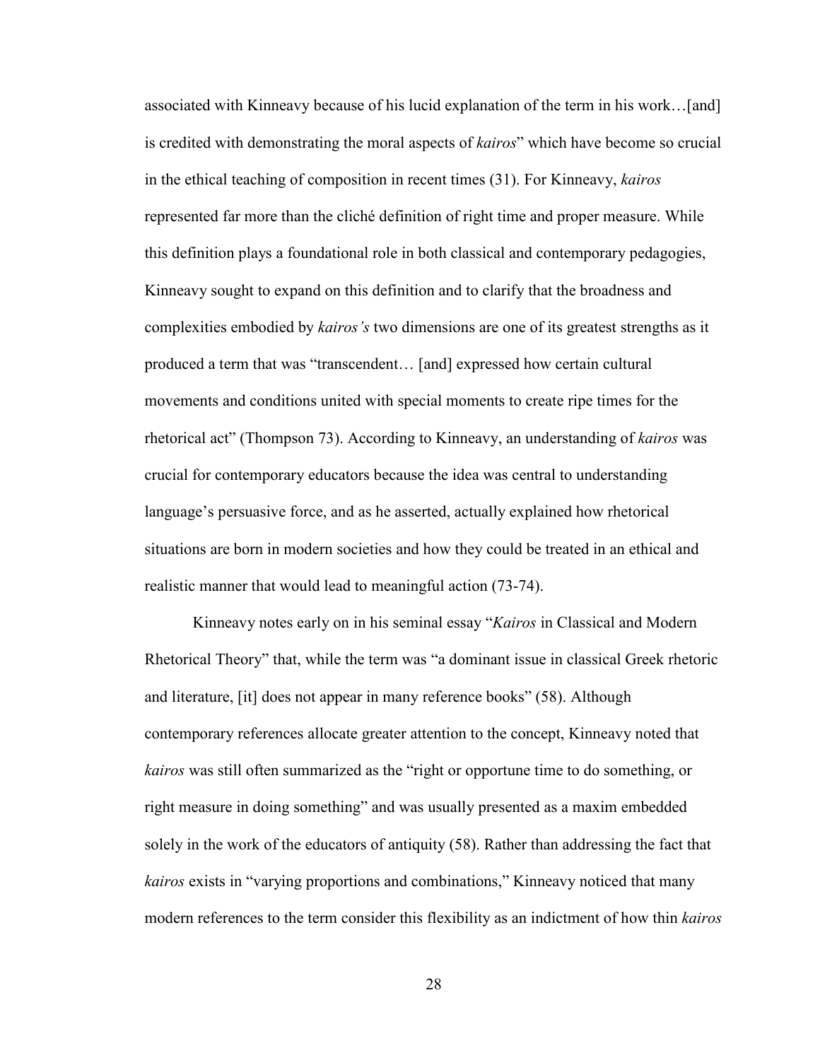associated with Kinneavy because of his lucid explanation of the term in his work…[and] is credited with demonstrating the moral aspects of *kairos*" which have become so crucial in the ethical teaching of composition in recent times (31). For Kinneavy, *kairos* represented far more than the cliché definition of right time and proper measure. While this definition plays a foundational role in both classical and contemporary pedagogies, Kinneavy sought to expand on this definition and to clarify that the broadness and complexities embodied by *kairos's* two dimensions are one of its greatest strengths as it produced a term that was "transcendent… [and] expressed how certain cultural movements and conditions united with special moments to create ripe times for the rhetorical act" (Thompson 73). According to Kinneavy, an understanding of *kairos* was crucial for contemporary educators because the idea was central to understanding language's persuasive force, and as he asserted, actually explained how rhetorical situations are born in modern societies and how they could be treated in an ethical and realistic manner that would lead to meaningful action (73-74).

Kinneavy notes early on in his seminal essay "*Kairos* in Classical and Modern Rhetorical Theory" that, while the term was "a dominant issue in classical Greek rhetoric and literature, [it] does not appear in many reference books" (58). Although contemporary references allocate greater attention to the concept, Kinneavy noted that *kairos* was still often summarized as the "right or opportune time to do something, or right measure in doing something" and was usually presented as a maxim embedded solely in the work of the educators of antiquity (58). Rather than addressing the fact that *kairos* exists in "varying proportions and combinations," Kinneavy noticed that many modern references to the term consider this flexibility as an indictment of how thin *kairos*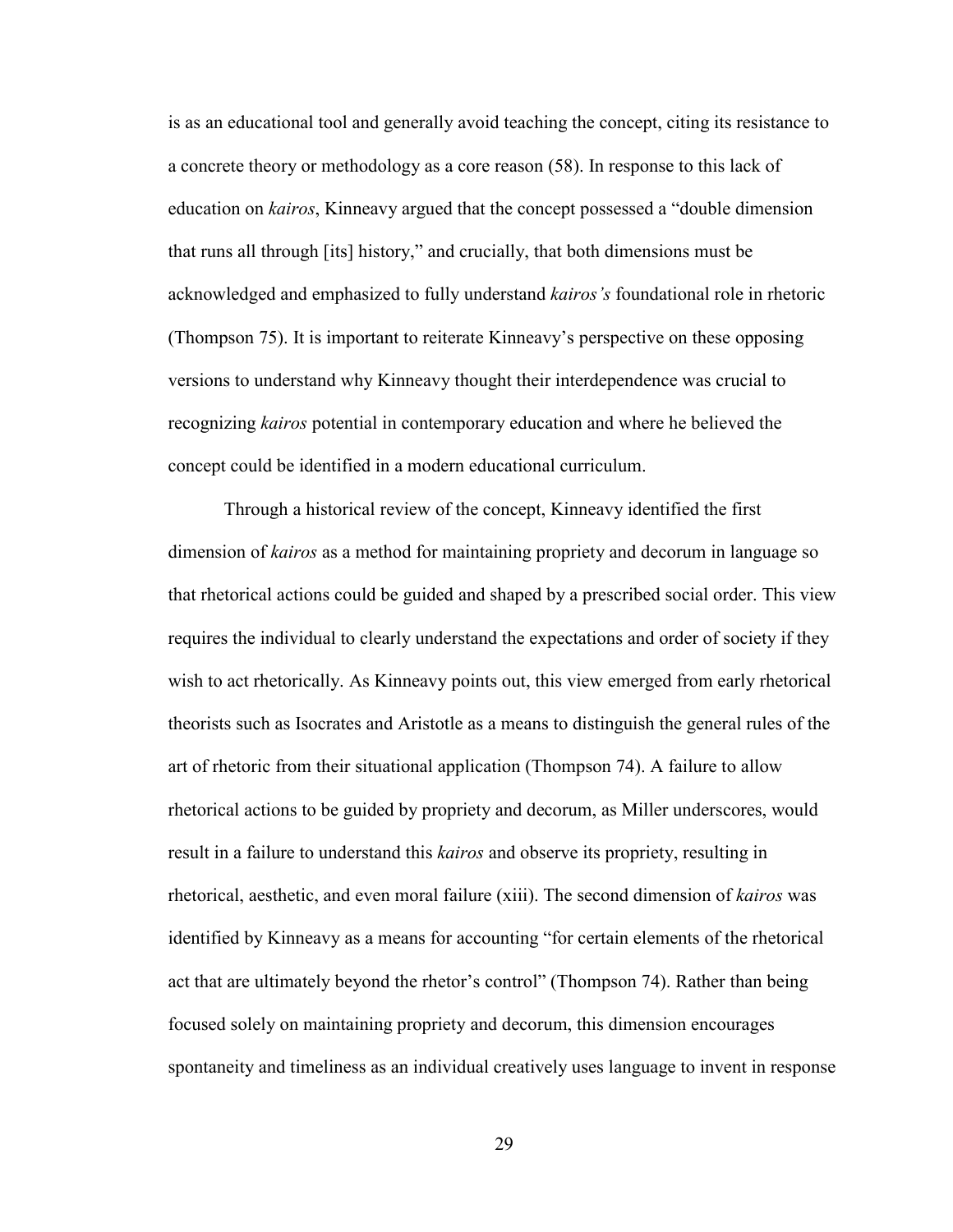is as an educational tool and generally avoid teaching the concept, citing its resistance to a concrete theory or methodology as a core reason (58). In response to this lack of education on *kairos*, Kinneavy argued that the concept possessed a "double dimension that runs all through [its] history," and crucially, that both dimensions must be acknowledged and emphasized to fully understand *kairos's* foundational role in rhetoric (Thompson 75). It is important to reiterate Kinneavy's perspective on these opposing versions to understand why Kinneavy thought their interdependence was crucial to recognizing *kairos* potential in contemporary education and where he believed the concept could be identified in a modern educational curriculum.

Through a historical review of the concept, Kinneavy identified the first dimension of *kairos* as a method for maintaining propriety and decorum in language so that rhetorical actions could be guided and shaped by a prescribed social order. This view requires the individual to clearly understand the expectations and order of society if they wish to act rhetorically. As Kinneavy points out, this view emerged from early rhetorical theorists such as Isocrates and Aristotle as a means to distinguish the general rules of the art of rhetoric from their situational application (Thompson 74). A failure to allow rhetorical actions to be guided by propriety and decorum, as Miller underscores, would result in a failure to understand this *kairos* and observe its propriety, resulting in rhetorical, aesthetic, and even moral failure (xiii). The second dimension of *kairos* was identified by Kinneavy as a means for accounting "for certain elements of the rhetorical act that are ultimately beyond the rhetor's control" (Thompson 74). Rather than being focused solely on maintaining propriety and decorum, this dimension encourages spontaneity and timeliness as an individual creatively uses language to invent in response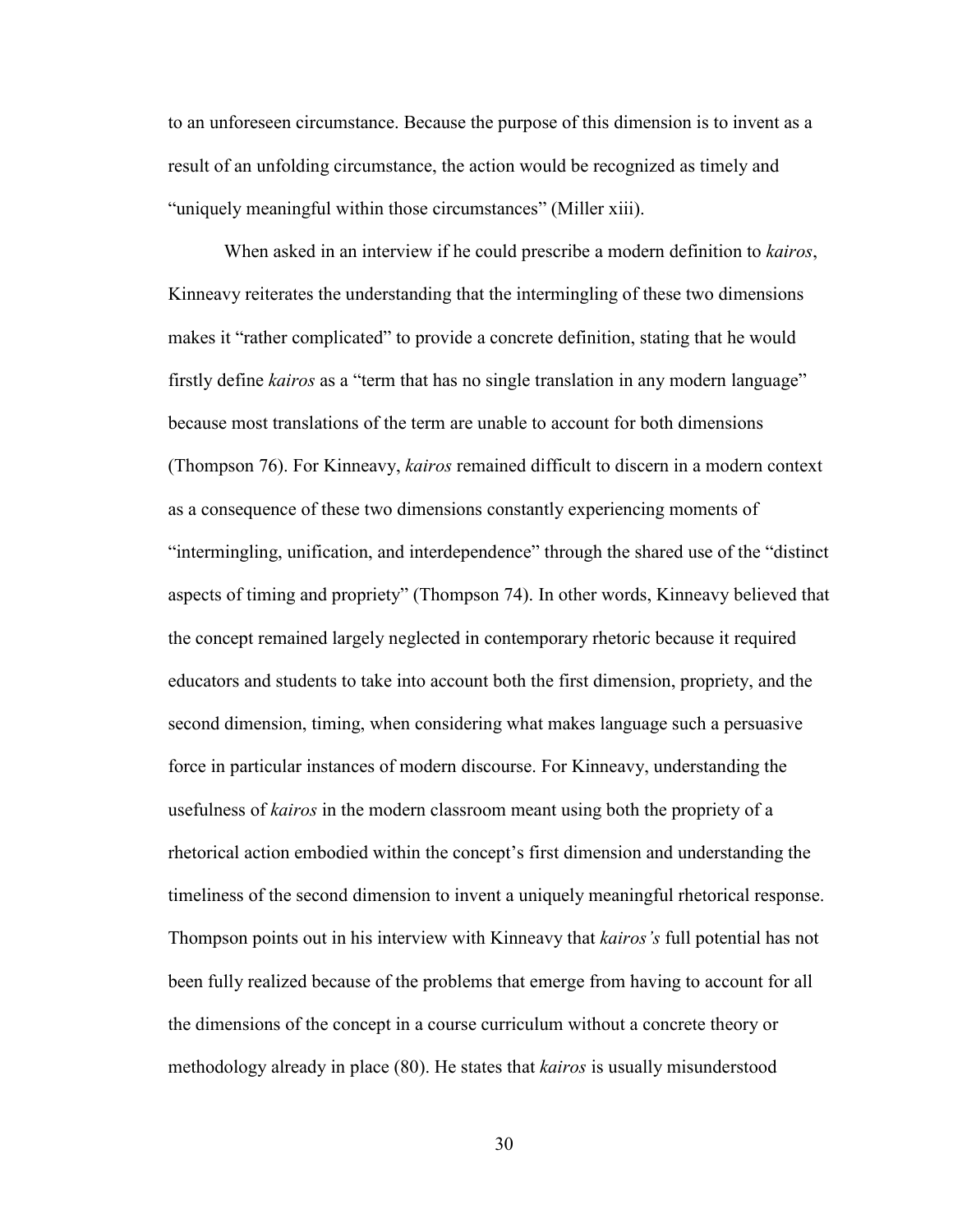to an unforeseen circumstance. Because the purpose of this dimension is to invent as a result of an unfolding circumstance, the action would be recognized as timely and "uniquely meaningful within those circumstances" (Miller xiii).

When asked in an interview if he could prescribe a modern definition to *kairos*, Kinneavy reiterates the understanding that the intermingling of these two dimensions makes it "rather complicated" to provide a concrete definition, stating that he would firstly define *kairos* as a "term that has no single translation in any modern language" because most translations of the term are unable to account for both dimensions (Thompson 76). For Kinneavy, *kairos* remained difficult to discern in a modern context as a consequence of these two dimensions constantly experiencing moments of "intermingling, unification, and interdependence" through the shared use of the "distinct aspects of timing and propriety" (Thompson 74). In other words, Kinneavy believed that the concept remained largely neglected in contemporary rhetoric because it required educators and students to take into account both the first dimension, propriety, and the second dimension, timing, when considering what makes language such a persuasive force in particular instances of modern discourse. For Kinneavy, understanding the usefulness of *kairos* in the modern classroom meant using both the propriety of a rhetorical action embodied within the concept's first dimension and understanding the timeliness of the second dimension to invent a uniquely meaningful rhetorical response. Thompson points out in his interview with Kinneavy that *kairos's* full potential has not been fully realized because of the problems that emerge from having to account for all the dimensions of the concept in a course curriculum without a concrete theory or methodology already in place (80). He states that *kairos* is usually misunderstood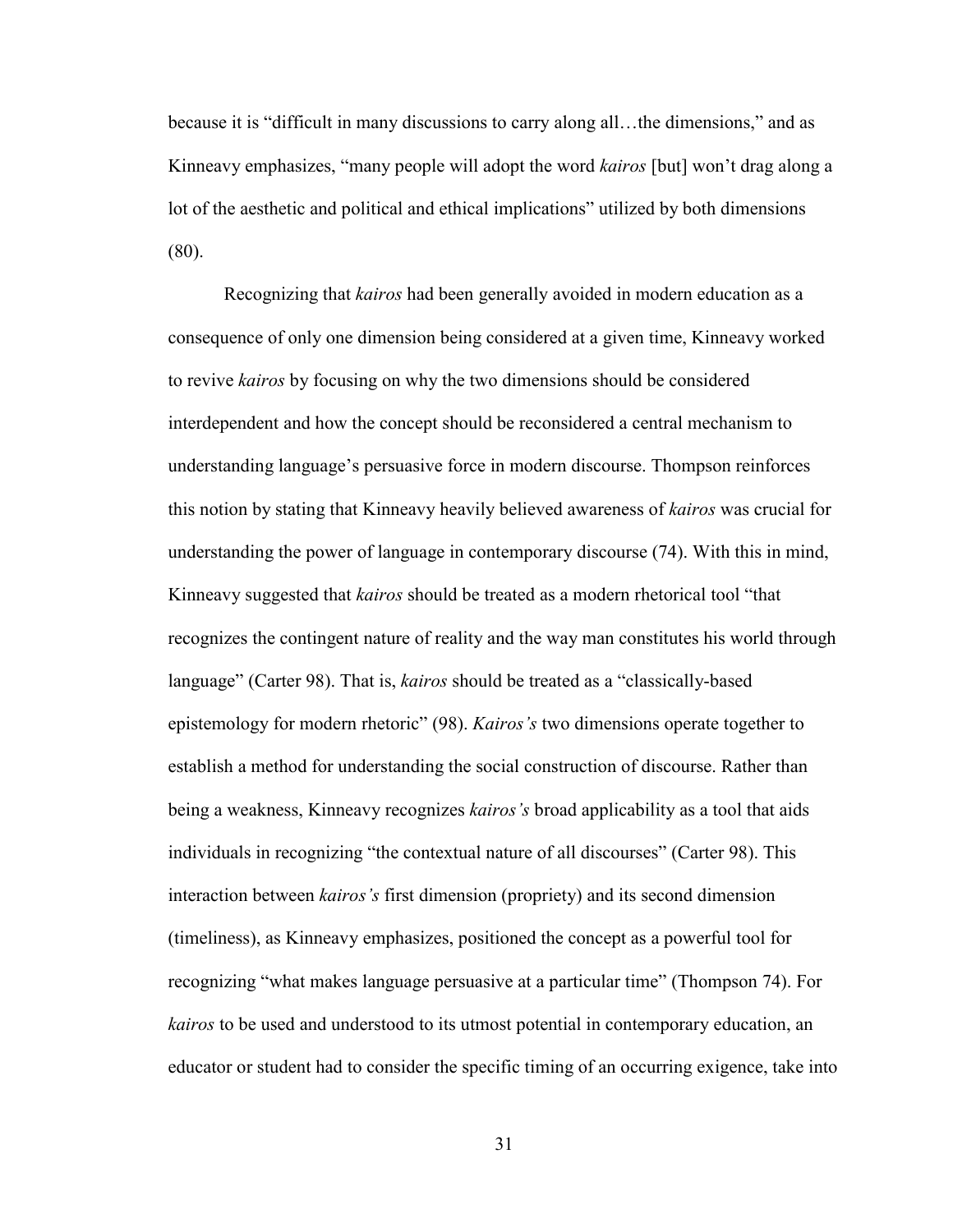because it is "difficult in many discussions to carry along all…the dimensions," and as Kinneavy emphasizes, "many people will adopt the word *kairos* [but] won't drag along a lot of the aesthetic and political and ethical implications" utilized by both dimensions (80).

Recognizing that *kairos* had been generally avoided in modern education as a consequence of only one dimension being considered at a given time, Kinneavy worked to revive *kairos* by focusing on why the two dimensions should be considered interdependent and how the concept should be reconsidered a central mechanism to understanding language's persuasive force in modern discourse. Thompson reinforces this notion by stating that Kinneavy heavily believed awareness of *kairos* was crucial for understanding the power of language in contemporary discourse (74). With this in mind, Kinneavy suggested that *kairos* should be treated as a modern rhetorical tool "that recognizes the contingent nature of reality and the way man constitutes his world through language" (Carter 98). That is, *kairos* should be treated as a "classically-based epistemology for modern rhetoric" (98). *Kairos's* two dimensions operate together to establish a method for understanding the social construction of discourse. Rather than being a weakness, Kinneavy recognizes *kairos's* broad applicability as a tool that aids individuals in recognizing "the contextual nature of all discourses" (Carter 98). This interaction between *kairos's* first dimension (propriety) and its second dimension (timeliness), as Kinneavy emphasizes, positioned the concept as a powerful tool for recognizing "what makes language persuasive at a particular time" (Thompson 74). For *kairos* to be used and understood to its utmost potential in contemporary education, an educator or student had to consider the specific timing of an occurring exigence, take into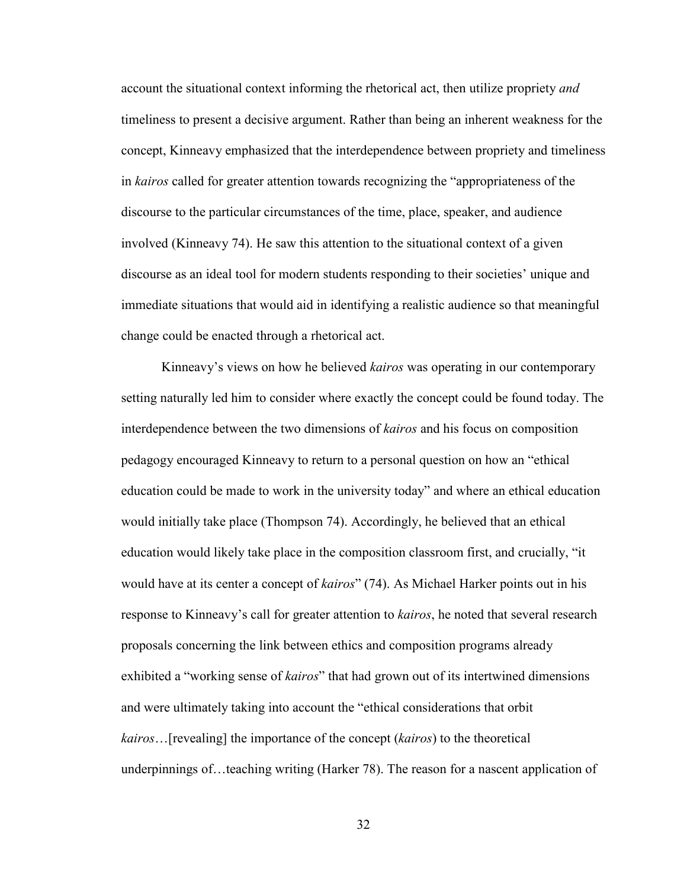account the situational context informing the rhetorical act, then utilize propriety *and* timeliness to present a decisive argument. Rather than being an inherent weakness for the concept, Kinneavy emphasized that the interdependence between propriety and timeliness in *kairos* called for greater attention towards recognizing the "appropriateness of the discourse to the particular circumstances of the time, place, speaker, and audience involved (Kinneavy 74). He saw this attention to the situational context of a given discourse as an ideal tool for modern students responding to their societies' unique and immediate situations that would aid in identifying a realistic audience so that meaningful change could be enacted through a rhetorical act.

Kinneavy's views on how he believed *kairos* was operating in our contemporary setting naturally led him to consider where exactly the concept could be found today. The interdependence between the two dimensions of *kairos* and his focus on composition pedagogy encouraged Kinneavy to return to a personal question on how an "ethical education could be made to work in the university today" and where an ethical education would initially take place (Thompson 74). Accordingly, he believed that an ethical education would likely take place in the composition classroom first, and crucially, "it would have at its center a concept of *kairos*" (74). As Michael Harker points out in his response to Kinneavy's call for greater attention to *kairos*, he noted that several research proposals concerning the link between ethics and composition programs already exhibited a "working sense of *kairos*" that had grown out of its intertwined dimensions and were ultimately taking into account the "ethical considerations that orbit *kairos*…[revealing] the importance of the concept (*kairos*) to the theoretical underpinnings of…teaching writing (Harker 78). The reason for a nascent application of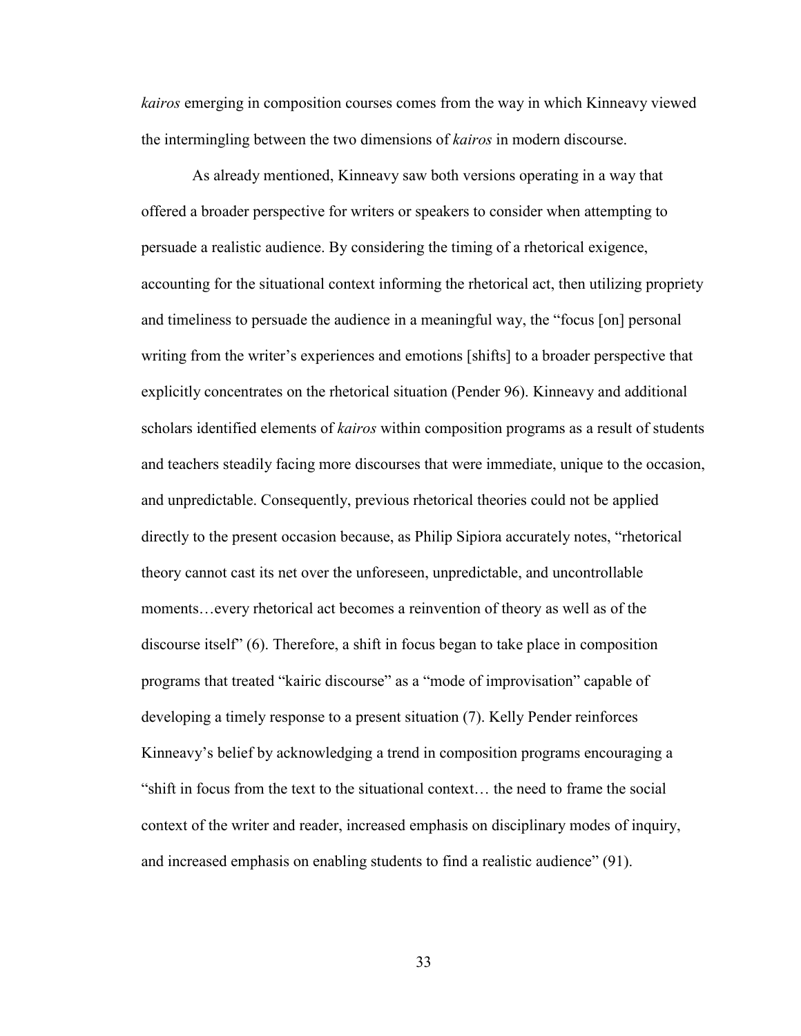*kairos* emerging in composition courses comes from the way in which Kinneavy viewed the intermingling between the two dimensions of *kairos* in modern discourse.

As already mentioned, Kinneavy saw both versions operating in a way that offered a broader perspective for writers or speakers to consider when attempting to persuade a realistic audience. By considering the timing of a rhetorical exigence, accounting for the situational context informing the rhetorical act, then utilizing propriety and timeliness to persuade the audience in a meaningful way, the "focus [on] personal writing from the writer's experiences and emotions [shifts] to a broader perspective that explicitly concentrates on the rhetorical situation (Pender 96). Kinneavy and additional scholars identified elements of *kairos* within composition programs as a result of students and teachers steadily facing more discourses that were immediate, unique to the occasion, and unpredictable. Consequently, previous rhetorical theories could not be applied directly to the present occasion because, as Philip Sipiora accurately notes, "rhetorical theory cannot cast its net over the unforeseen, unpredictable, and uncontrollable moments…every rhetorical act becomes a reinvention of theory as well as of the discourse itself" (6). Therefore, a shift in focus began to take place in composition programs that treated "kairic discourse" as a "mode of improvisation" capable of developing a timely response to a present situation (7). Kelly Pender reinforces Kinneavy's belief by acknowledging a trend in composition programs encouraging a "shift in focus from the text to the situational context… the need to frame the social context of the writer and reader, increased emphasis on disciplinary modes of inquiry, and increased emphasis on enabling students to find a realistic audience" (91).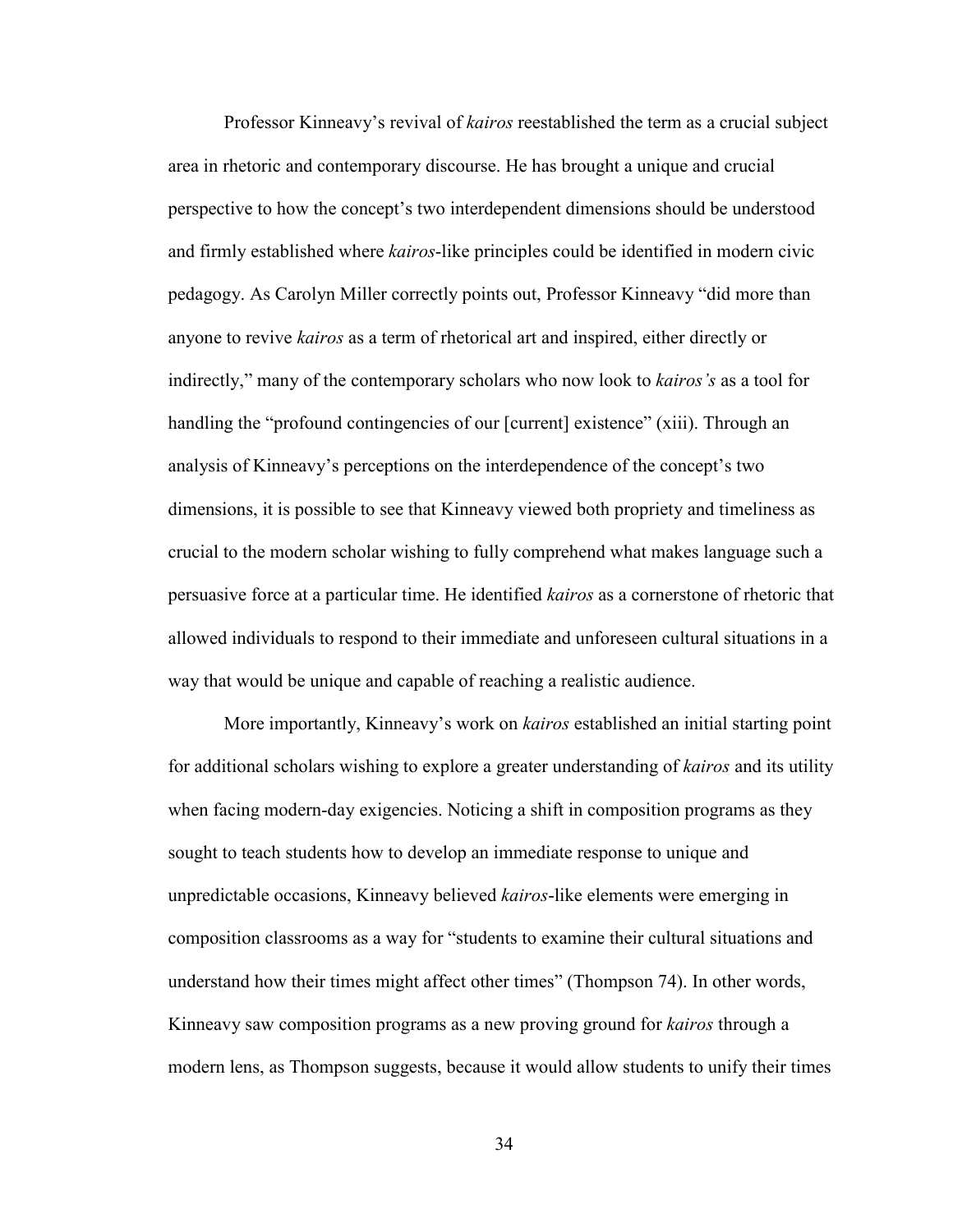Professor Kinneavy's revival of *kairos* reestablished the term as a crucial subject area in rhetoric and contemporary discourse. He has brought a unique and crucial perspective to how the concept's two interdependent dimensions should be understood and firmly established where *kairos*-like principles could be identified in modern civic pedagogy. As Carolyn Miller correctly points out, Professor Kinneavy "did more than anyone to revive *kairos* as a term of rhetorical art and inspired, either directly or indirectly," many of the contemporary scholars who now look to *kairos's* as a tool for handling the "profound contingencies of our [current] existence" (xiii). Through an analysis of Kinneavy's perceptions on the interdependence of the concept's two dimensions, it is possible to see that Kinneavy viewed both propriety and timeliness as crucial to the modern scholar wishing to fully comprehend what makes language such a persuasive force at a particular time. He identified *kairos* as a cornerstone of rhetoric that allowed individuals to respond to their immediate and unforeseen cultural situations in a way that would be unique and capable of reaching a realistic audience.

More importantly, Kinneavy's work on *kairos* established an initial starting point for additional scholars wishing to explore a greater understanding of *kairos* and its utility when facing modern-day exigencies. Noticing a shift in composition programs as they sought to teach students how to develop an immediate response to unique and unpredictable occasions, Kinneavy believed *kairos*-like elements were emerging in composition classrooms as a way for "students to examine their cultural situations and understand how their times might affect other times" (Thompson 74). In other words, Kinneavy saw composition programs as a new proving ground for *kairos* through a modern lens, as Thompson suggests, because it would allow students to unify their times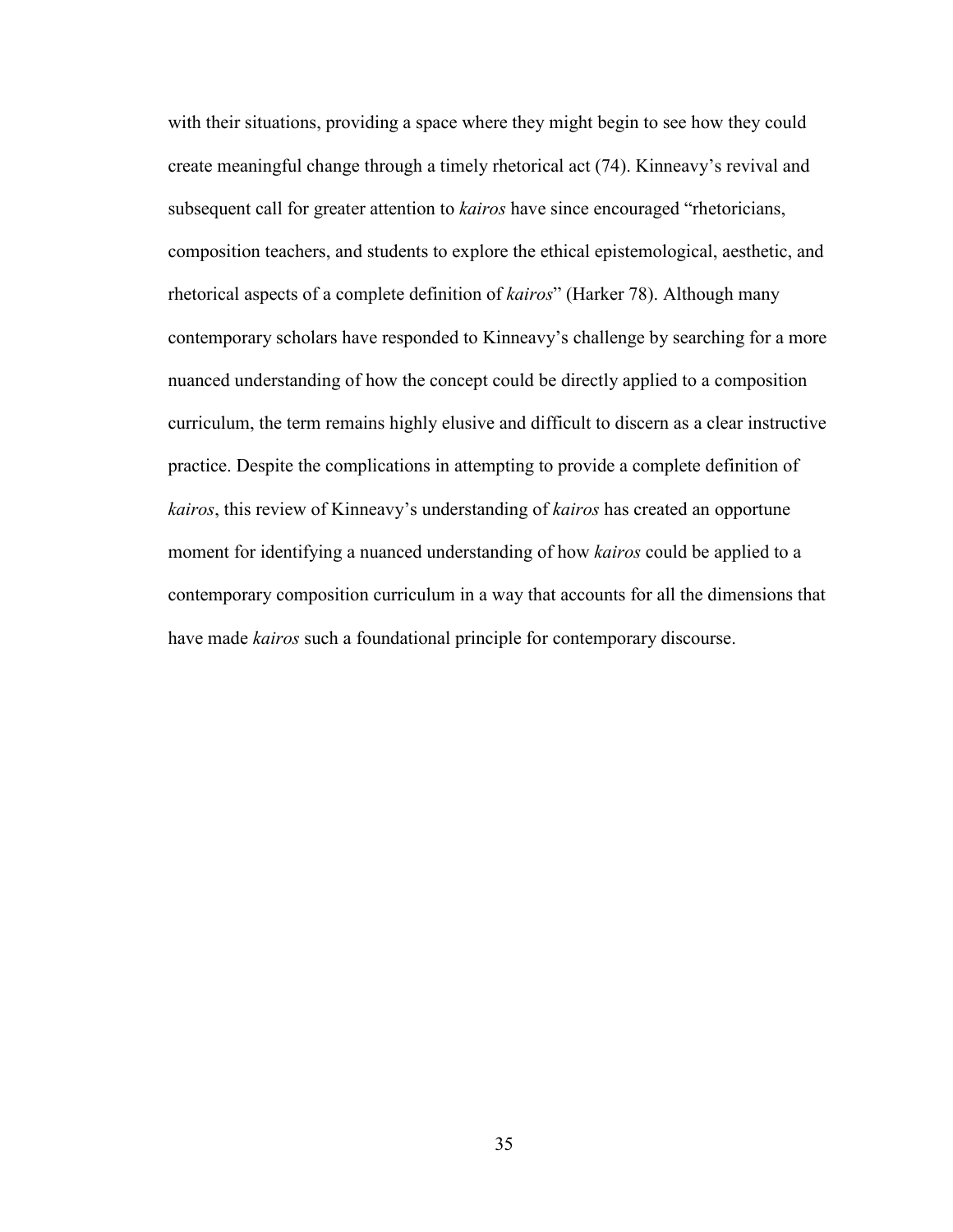with their situations, providing a space where they might begin to see how they could create meaningful change through a timely rhetorical act (74). Kinneavy's revival and subsequent call for greater attention to *kairos* have since encouraged "rhetoricians, composition teachers, and students to explore the ethical epistemological, aesthetic, and rhetorical aspects of a complete definition of *kairos*" (Harker 78). Although many contemporary scholars have responded to Kinneavy's challenge by searching for a more nuanced understanding of how the concept could be directly applied to a composition curriculum, the term remains highly elusive and difficult to discern as a clear instructive practice. Despite the complications in attempting to provide a complete definition of *kairos*, this review of Kinneavy's understanding of *kairos* has created an opportune moment for identifying a nuanced understanding of how *kairos* could be applied to a contemporary composition curriculum in a way that accounts for all the dimensions that have made *kairos* such a foundational principle for contemporary discourse.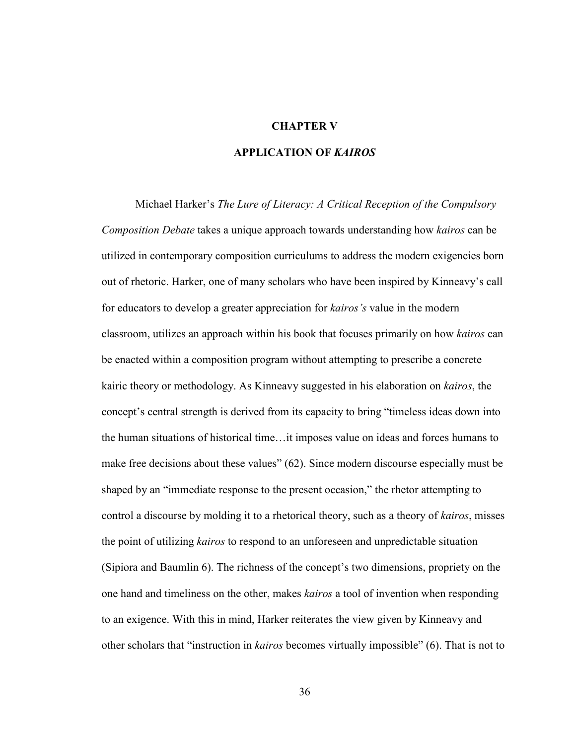# CHAPTER V

# APPLICATION OF *KAIROS*

Michael Harker's *The Lure of Literacy: A Critical Reception of the Compulsory Composition Debate* takes a unique approach towards understanding how *kairos* can be utilized in contemporary composition curriculums to address the modern exigencies born out of rhetoric. Harker, one of many scholars who have been inspired by Kinneavy's call for educators to develop a greater appreciation for *kairos's* value in the modern classroom, utilizes an approach within his book that focuses primarily on how *kairos* can be enacted within a composition program without attempting to prescribe a concrete kairic theory or methodology. As Kinneavy suggested in his elaboration on *kairos*, the concept's central strength is derived from its capacity to bring "timeless ideas down into the human situations of historical time…it imposes value on ideas and forces humans to make free decisions about these values" (62). Since modern discourse especially must be shaped by an "immediate response to the present occasion," the rhetor attempting to control a discourse by molding it to a rhetorical theory, such as a theory of *kairos*, misses the point of utilizing *kairos* to respond to an unforeseen and unpredictable situation (Sipiora and Baumlin 6). The richness of the concept's two dimensions, propriety on the one hand and timeliness on the other, makes *kairos* a tool of invention when responding to an exigence. With this in mind, Harker reiterates the view given by Kinneavy and other scholars that "instruction in *kairos* becomes virtually impossible" (6). That is not to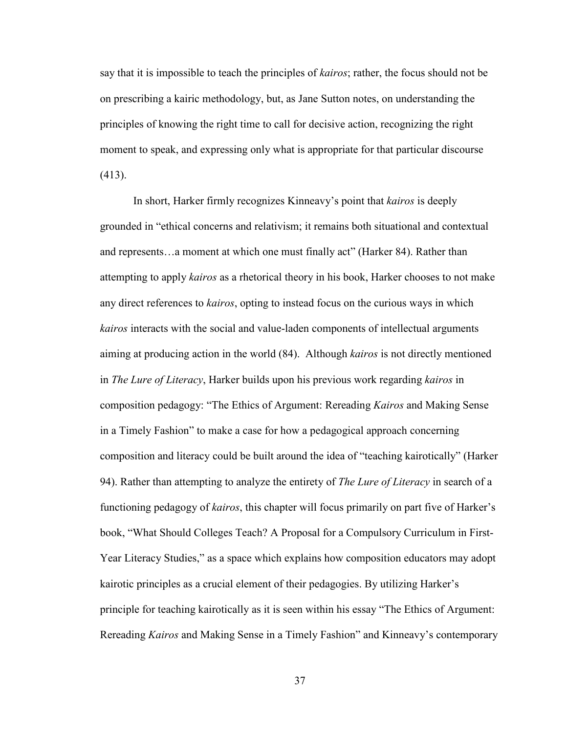say that it is impossible to teach the principles of *kairos*; rather, the focus should not be on prescribing a kairic methodology, but, as Jane Sutton notes, on understanding the principles of knowing the right time to call for decisive action, recognizing the right moment to speak, and expressing only what is appropriate for that particular discourse (413).

In short, Harker firmly recognizes Kinneavy's point that *kairos* is deeply grounded in "ethical concerns and relativism; it remains both situational and contextual and represents…a moment at which one must finally act" (Harker 84). Rather than attempting to apply *kairos* as a rhetorical theory in his book, Harker chooses to not make any direct references to *kairos*, opting to instead focus on the curious ways in which *kairos* interacts with the social and value-laden components of intellectual arguments aiming at producing action in the world (84). Although *kairos* is not directly mentioned in *The Lure of Literacy*, Harker builds upon his previous work regarding *kairos* in composition pedagogy: "The Ethics of Argument: Rereading *Kairos* and Making Sense in a Timely Fashion" to make a case for how a pedagogical approach concerning composition and literacy could be built around the idea of "teaching kairotically" (Harker 94). Rather than attempting to analyze the entirety of *The Lure of Literacy* in search of a functioning pedagogy of *kairos*, this chapter will focus primarily on part five of Harker's book, "What Should Colleges Teach? A Proposal for a Compulsory Curriculum in First-Year Literacy Studies," as a space which explains how composition educators may adopt kairotic principles as a crucial element of their pedagogies. By utilizing Harker's principle for teaching kairotically as it is seen within his essay "The Ethics of Argument: Rereading *Kairos* and Making Sense in a Timely Fashion" and Kinneavy's contemporary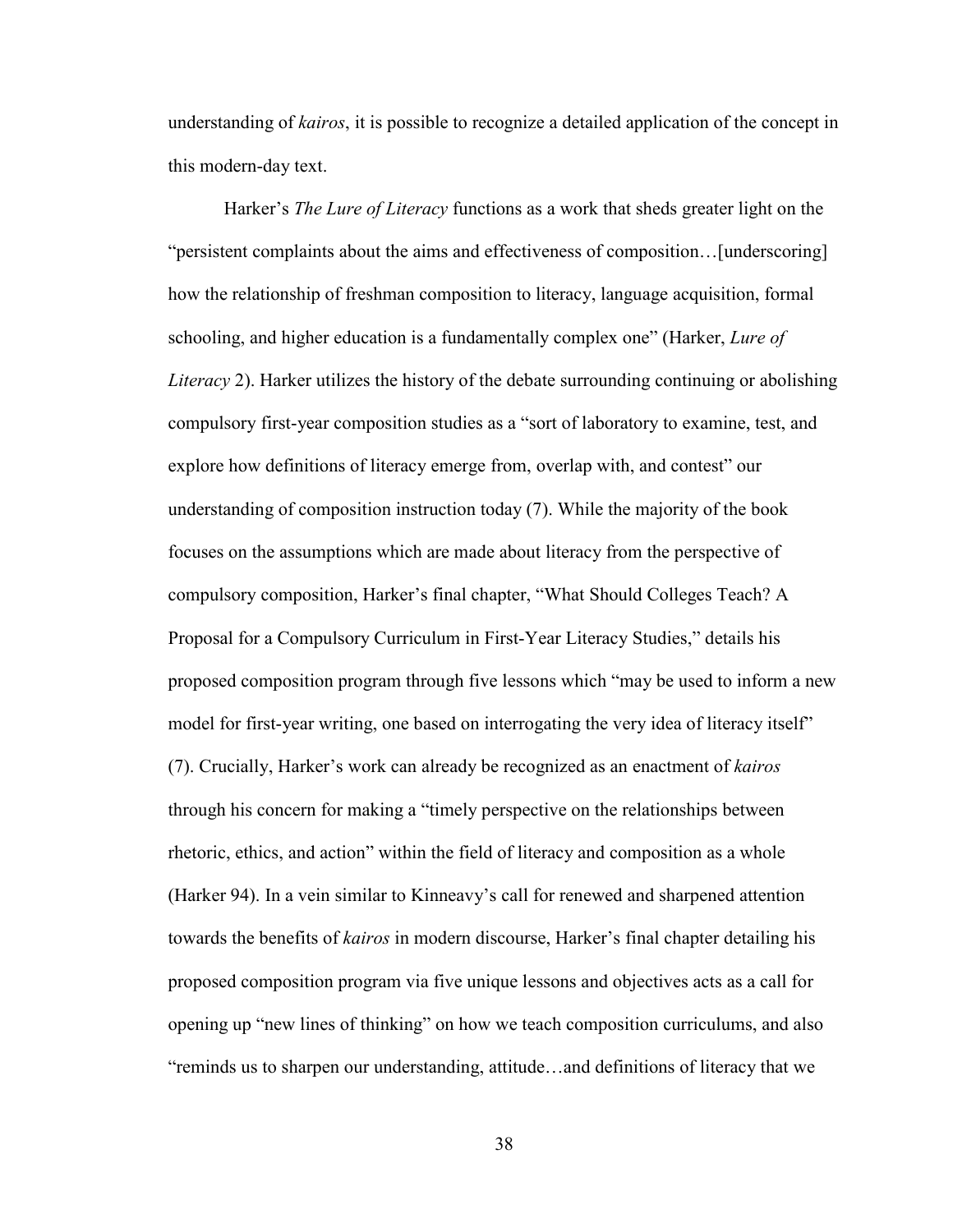understanding of *kairos*, it is possible to recognize a detailed application of the concept in this modern-day text.

Harker's *The Lure of Literacy* functions as a work that sheds greater light on the "persistent complaints about the aims and effectiveness of composition…[underscoring] how the relationship of freshman composition to literacy, language acquisition, formal schooling, and higher education is a fundamentally complex one" (Harker, *Lure of Literacy* 2). Harker utilizes the history of the debate surrounding continuing or abolishing compulsory first-year composition studies as a "sort of laboratory to examine, test, and explore how definitions of literacy emerge from, overlap with, and contest" our understanding of composition instruction today (7). While the majority of the book focuses on the assumptions which are made about literacy from the perspective of compulsory composition, Harker's final chapter, "What Should Colleges Teach? A Proposal for a Compulsory Curriculum in First-Year Literacy Studies," details his proposed composition program through five lessons which "may be used to inform a new model for first-year writing, one based on interrogating the very idea of literacy itself" (7). Crucially, Harker's work can already be recognized as an enactment of *kairos* through his concern for making a "timely perspective on the relationships between rhetoric, ethics, and action" within the field of literacy and composition as a whole (Harker 94). In a vein similar to Kinneavy's call for renewed and sharpened attention towards the benefits of *kairos* in modern discourse, Harker's final chapter detailing his proposed composition program via five unique lessons and objectives acts as a call for opening up "new lines of thinking" on how we teach composition curriculums, and also "reminds us to sharpen our understanding, attitude…and definitions of literacy that we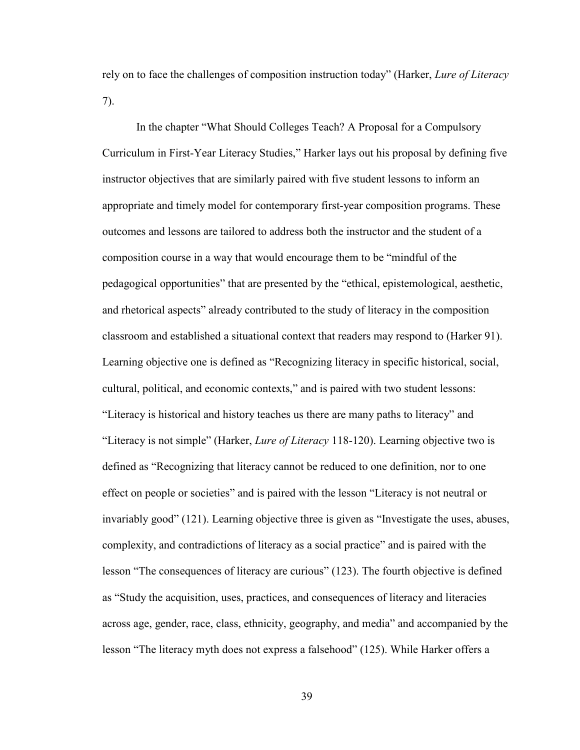rely on to face the challenges of composition instruction today" (Harker, *Lure of Literacy* 7).

In the chapter "What Should Colleges Teach? A Proposal for a Compulsory Curriculum in First-Year Literacy Studies," Harker lays out his proposal by defining five instructor objectives that are similarly paired with five student lessons to inform an appropriate and timely model for contemporary first-year composition programs. These outcomes and lessons are tailored to address both the instructor and the student of a composition course in a way that would encourage them to be "mindful of the pedagogical opportunities" that are presented by the "ethical, epistemological, aesthetic, and rhetorical aspects" already contributed to the study of literacy in the composition classroom and established a situational context that readers may respond to (Harker 91). Learning objective one is defined as "Recognizing literacy in specific historical, social, cultural, political, and economic contexts," and is paired with two student lessons: "Literacy is historical and history teaches us there are many paths to literacy" and "Literacy is not simple" (Harker, *Lure of Literacy* 118-120). Learning objective two is defined as "Recognizing that literacy cannot be reduced to one definition, nor to one effect on people or societies" and is paired with the lesson "Literacy is not neutral or invariably good" (121). Learning objective three is given as "Investigate the uses, abuses, complexity, and contradictions of literacy as a social practice" and is paired with the lesson "The consequences of literacy are curious" (123). The fourth objective is defined as "Study the acquisition, uses, practices, and consequences of literacy and literacies across age, gender, race, class, ethnicity, geography, and media" and accompanied by the lesson "The literacy myth does not express a falsehood" (125). While Harker offers a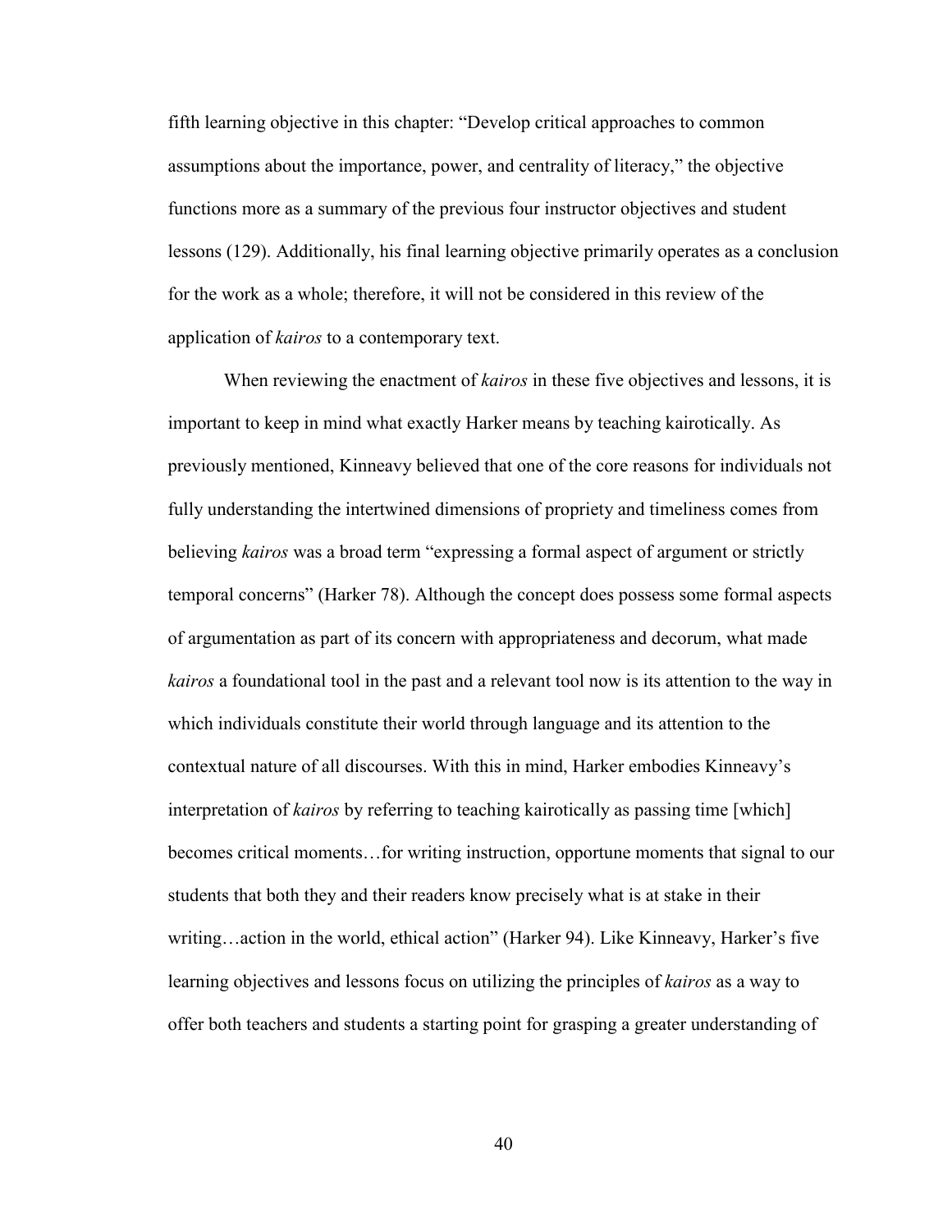fifth learning objective in this chapter: "Develop critical approaches to common assumptions about the importance, power, and centrality of literacy," the objective functions more as a summary of the previous four instructor objectives and student lessons (129). Additionally, his final learning objective primarily operates as a conclusion for the work as a whole; therefore, it will not be considered in this review of the application of *kairos* to a contemporary text.

When reviewing the enactment of *kairos* in these five objectives and lessons, it is important to keep in mind what exactly Harker means by teaching kairotically. As previously mentioned, Kinneavy believed that one of the core reasons for individuals not fully understanding the intertwined dimensions of propriety and timeliness comes from believing *kairos* was a broad term "expressing a formal aspect of argument or strictly temporal concerns" (Harker 78). Although the concept does possess some formal aspects of argumentation as part of its concern with appropriateness and decorum, what made *kairos* a foundational tool in the past and a relevant tool now is its attention to the way in which individuals constitute their world through language and its attention to the contextual nature of all discourses. With this in mind, Harker embodies Kinneavy's interpretation of *kairos* by referring to teaching kairotically as passing time [which] becomes critical moments…for writing instruction, opportune moments that signal to our students that both they and their readers know precisely what is at stake in their writing…action in the world, ethical action" (Harker 94). Like Kinneavy, Harker's five learning objectives and lessons focus on utilizing the principles of *kairos* as a way to offer both teachers and students a starting point for grasping a greater understanding of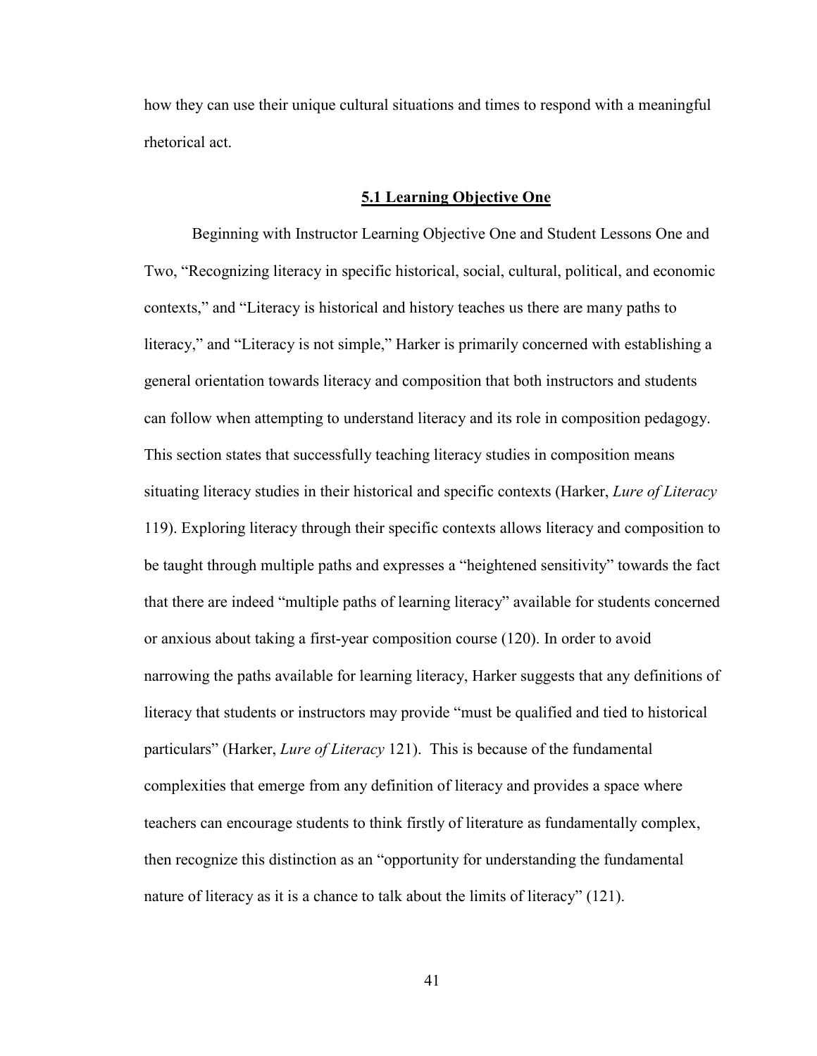how they can use their unique cultural situations and times to respond with a meaningful rhetorical act.

## 5.1 Learning Objective One

Beginning with Instructor Learning Objective One and Student Lessons One and Two, "Recognizing literacy in specific historical, social, cultural, political, and economic contexts," and "Literacy is historical and history teaches us there are many paths to literacy," and "Literacy is not simple," Harker is primarily concerned with establishing a general orientation towards literacy and composition that both instructors and students can follow when attempting to understand literacy and its role in composition pedagogy. This section states that successfully teaching literacy studies in composition means situating literacy studies in their historical and specific contexts (Harker, *Lure of Literacy* 119). Exploring literacy through their specific contexts allows literacy and composition to be taught through multiple paths and expresses a "heightened sensitivity" towards the fact that there are indeed "multiple paths of learning literacy" available for students concerned or anxious about taking a first-year composition course (120). In order to avoid narrowing the paths available for learning literacy, Harker suggests that any definitions of literacy that students or instructors may provide "must be qualified and tied to historical particulars" (Harker, *Lure of Literacy* 121). This is because of the fundamental complexities that emerge from any definition of literacy and provides a space where teachers can encourage students to think firstly of literature as fundamentally complex, then recognize this distinction as an "opportunity for understanding the fundamental nature of literacy as it is a chance to talk about the limits of literacy" (121).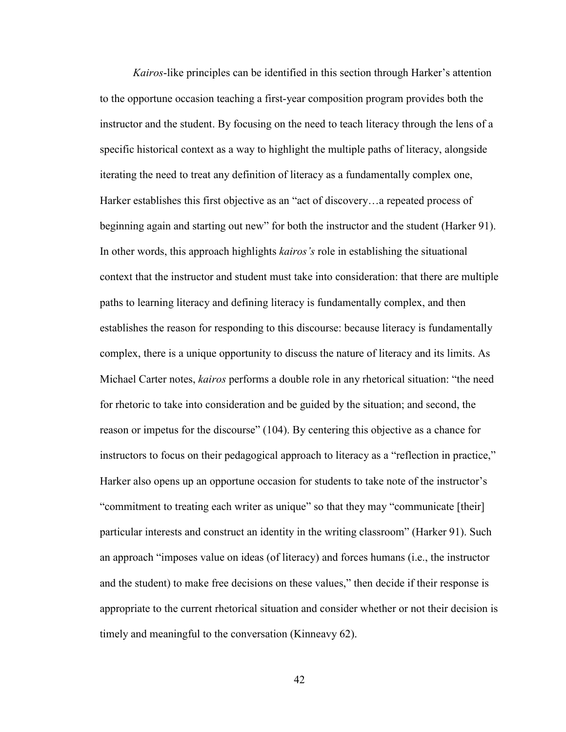*Kairos*-like principles can be identified in this section through Harker's attention to the opportune occasion teaching a first-year composition program provides both the instructor and the student. By focusing on the need to teach literacy through the lens of a specific historical context as a way to highlight the multiple paths of literacy, alongside iterating the need to treat any definition of literacy as a fundamentally complex one, Harker establishes this first objective as an "act of discovery…a repeated process of beginning again and starting out new" for both the instructor and the student (Harker 91). In other words, this approach highlights *kairos's* role in establishing the situational context that the instructor and student must take into consideration: that there are multiple paths to learning literacy and defining literacy is fundamentally complex, and then establishes the reason for responding to this discourse: because literacy is fundamentally complex, there is a unique opportunity to discuss the nature of literacy and its limits. As Michael Carter notes, *kairos* performs a double role in any rhetorical situation: "the need for rhetoric to take into consideration and be guided by the situation; and second, the reason or impetus for the discourse" (104). By centering this objective as a chance for instructors to focus on their pedagogical approach to literacy as a "reflection in practice," Harker also opens up an opportune occasion for students to take note of the instructor's "commitment to treating each writer as unique" so that they may "communicate [their] particular interests and construct an identity in the writing classroom" (Harker 91). Such an approach "imposes value on ideas (of literacy) and forces humans (i.e., the instructor and the student) to make free decisions on these values," then decide if their response is appropriate to the current rhetorical situation and consider whether or not their decision is timely and meaningful to the conversation (Kinneavy 62).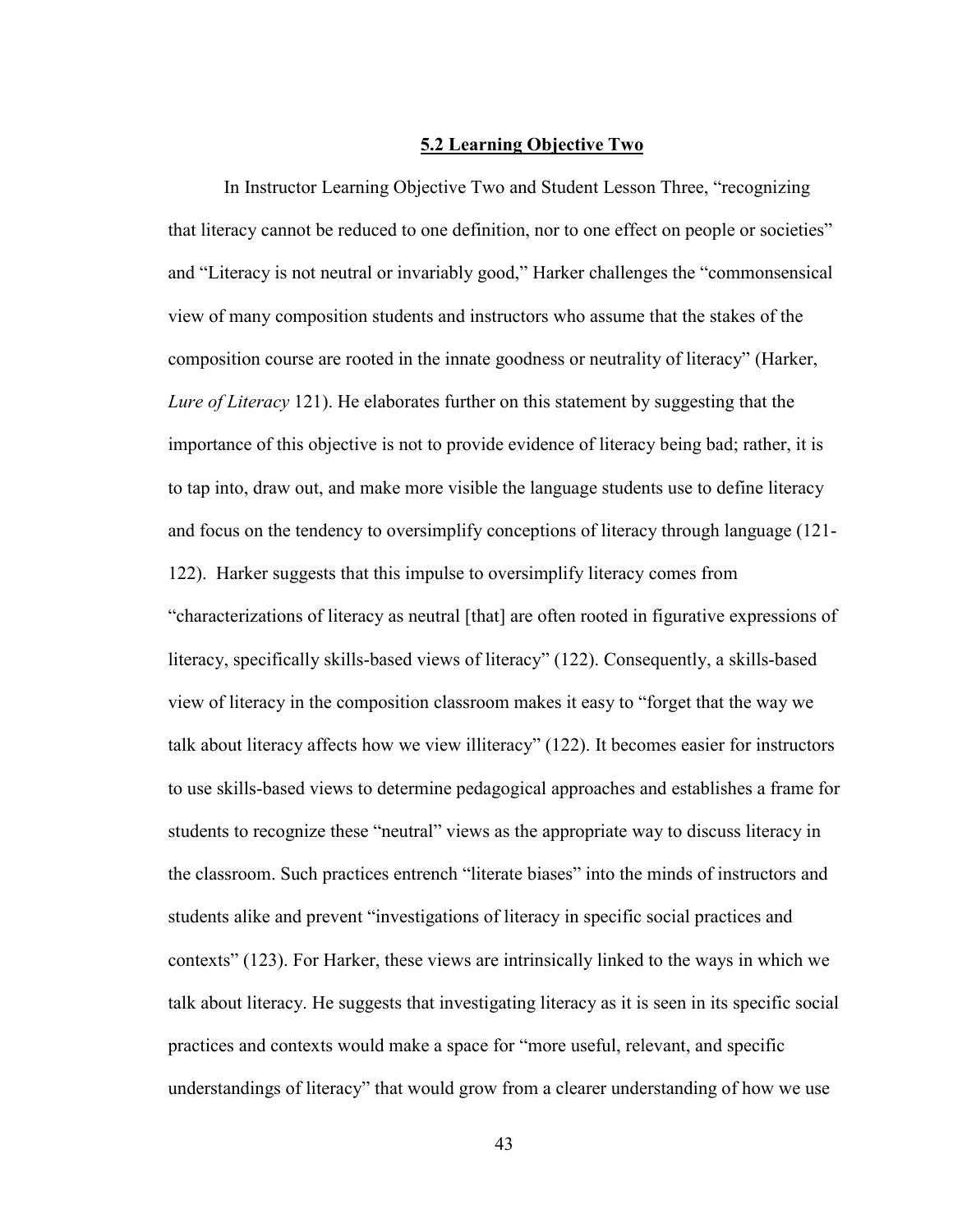## 5.2 Learning Objective Two

In Instructor Learning Objective Two and Student Lesson Three, "recognizing that literacy cannot be reduced to one definition, nor to one effect on people or societies" and "Literacy is not neutral or invariably good," Harker challenges the "commonsensical view of many composition students and instructors who assume that the stakes of the composition course are rooted in the innate goodness or neutrality of literacy" (Harker, *Lure of Literacy* 121). He elaborates further on this statement by suggesting that the importance of this objective is not to provide evidence of literacy being bad; rather, it is to tap into, draw out, and make more visible the language students use to define literacy and focus on the tendency to oversimplify conceptions of literacy through language (121-122). Harker suggests that this impulse to oversimplify literacy comes from "characterizations of literacy as neutral [that] are often rooted in figurative expressions of literacy, specifically skills-based views of literacy" (122). Consequently, a skills-based view of literacy in the composition classroom makes it easy to "forget that the way we talk about literacy affects how we view illiteracy" (122). It becomes easier for instructors to use skills-based views to determine pedagogical approaches and establishes a frame for students to recognize these "neutral" views as the appropriate way to discuss literacy in the classroom. Such practices entrench "literate biases" into the minds of instructors and students alike and prevent "investigations of literacy in specific social practices and contexts" (123). For Harker, these views are intrinsically linked to the ways in which we talk about literacy. He suggests that investigating literacy as it is seen in its specific social practices and contexts would make a space for "more useful, relevant, and specific understandings of literacy" that would grow from a clearer understanding of how we use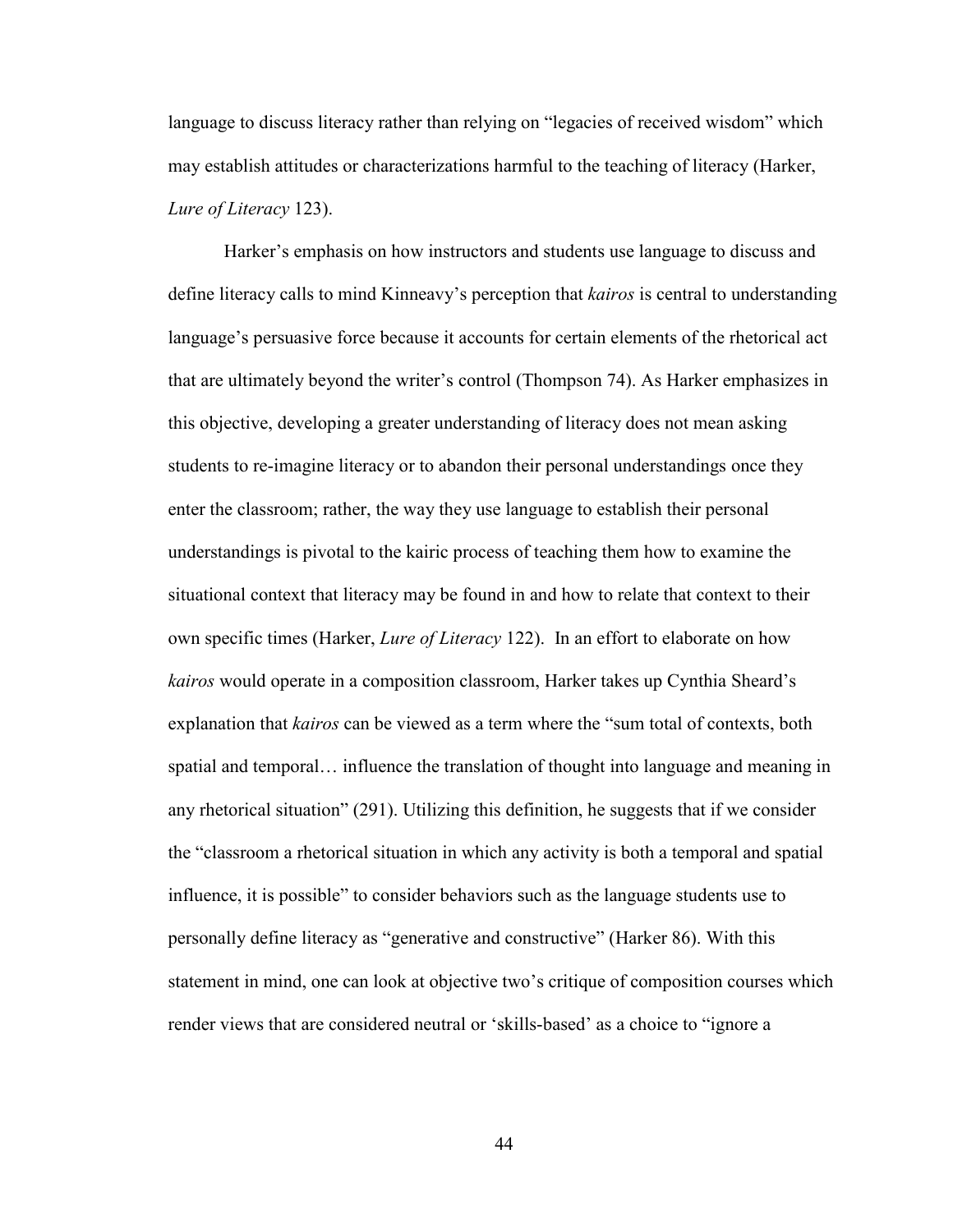language to discuss literacy rather than relying on "legacies of received wisdom" which may establish attitudes or characterizations harmful to the teaching of literacy (Harker, *Lure of Literacy* 123).

Harker's emphasis on how instructors and students use language to discuss and define literacy calls to mind Kinneavy's perception that *kairos* is central to understanding language's persuasive force because it accounts for certain elements of the rhetorical act that are ultimately beyond the writer's control (Thompson 74). As Harker emphasizes in this objective, developing a greater understanding of literacy does not mean asking students to re-imagine literacy or to abandon their personal understandings once they enter the classroom; rather, the way they use language to establish their personal understandings is pivotal to the kairic process of teaching them how to examine the situational context that literacy may be found in and how to relate that context to their own specific times (Harker, *Lure of Literacy* 122). In an effort to elaborate on how *kairos* would operate in a composition classroom, Harker takes up Cynthia Sheard's explanation that *kairos* can be viewed as a term where the "sum total of contexts, both spatial and temporal… influence the translation of thought into language and meaning in any rhetorical situation" (291). Utilizing this definition, he suggests that if we consider the "classroom a rhetorical situation in which any activity is both a temporal and spatial influence, it is possible" to consider behaviors such as the language students use to personally define literacy as "generative and constructive" (Harker 86). With this statement in mind, one can look at objective two's critique of composition courses which render views that are considered neutral or 'skills-based' as a choice to "ignore a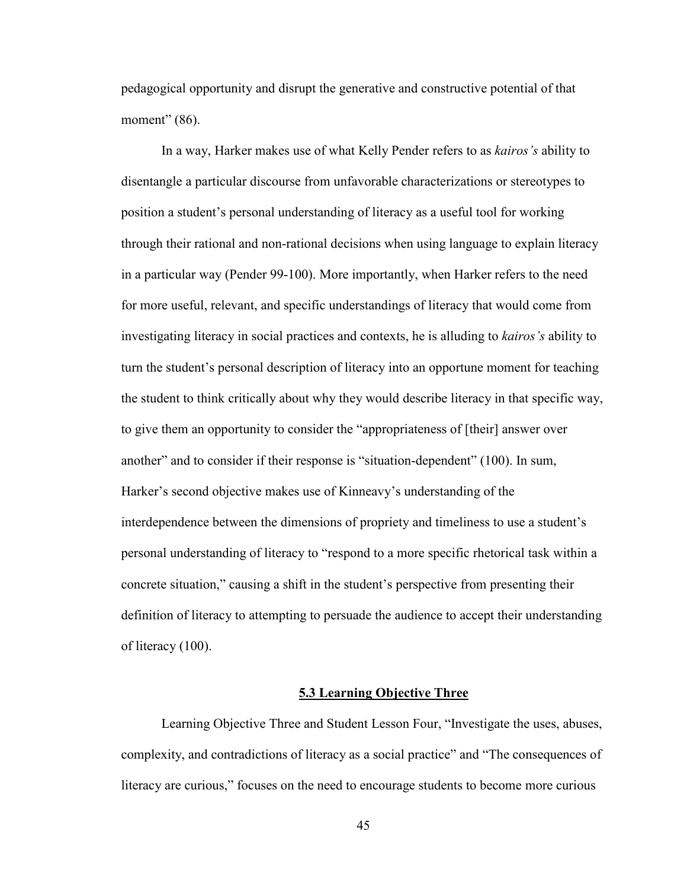pedagogical opportunity and disrupt the generative and constructive potential of that moment" (86).

In a way, Harker makes use of what Kelly Pender refers to as *kairos's* ability to disentangle a particular discourse from unfavorable characterizations or stereotypes to position a student's personal understanding of literacy as a useful tool for working through their rational and non-rational decisions when using language to explain literacy in a particular way (Pender 99-100). More importantly, when Harker refers to the need for more useful, relevant, and specific understandings of literacy that would come from investigating literacy in social practices and contexts, he is alluding to *kairos's* ability to turn the student's personal description of literacy into an opportune moment for teaching the student to think critically about why they would describe literacy in that specific way, to give them an opportunity to consider the "appropriateness of [their] answer over another" and to consider if their response is "situation-dependent" (100). In sum, Harker's second objective makes use of Kinneavy's understanding of the interdependence between the dimensions of propriety and timeliness to use a student's personal understanding of literacy to "respond to a more specific rhetorical task within a concrete situation," causing a shift in the student's perspective from presenting their definition of literacy to attempting to persuade the audience to accept their understanding of literacy (100).

## 5.3 Learning Objective Three

Learning Objective Three and Student Lesson Four, "Investigate the uses, abuses, complexity, and contradictions of literacy as a social practice" and "The consequences of literacy are curious," focuses on the need to encourage students to become more curious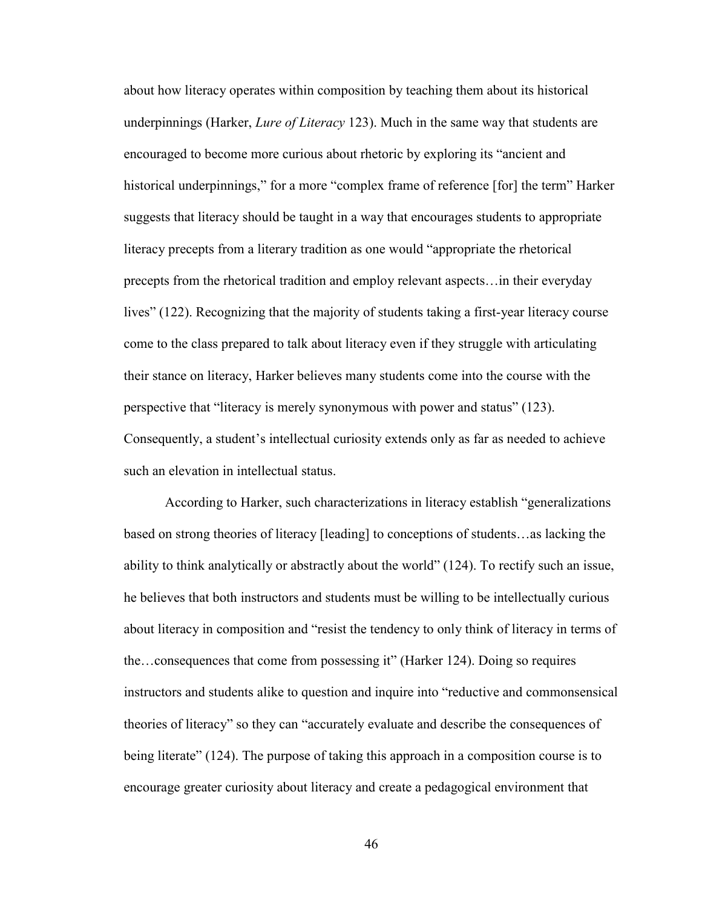about how literacy operates within composition by teaching them about its historical underpinnings (Harker, *Lure of Literacy* 123). Much in the same way that students are encouraged to become more curious about rhetoric by exploring its "ancient and historical underpinnings," for a more "complex frame of reference [for] the term" Harker suggests that literacy should be taught in a way that encourages students to appropriate literacy precepts from a literary tradition as one would "appropriate the rhetorical precepts from the rhetorical tradition and employ relevant aspects…in their everyday lives" (122). Recognizing that the majority of students taking a first-year literacy course come to the class prepared to talk about literacy even if they struggle with articulating their stance on literacy, Harker believes many students come into the course with the perspective that "literacy is merely synonymous with power and status" (123). Consequently, a student's intellectual curiosity extends only as far as needed to achieve such an elevation in intellectual status.

According to Harker, such characterizations in literacy establish "generalizations based on strong theories of literacy [leading] to conceptions of students…as lacking the ability to think analytically or abstractly about the world" (124). To rectify such an issue, he believes that both instructors and students must be willing to be intellectually curious about literacy in composition and "resist the tendency to only think of literacy in terms of the…consequences that come from possessing it" (Harker 124). Doing so requires instructors and students alike to question and inquire into "reductive and commonsensical theories of literacy" so they can "accurately evaluate and describe the consequences of being literate" (124). The purpose of taking this approach in a composition course is to encourage greater curiosity about literacy and create a pedagogical environment that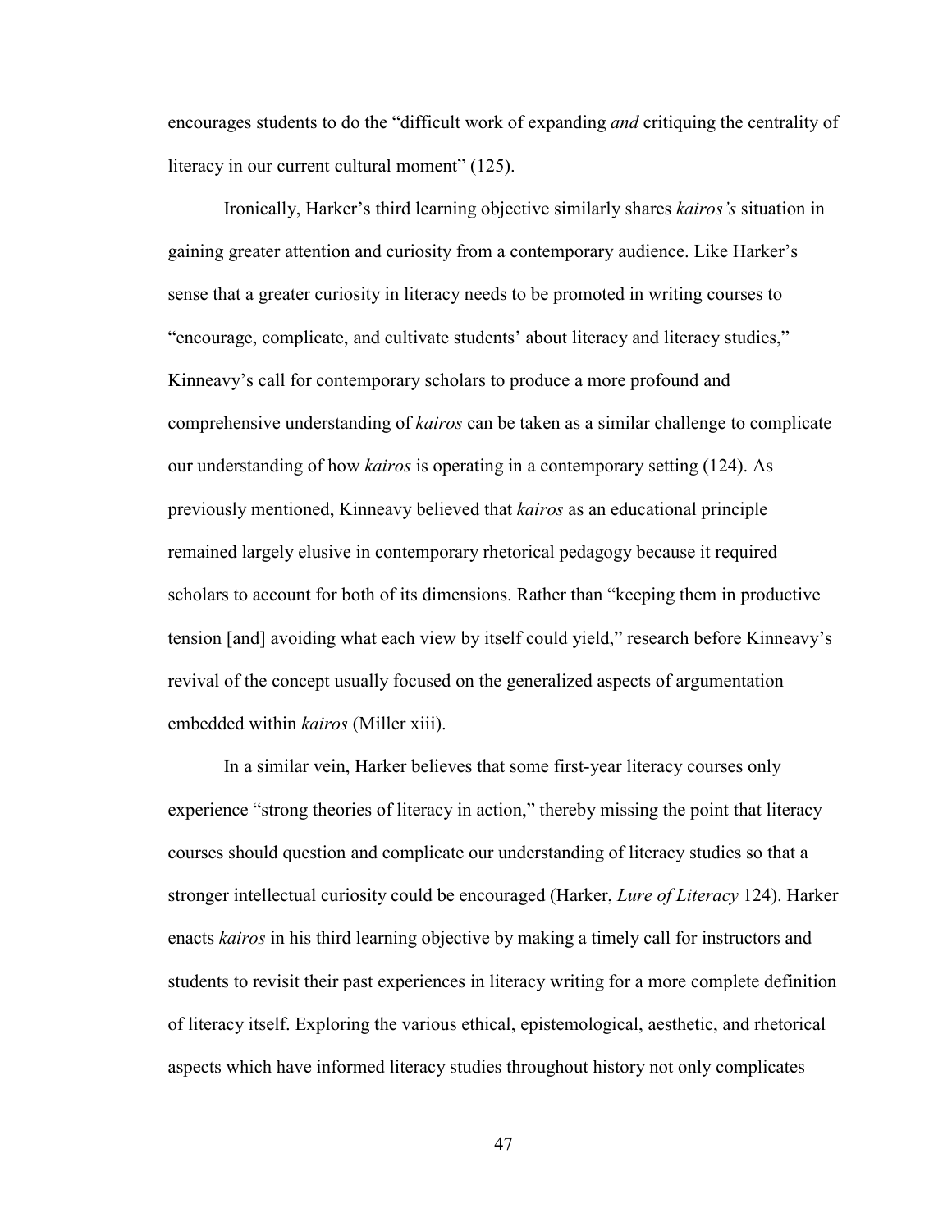encourages students to do the "difficult work of expanding *and* critiquing the centrality of literacy in our current cultural moment" (125).

Ironically, Harker's third learning objective similarly shares *kairos's* situation in gaining greater attention and curiosity from a contemporary audience. Like Harker's sense that a greater curiosity in literacy needs to be promoted in writing courses to "encourage, complicate, and cultivate students' about literacy and literacy studies," Kinneavy's call for contemporary scholars to produce a more profound and comprehensive understanding of *kairos* can be taken as a similar challenge to complicate our understanding of how *kairos* is operating in a contemporary setting (124). As previously mentioned, Kinneavy believed that *kairos* as an educational principle remained largely elusive in contemporary rhetorical pedagogy because it required scholars to account for both of its dimensions. Rather than "keeping them in productive tension [and] avoiding what each view by itself could yield," research before Kinneavy's revival of the concept usually focused on the generalized aspects of argumentation embedded within *kairos* (Miller xiii).

In a similar vein, Harker believes that some first-year literacy courses only experience "strong theories of literacy in action," thereby missing the point that literacy courses should question and complicate our understanding of literacy studies so that a stronger intellectual curiosity could be encouraged (Harker, *Lure of Literacy* 124). Harker enacts *kairos* in his third learning objective by making a timely call for instructors and students to revisit their past experiences in literacy writing for a more complete definition of literacy itself. Exploring the various ethical, epistemological, aesthetic, and rhetorical aspects which have informed literacy studies throughout history not only complicates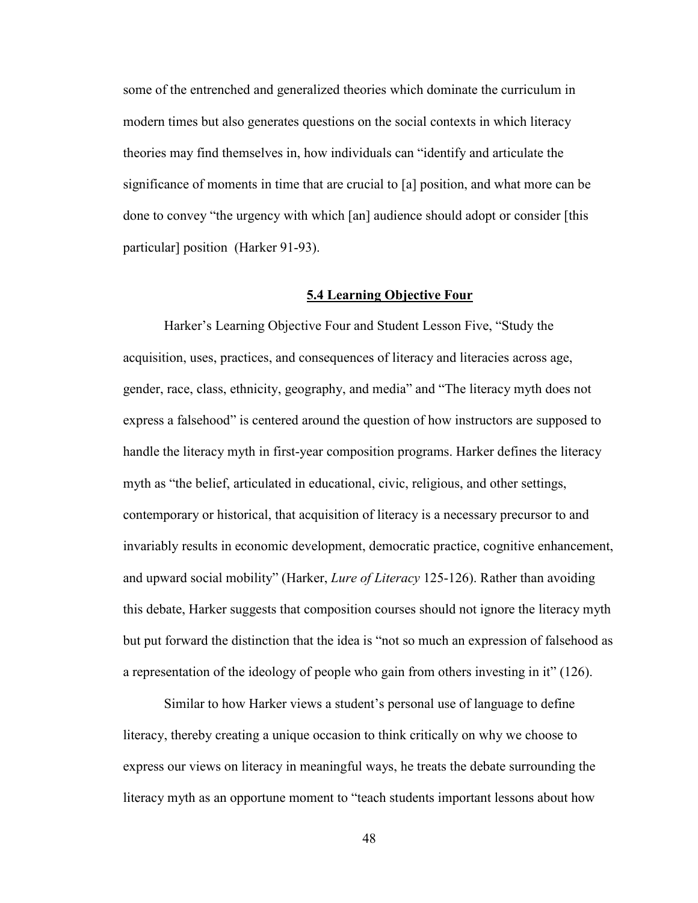some of the entrenched and generalized theories which dominate the curriculum in modern times but also generates questions on the social contexts in which literacy theories may find themselves in, how individuals can "identify and articulate the significance of moments in time that are crucial to [a] position, and what more can be done to convey "the urgency with which [an] audience should adopt or consider [this particular] position (Harker 91-93).

## 5.4 Learning Objective Four

Harker's Learning Objective Four and Student Lesson Five, "Study the acquisition, uses, practices, and consequences of literacy and literacies across age, gender, race, class, ethnicity, geography, and media" and "The literacy myth does not express a falsehood" is centered around the question of how instructors are supposed to handle the literacy myth in first-year composition programs. Harker defines the literacy myth as "the belief, articulated in educational, civic, religious, and other settings, contemporary or historical, that acquisition of literacy is a necessary precursor to and invariably results in economic development, democratic practice, cognitive enhancement, and upward social mobility" (Harker, *Lure of Literacy* 125-126). Rather than avoiding this debate, Harker suggests that composition courses should not ignore the literacy myth but put forward the distinction that the idea is "not so much an expression of falsehood as a representation of the ideology of people who gain from others investing in it" (126).

Similar to how Harker views a student's personal use of language to define literacy, thereby creating a unique occasion to think critically on why we choose to express our views on literacy in meaningful ways, he treats the debate surrounding the literacy myth as an opportune moment to "teach students important lessons about how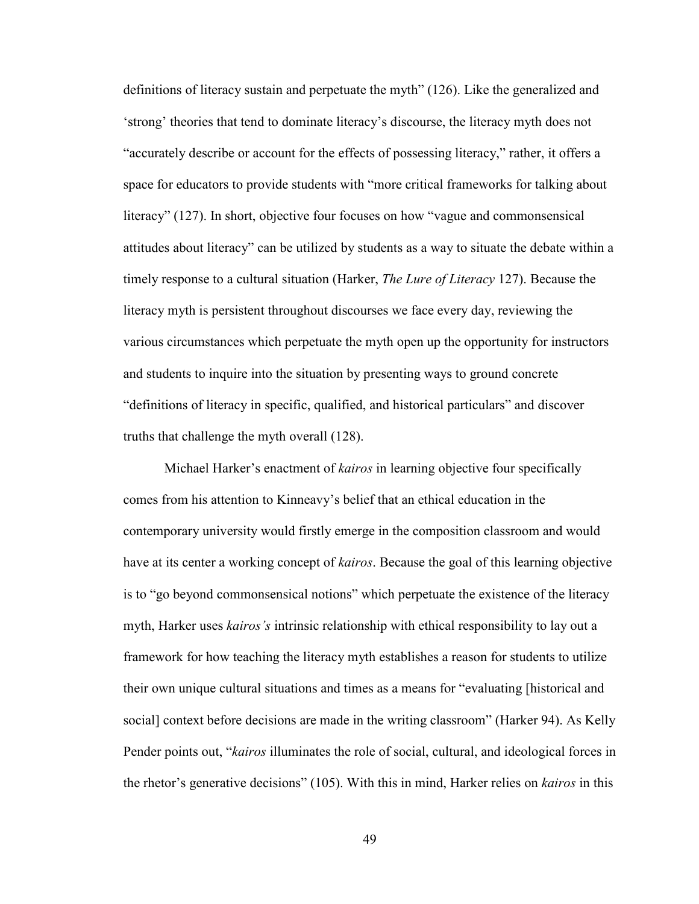definitions of literacy sustain and perpetuate the myth" (126). Like the generalized and 'strong' theories that tend to dominate literacy's discourse, the literacy myth does not "accurately describe or account for the effects of possessing literacy," rather, it offers a space for educators to provide students with "more critical frameworks for talking about literacy" (127). In short, objective four focuses on how "vague and commonsensical attitudes about literacy" can be utilized by students as a way to situate the debate within a timely response to a cultural situation (Harker, *The Lure of Literacy* 127). Because the literacy myth is persistent throughout discourses we face every day, reviewing the various circumstances which perpetuate the myth open up the opportunity for instructors and students to inquire into the situation by presenting ways to ground concrete "definitions of literacy in specific, qualified, and historical particulars" and discover truths that challenge the myth overall (128).

Michael Harker's enactment of *kairos* in learning objective four specifically comes from his attention to Kinneavy's belief that an ethical education in the contemporary university would firstly emerge in the composition classroom and would have at its center a working concept of *kairos*. Because the goal of this learning objective is to "go beyond commonsensical notions" which perpetuate the existence of the literacy myth, Harker uses *kairos's* intrinsic relationship with ethical responsibility to lay out a framework for how teaching the literacy myth establishes a reason for students to utilize their own unique cultural situations and times as a means for "evaluating [historical and social] context before decisions are made in the writing classroom" (Harker 94). As Kelly Pender points out, "*kairos* illuminates the role of social, cultural, and ideological forces in the rhetor's generative decisions" (105). With this in mind, Harker relies on *kairos* in this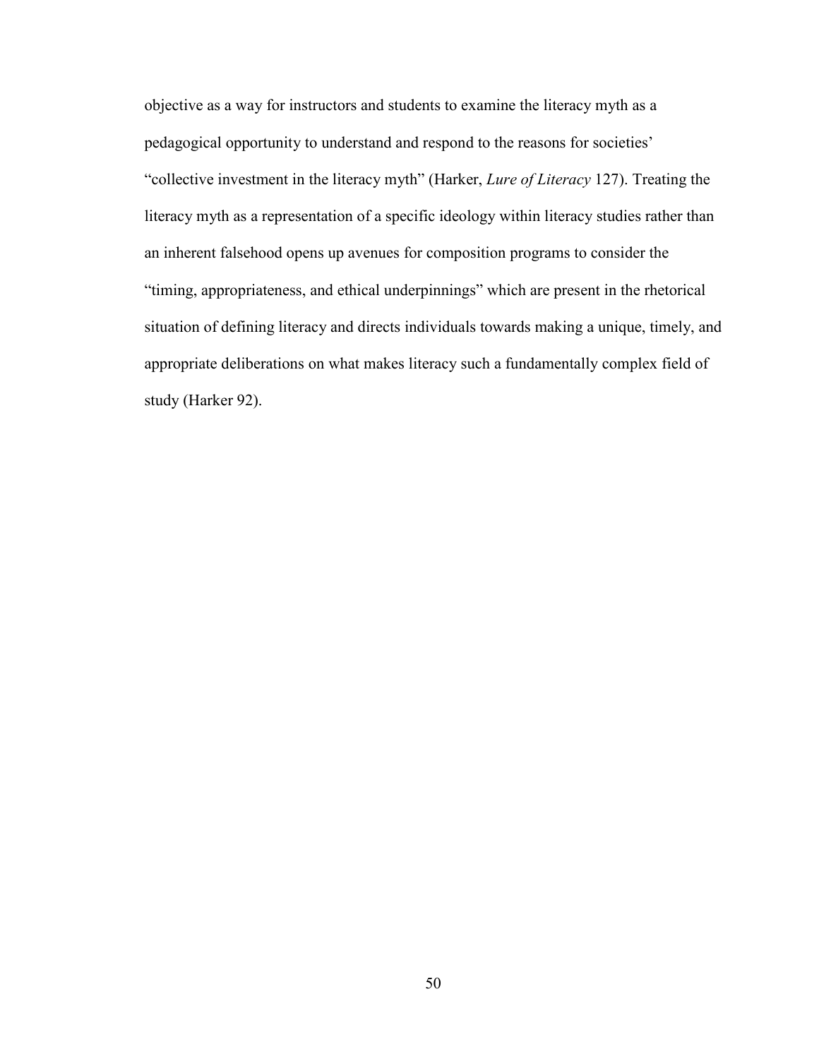objective as a way for instructors and students to examine the literacy myth as a pedagogical opportunity to understand and respond to the reasons for societies' "collective investment in the literacy myth" (Harker, *Lure of Literacy* 127). Treating the literacy myth as a representation of a specific ideology within literacy studies rather than an inherent falsehood opens up avenues for composition programs to consider the "timing, appropriateness, and ethical underpinnings" which are present in the rhetorical situation of defining literacy and directs individuals towards making a unique, timely, and appropriate deliberations on what makes literacy such a fundamentally complex field of study (Harker 92).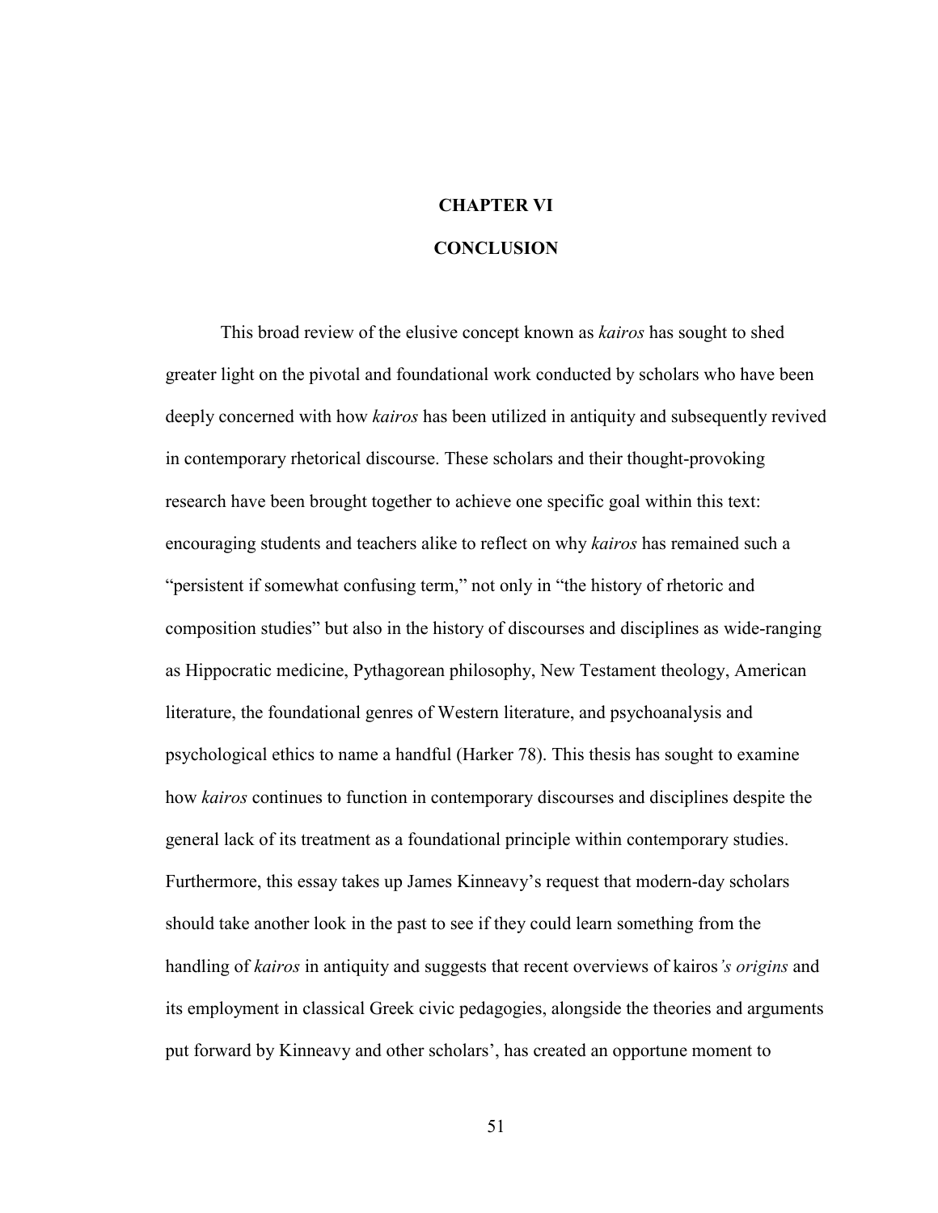# CHAPTER VI

# CONCLUSION

This broad review of the elusive concept known as *kairos* has sought to shed greater light on the pivotal and foundational work conducted by scholars who have been deeply concerned with how *kairos* has been utilized in antiquity and subsequently revived in contemporary rhetorical discourse. These scholars and their thought-provoking research have been brought together to achieve one specific goal within this text: encouraging students and teachers alike to reflect on why *kairos* has remained such a "persistent if somewhat confusing term," not only in "the history of rhetoric and composition studies" but also in the history of discourses and disciplines as wide-ranging as Hippocratic medicine, Pythagorean philosophy, New Testament theology, American literature, the foundational genres of Western literature, and psychoanalysis and psychological ethics to name a handful (Harker 78). This thesis has sought to examine how *kairos* continues to function in contemporary discourses and disciplines despite the general lack of its treatment as a foundational principle within contemporary studies. Furthermore, this essay takes up James Kinneavy's request that modern-day scholars should take another look in the past to see if they could learn something from the handling of *kairos* in antiquity and suggests that recent overviews of kairos*'s origins* and its employment in classical Greek civic pedagogies, alongside the theories and arguments put forward by Kinneavy and other scholars', has created an opportune moment to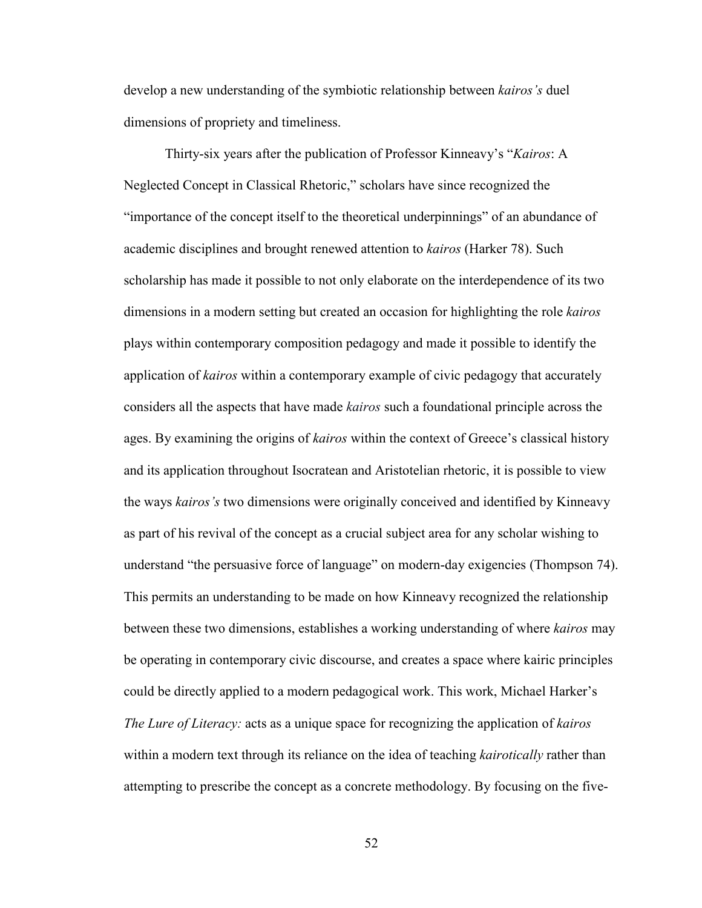develop a new understanding of the symbiotic relationship between *kairos's* duel dimensions of propriety and timeliness.

Thirty-six years after the publication of Professor Kinneavy's "*Kairos*: A Neglected Concept in Classical Rhetoric," scholars have since recognized the "importance of the concept itself to the theoretical underpinnings" of an abundance of academic disciplines and brought renewed attention to *kairos* (Harker 78). Such scholarship has made it possible to not only elaborate on the interdependence of its two dimensions in a modern setting but created an occasion for highlighting the role *kairos* plays within contemporary composition pedagogy and made it possible to identify the application of *kairos* within a contemporary example of civic pedagogy that accurately considers all the aspects that have made *kairos* such a foundational principle across the ages. By examining the origins of *kairos* within the context of Greece's classical history and its application throughout Isocratean and Aristotelian rhetoric, it is possible to view the ways *kairos's* two dimensions were originally conceived and identified by Kinneavy as part of his revival of the concept as a crucial subject area for any scholar wishing to understand "the persuasive force of language" on modern-day exigencies (Thompson 74). This permits an understanding to be made on how Kinneavy recognized the relationship between these two dimensions, establishes a working understanding of where *kairos* may be operating in contemporary civic discourse, and creates a space where kairic principles could be directly applied to a modern pedagogical work. This work, Michael Harker's *The Lure of Literacy:* acts as a unique space for recognizing the application of *kairos* within a modern text through its reliance on the idea of teaching *kairotically* rather than attempting to prescribe the concept as a concrete methodology. By focusing on the five-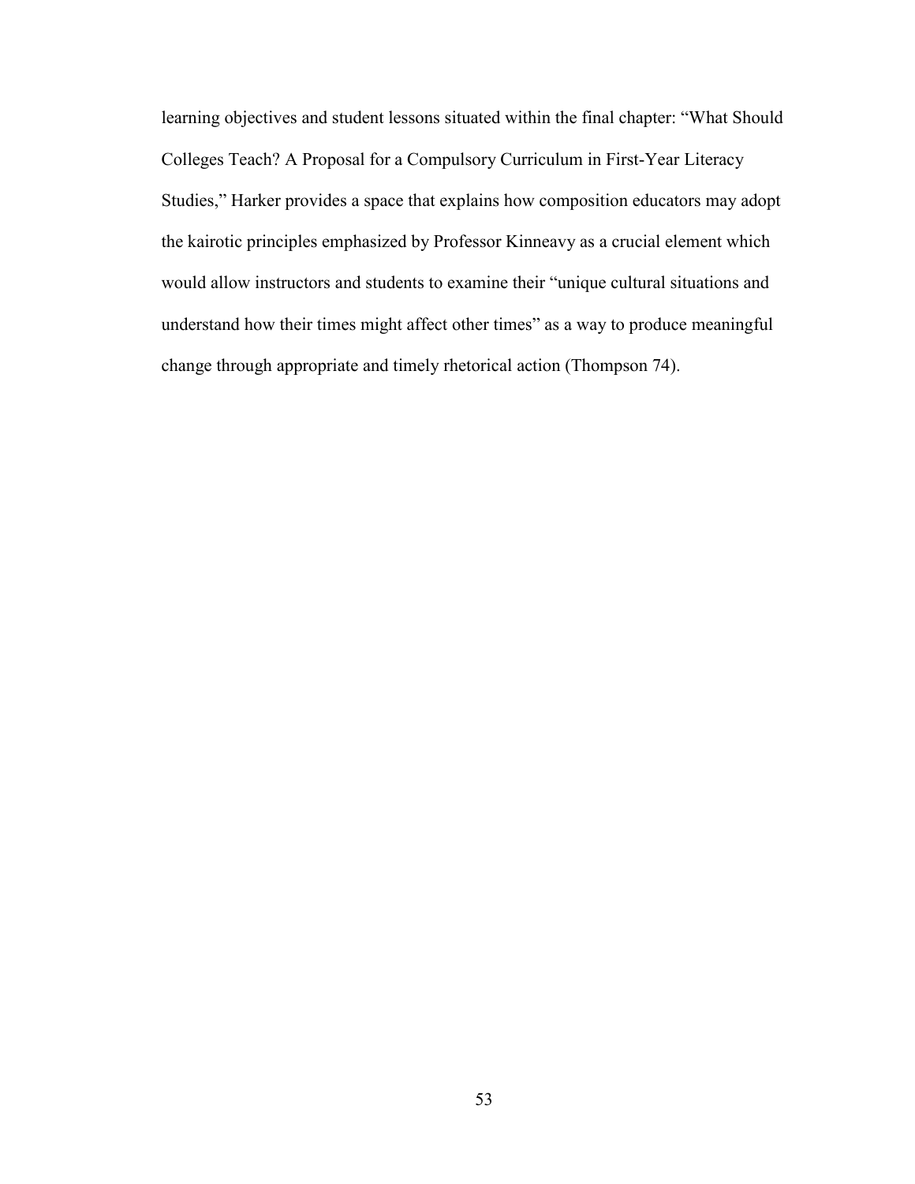learning objectives and student lessons situated within the final chapter: "What Should Colleges Teach? A Proposal for a Compulsory Curriculum in First-Year Literacy Studies," Harker provides a space that explains how composition educators may adopt the kairotic principles emphasized by Professor Kinneavy as a crucial element which would allow instructors and students to examine their "unique cultural situations and understand how their times might affect other times" as a way to produce meaningful change through appropriate and timely rhetorical action (Thompson 74).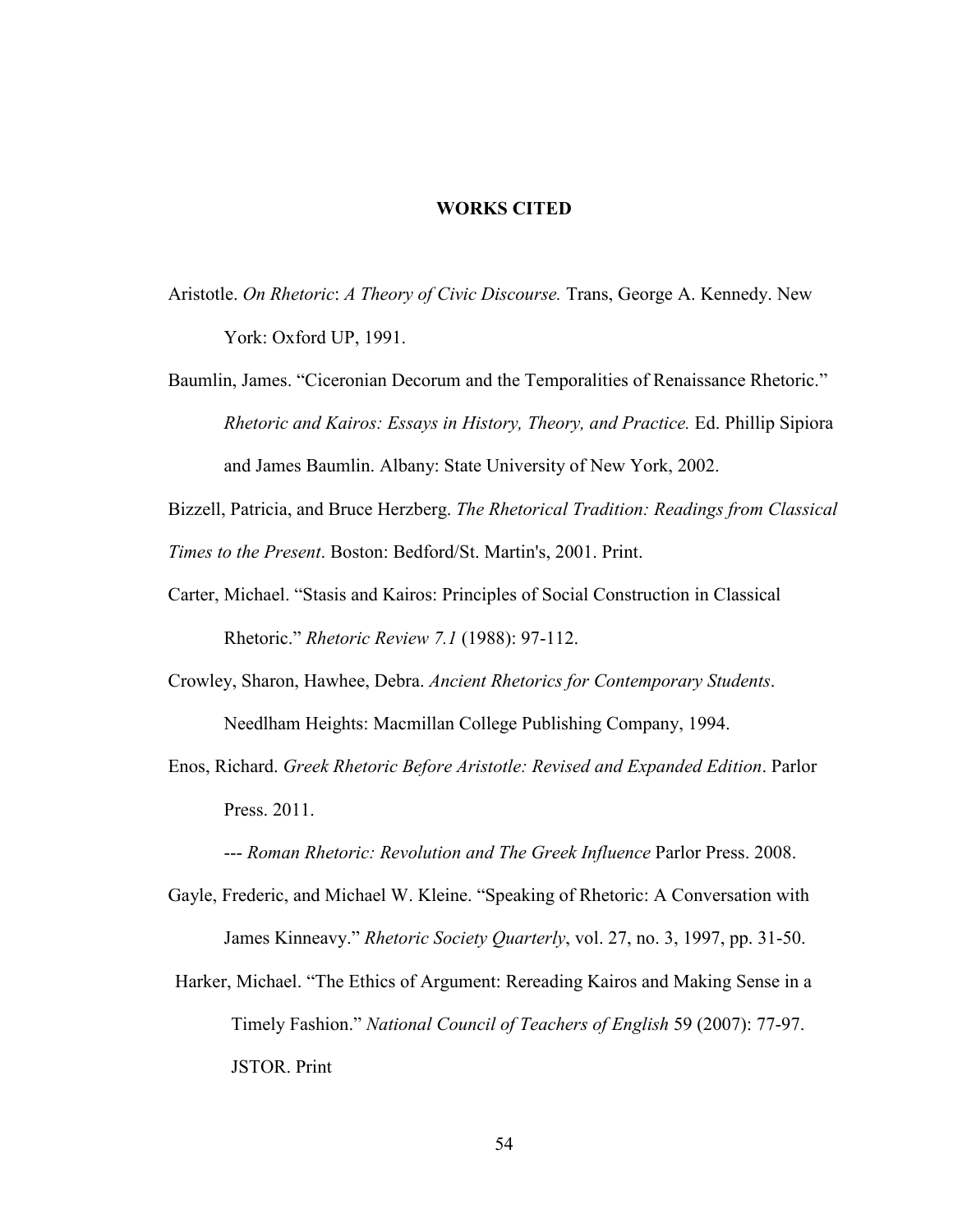# WORKS CITED

Aristotle. *On Rhetoric*: *A Theory of Civic Discourse.* Trans, George A. Kennedy. New York: Oxford UP, 1991.

Baumlin, James. "Ciceronian Decorum and the Temporalities of Renaissance Rhetoric." *Rhetoric and Kairos: Essays in History, Theory, and Practice.* Ed. Phillip Sipiora and James Baumlin. Albany: State University of New York, 2002.

Bizzell, Patricia, and Bruce Herzberg. *The Rhetorical Tradition: Readings from Classical Times to the Present*. Boston: Bedford/St. Martin's, 2001. Print.

Carter, Michael. "Stasis and Kairos: Principles of Social Construction in Classical Rhetoric." *Rhetoric Review 7.1* (1988): 97-112.

Crowley, Sharon, Hawhee, Debra. *Ancient Rhetorics for Contemporary Students*. Needlham Heights: Macmillan College Publishing Company, 1994.

Enos, Richard. *Greek Rhetoric Before Aristotle: Revised and Expanded Edition*. Parlor Press. 2011.

--- *Roman Rhetoric: Revolution and The Greek Influence* Parlor Press. 2008.

Gayle, Frederic, and Michael W. Kleine. "Speaking of Rhetoric: A Conversation with James Kinneavy." *Rhetoric Society Quarterly*, vol. 27, no. 3, 1997, pp. 31-50.

Harker, Michael. "The Ethics of Argument: Rereading Kairos and Making Sense in a Timely Fashion." *National Council of Teachers of English* 59 (2007): 77-97. JSTOR. Print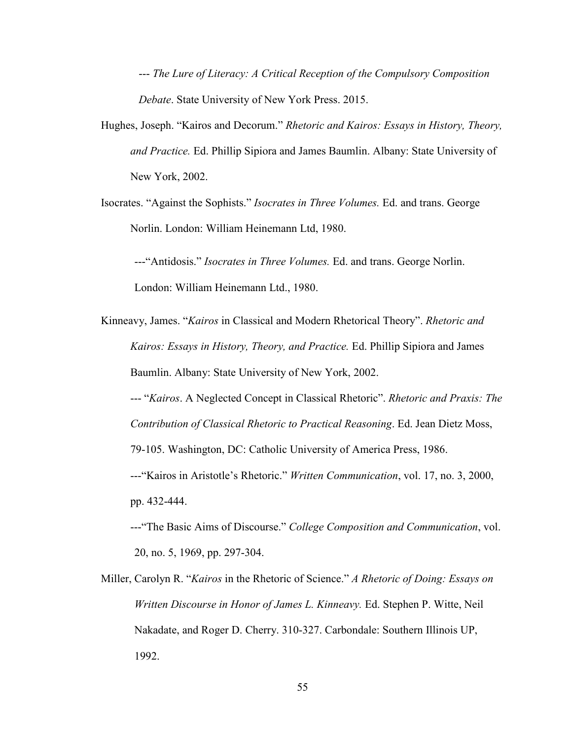--- *The Lure of Literacy: A Critical Reception of the Compulsory Composition Debate*. State University of New York Press. 2015.

Hughes, Joseph. "Kairos and Decorum." *Rhetoric and Kairos: Essays in History, Theory, and Practice.* Ed. Phillip Sipiora and James Baumlin. Albany: State University of New York, 2002.

Isocrates. "Against the Sophists." *Isocrates in Three Volumes.* Ed. and trans. George Norlin. London: William Heinemann Ltd, 1980.

---"Antidosis." *Isocrates in Three Volumes.* Ed. and trans. George Norlin. London: William Heinemann Ltd., 1980.

Kinneavy, James. "*Kairos* in Classical and Modern Rhetorical Theory". *Rhetoric and Kairos: Essays in History, Theory, and Practice.* Ed. Phillip Sipiora and James Baumlin. Albany: State University of New York, 2002.

--- "*Kairos*. A Neglected Concept in Classical Rhetoric". *Rhetoric and Praxis: The Contribution of Classical Rhetoric to Practical Reasoning*. Ed. Jean Dietz Moss, 79-105. Washington, DC: Catholic University of America Press, 1986.

---"Kairos in Aristotle's Rhetoric." *Written Communication*, vol. 17, no. 3, 2000, pp. 432-444.

---"The Basic Aims of Discourse." *College Composition and Communication*, vol. 20, no. 5, 1969, pp. 297-304.

Miller, Carolyn R. "*Kairos* in the Rhetoric of Science." *A Rhetoric of Doing: Essays on Written Discourse in Honor of James L. Kinneavy.* Ed. Stephen P. Witte, Neil Nakadate, and Roger D. Cherry. 310-327. Carbondale: Southern Illinois UP, 1992.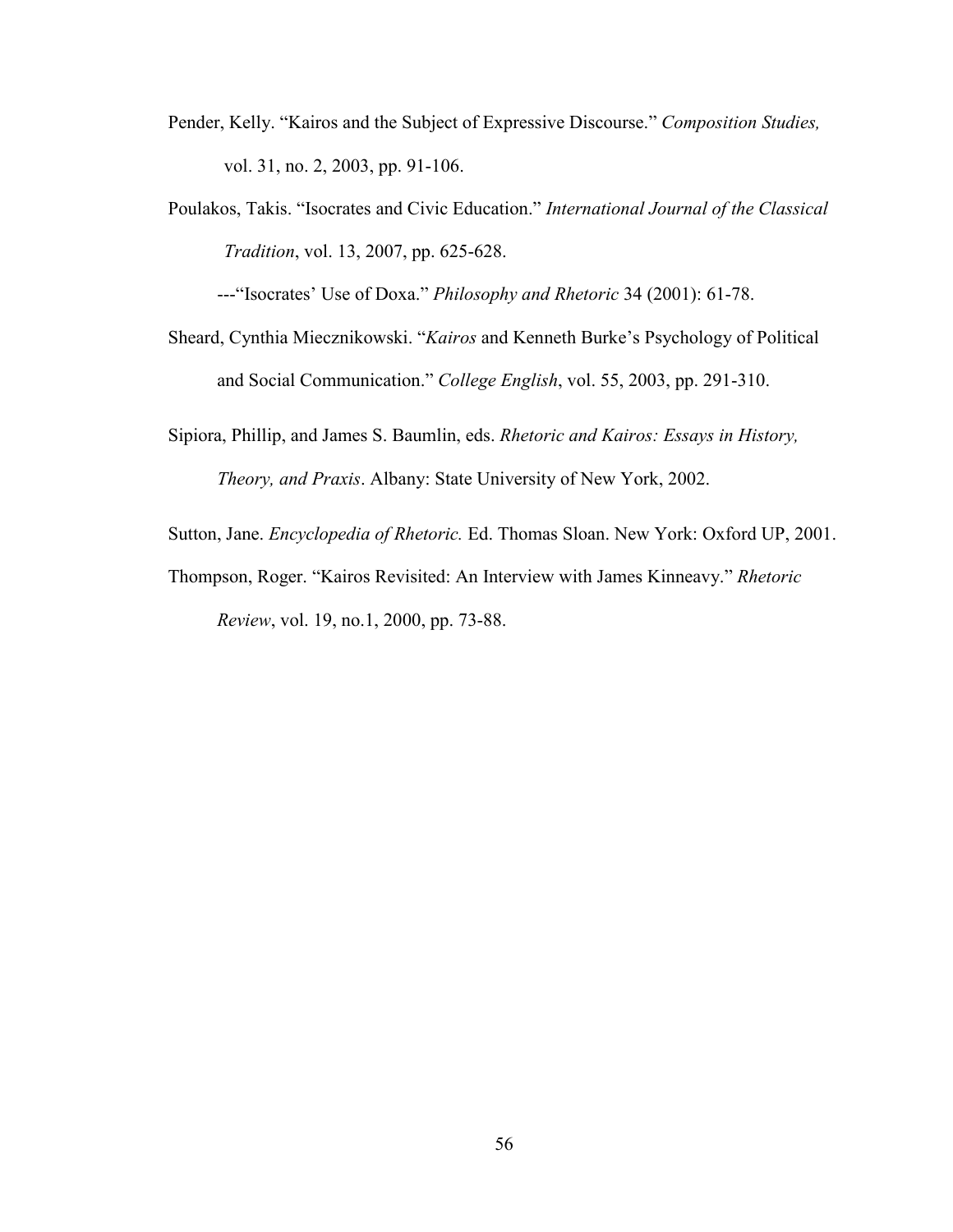Pender, Kelly. "Kairos and the Subject of Expressive Discourse." *Composition Studies,* vol. 31, no. 2, 2003, pp. 91-106.

Poulakos, Takis. "Isocrates and Civic Education." *International Journal of the Classical Tradition*, vol. 13, 2007, pp. 625-628.

---"Isocrates' Use of Doxa." *Philosophy and Rhetoric* 34 (2001): 61-78.

Sheard, Cynthia Miecznikowski. "*Kairos* and Kenneth Burke's Psychology of Political and Social Communication." *College English*, vol. 55, 2003, pp. 291-310.

Sipiora, Phillip, and James S. Baumlin, eds. *Rhetoric and Kairos: Essays in History, Theory, and Praxis*. Albany: State University of New York, 2002.

Sutton, Jane. *Encyclopedia of Rhetoric.* Ed. Thomas Sloan. New York: Oxford UP, 2001.

Thompson, Roger. "Kairos Revisited: An Interview with James Kinneavy." *Rhetoric Review*, vol. 19, no.1, 2000, pp. 73-88.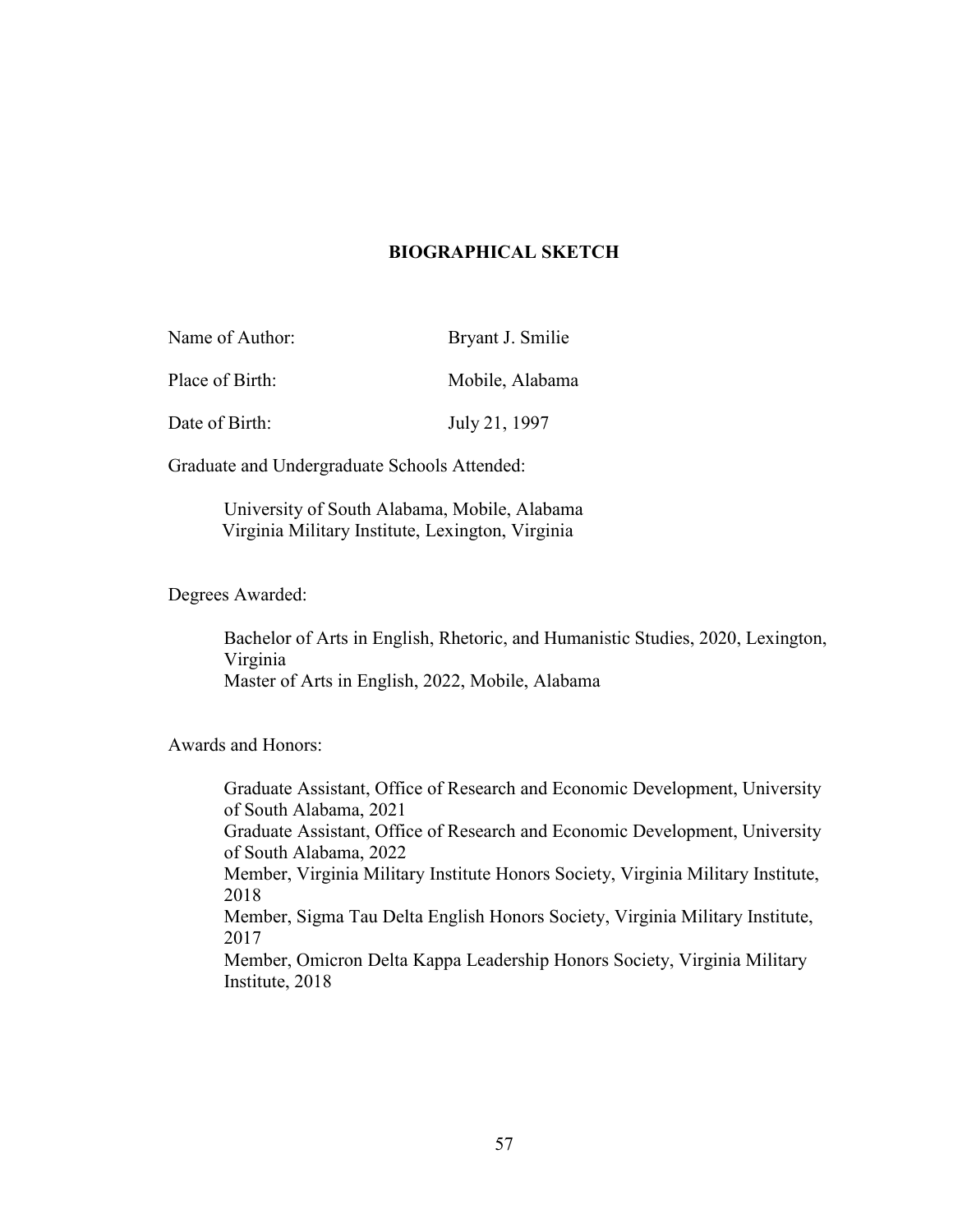## BIOGRAPHICAL SKETCH

Name of Author: Bryant J. Smilie

Place of Birth: Mobile, Alabama

Date of Birth: July 21, 1997

Graduate and Undergraduate Schools Attended:

University of South Alabama, Mobile, Alabama
Virginia Military Institute, Lexington, Virginia

Degrees Awarded:

Bachelor of Arts in English, Rhetoric, and Humanistic Studies, 2020, Lexington, Virginia
Master of Arts in English, 2022, Mobile, Alabama

Awards and Honors:

Graduate Assistant, Office of Research and Economic Development, University of South Alabama, 2021
Graduate Assistant, Office of Research and Economic Development, University of South Alabama, 2022
Member, Virginia Military Institute Honors Society, Virginia Military Institute, 2018
Member, Sigma Tau Delta English Honors Society, Virginia Military Institute, 2017
Member, Omicron Delta Kappa Leadership Honors Society, Virginia Military Institute, 2018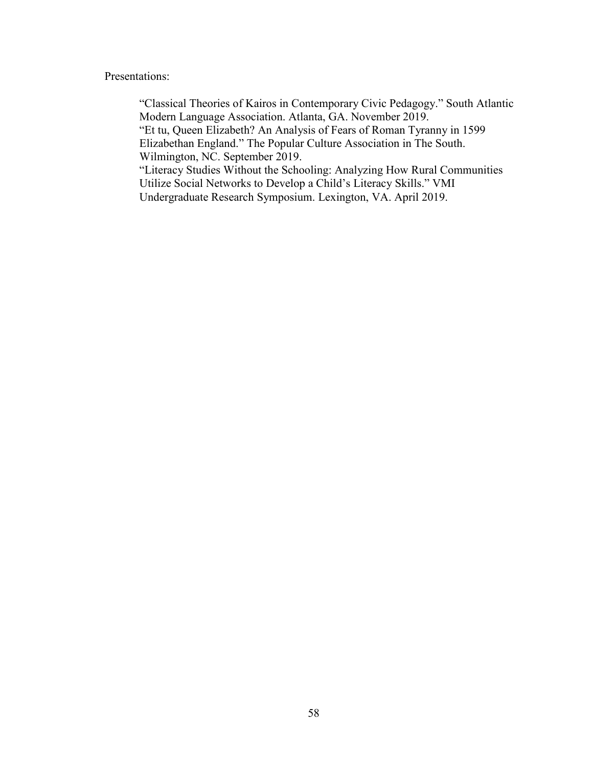Presentations:

“Classical Theories of Kairos in Contemporary Civic Pedagogy.” South Atlantic Modern Language Association. Atlanta, GA. November 2019.

“Et tu, Queen Elizabeth? An Analysis of Fears of Roman Tyranny in 1599 Elizabethan England.” The Popular Culture Association in The South. Wilmington, NC. September 2019.

“Literacy Studies Without the Schooling: Analyzing How Rural Communities Utilize Social Networks to Develop a Child’s Literacy Skills.” VMI Undergraduate Research Symposium. Lexington, VA. April 2019.